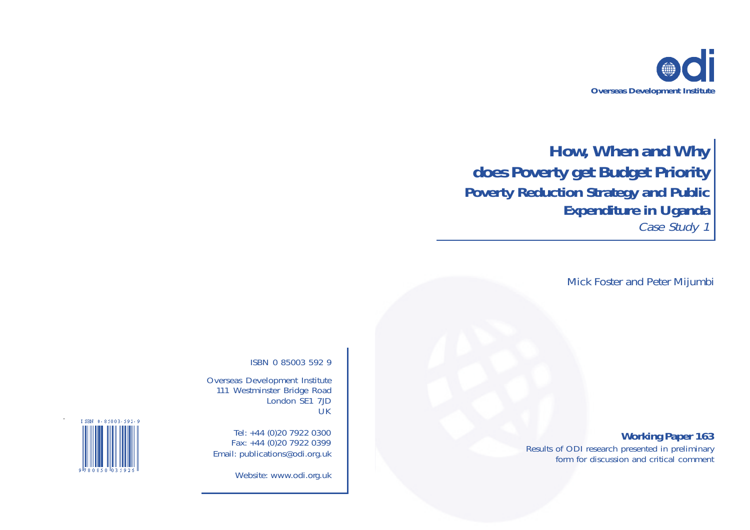**odi**

**Overseas Development Institute**

# How, When and Why does Poverty get Budget Priority

## Poverty Reduction Strategy and Public Expenditure in Uganda

*Case Study 1*

Mick Foster and Peter Mijumbi

ISBN 0 85003 592 9

Overseas Development Institute
111 Westminster Bridge Road
London SE1 7JD
UK

Tel: +44 (0)20 7922 0300
Fax: +44 (0)20 7922 0399
Email: publications@odi.org.uk

Website: www.odi.org.uk

**Working Paper 163**

Results of ODI research presented in preliminary form for discussion and critical comment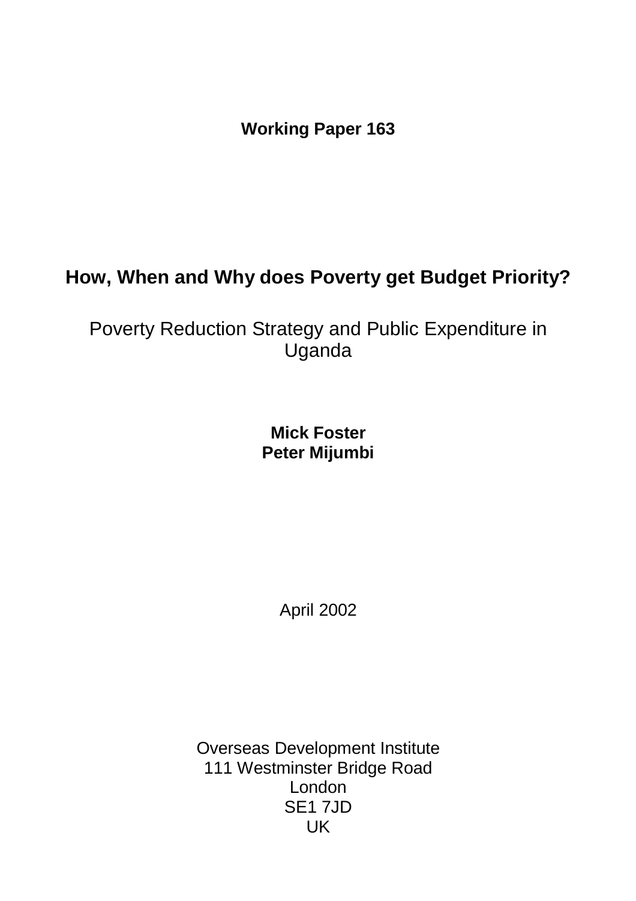**Working Paper 163**

# How, When and Why does Poverty get Budget Priority?

## Poverty Reduction Strategy and Public Expenditure in Uganda

**Mick Foster**
**Peter Mijumbi**

April 2002

Overseas Development Institute
111 Westminster Bridge Road
London
SE1 7JD
UK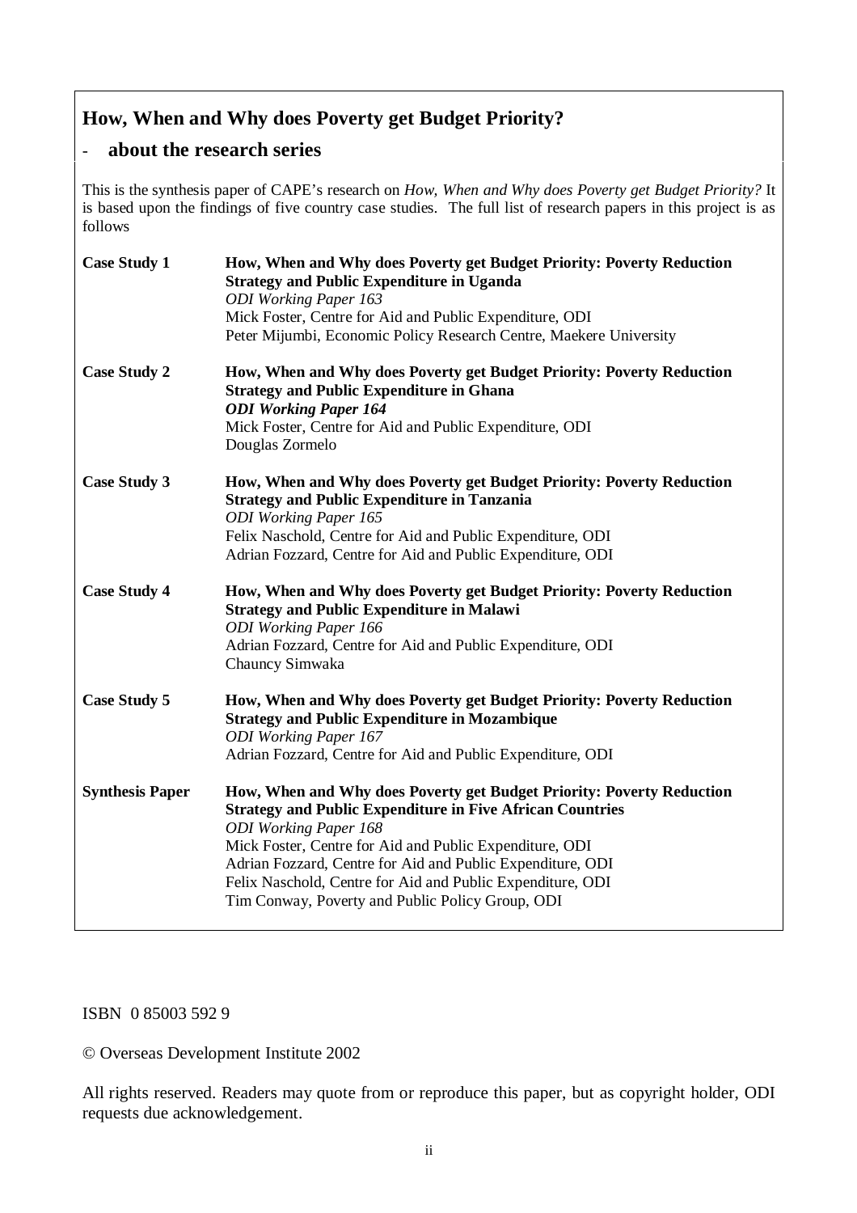## How, When and Why does Poverty get Budget Priority?

### - about the research series

This is the synthesis paper of CAPE's research on *How, When and Why does Poverty get Budget Priority?* It is based upon the findings of five country case studies. The full list of research papers in this project is as follows

**Case Study 1**
**How, When and Why does Poverty get Budget Priority: Poverty Reduction Strategy and Public Expenditure in Uganda**
*ODI Working Paper 163*
Mick Foster, Centre for Aid and Public Expenditure, ODI
Peter Mijumbi, Economic Policy Research Centre, Maekere University

**Case Study 2**
**How, When and Why does Poverty get Budget Priority: Poverty Reduction Strategy and Public Expenditure in Ghana**
***ODI Working Paper 164***
Mick Foster, Centre for Aid and Public Expenditure, ODI
Douglas Zormelo

**Case Study 3**
**How, When and Why does Poverty get Budget Priority: Poverty Reduction Strategy and Public Expenditure in Tanzania**
*ODI Working Paper 165*
Felix Naschold, Centre for Aid and Public Expenditure, ODI
Adrian Fozzard, Centre for Aid and Public Expenditure, ODI

**Case Study 4**
**How, When and Why does Poverty get Budget Priority: Poverty Reduction Strategy and Public Expenditure in Malawi**
*ODI Working Paper 166*
Adrian Fozzard, Centre for Aid and Public Expenditure, ODI
Chauncy Simwaka

**Case Study 5**
**How, When and Why does Poverty get Budget Priority: Poverty Reduction Strategy and Public Expenditure in Mozambique**
*ODI Working Paper 167*
Adrian Fozzard, Centre for Aid and Public Expenditure, ODI

**Synthesis Paper**
**How, When and Why does Poverty get Budget Priority: Poverty Reduction Strategy and Public Expenditure in Five African Countries**
*ODI Working Paper 168*
Mick Foster, Centre for Aid and Public Expenditure, ODI
Adrian Fozzard, Centre for Aid and Public Expenditure, ODI
Felix Naschold, Centre for Aid and Public Expenditure, ODI
Tim Conway, Poverty and Public Policy Group, ODI

ISBN 0 85003 592 9

© Overseas Development Institute 2002

All rights reserved. Readers may quote from or reproduce this paper, but as copyright holder, ODI requests due acknowledgement.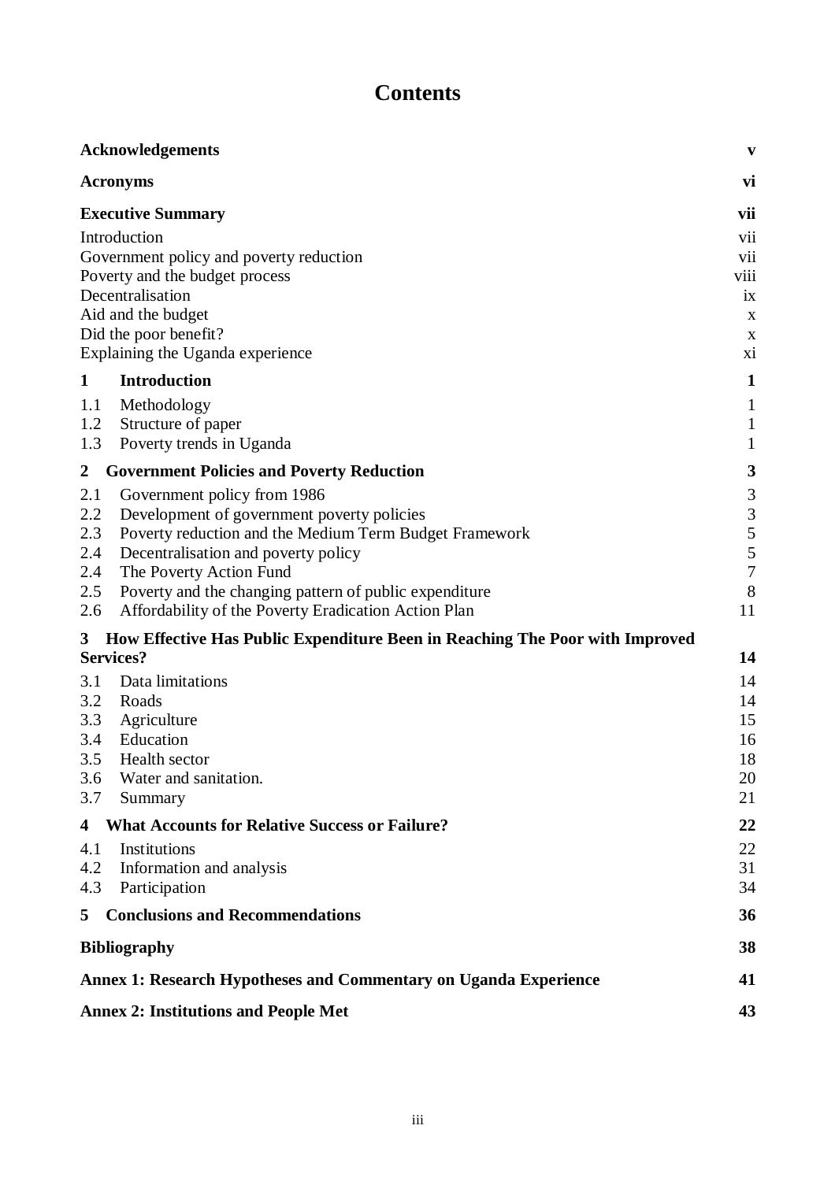# Contents

| | |
|---|---|
| **Acknowledgements** | **v** |
| **Acronyms** | **vi** |
| **Executive Summary** | **vii** |
| Introduction | vii |
| Government policy and poverty reduction | vii |
| Poverty and the budget process | viii |
| Decentralisation | ix |
| Aid and the budget | x |
| Did the poor benefit? | x |
| Explaining the Uganda experience | xi |
| **1 Introduction** | **1** |
| 1.1 Methodology | 1 |
| 1.2 Structure of paper | 1 |
| 1.3 Poverty trends in Uganda | 1 |
| **2 Government Policies and Poverty Reduction** | **3** |
| 2.1 Government policy from 1986 | 3 |
| 2.2 Development of government poverty policies | 3 |
| 2.3 Poverty reduction and the Medium Term Budget Framework | 5 |
| 2.4 Decentralisation and poverty policy | 5 |
| 2.4 The Poverty Action Fund | 7 |
| 2.5 Poverty and the changing pattern of public expenditure | 8 |
| 2.6 Affordability of the Poverty Eradication Action Plan | 11 |
| **3 How Effective Has Public Expenditure Been in Reaching The Poor with Improved Services?** | **14** |
| 3.1 Data limitations | 14 |
| 3.2 Roads | 14 |
| 3.3 Agriculture | 15 |
| 3.4 Education | 16 |
| 3.5 Health sector | 18 |
| 3.6 Water and sanitation. | 20 |
| 3.7 Summary | 21 |
| **4 What Accounts for Relative Success or Failure?** | **22** |
| 4.1 Institutions | 22 |
| 4.2 Information and analysis | 31 |
| 4.3 Participation | 34 |
| **5 Conclusions and Recommendations** | **36** |
| **Bibliography** | **38** |
| **Annex 1: Research Hypotheses and Commentary on Uganda Experience** | **41** |
| **Annex 2: Institutions and People Met** | **43** |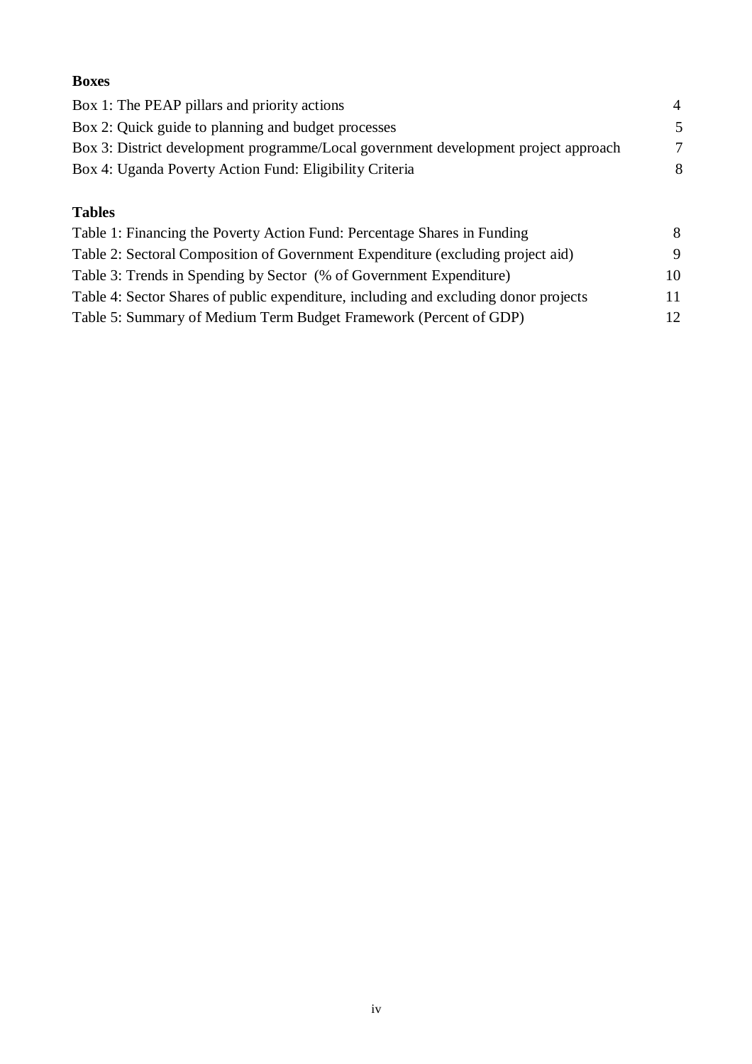**Boxes**

| | |
|---|---|
| Box 1: The PEAP pillars and priority actions | 4 |
| Box 2: Quick guide to planning and budget processes | 5 |
| Box 3: District development programme/Local government development project approach | 7 |
| Box 4: Uganda Poverty Action Fund: Eligibility Criteria | 8 |

**Tables**

| | |
|---|---|
| Table 1: Financing the Poverty Action Fund: Percentage Shares in Funding | 8 |
| Table 2: Sectoral Composition of Government Expenditure (excluding project aid) | 9 |
| Table 3: Trends in Spending by Sector (% of Government Expenditure) | 10 |
| Table 4: Sector Shares of public expenditure, including and excluding donor projects | 11 |
| Table 5: Summary of Medium Term Budget Framework (Percent of GDP) | 12 |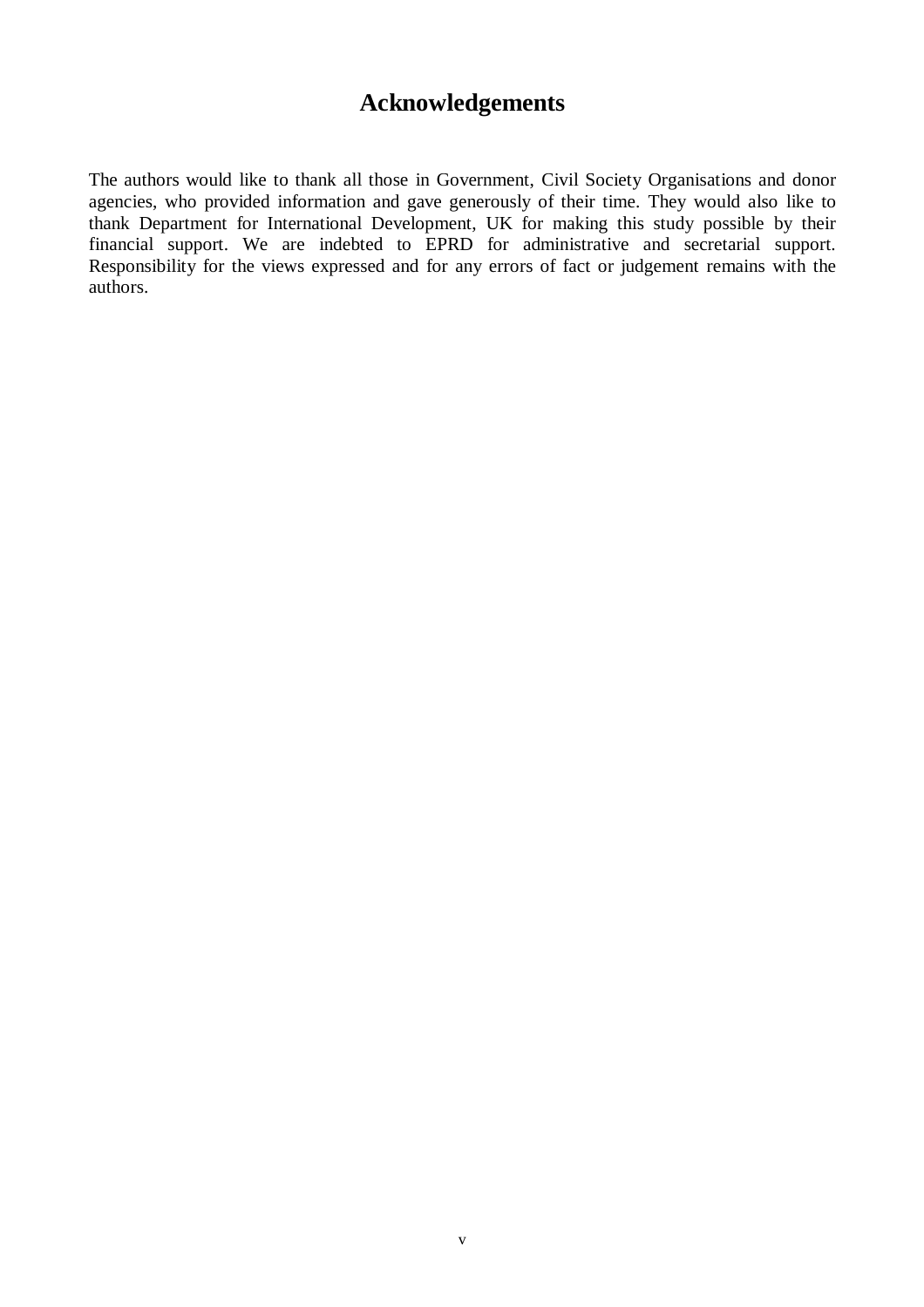# Acknowledgements

The authors would like to thank all those in Government, Civil Society Organisations and donor agencies, who provided information and gave generously of their time. They would also like to thank Department for International Development, UK for making this study possible by their financial support. We are indebted to EPRD for administrative and secretarial support. Responsibility for the views expressed and for any errors of fact or judgement remains with the authors.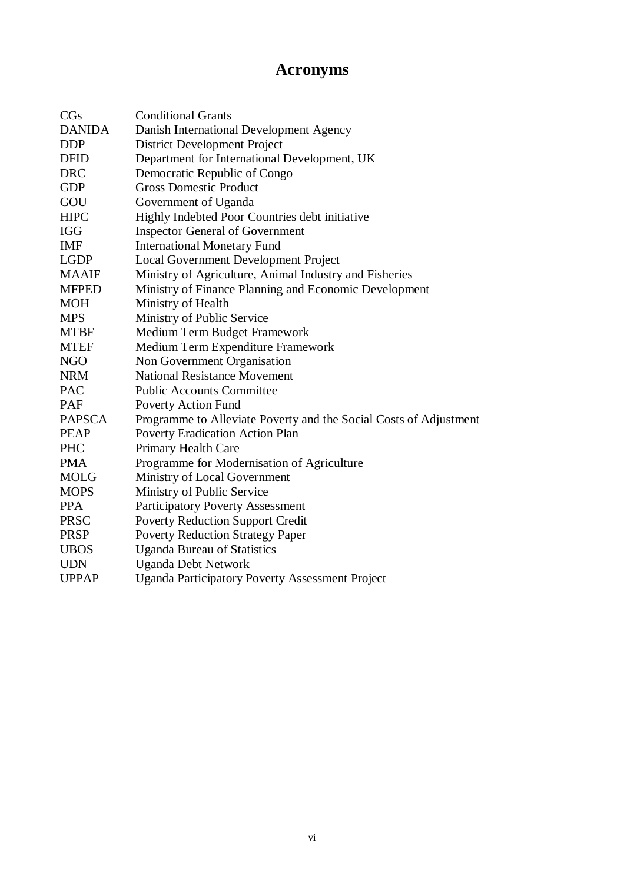# Acronyms

| | |
|---|---|
| CGs | Conditional Grants |
| DANIDA | Danish International Development Agency |
| DDP | District Development Project |
| DFID | Department for International Development, UK |
| DRC | Democratic Republic of Congo |
| GDP | Gross Domestic Product |
| GOU | Government of Uganda |
| HIPC | Highly Indebted Poor Countries debt initiative |
| IGG | Inspector General of Government |
| IMF | International Monetary Fund |
| LGDP | Local Government Development Project |
| MAAIF | Ministry of Agriculture, Animal Industry and Fisheries |
| MFPED | Ministry of Finance Planning and Economic Development |
| MOH | Ministry of Health |
| MPS | Ministry of Public Service |
| MTBF | Medium Term Budget Framework |
| MTEF | Medium Term Expenditure Framework |
| NGO | Non Government Organisation |
| NRM | National Resistance Movement |
| PAC | Public Accounts Committee |
| PAF | Poverty Action Fund |
| PAPSCA | Programme to Alleviate Poverty and the Social Costs of Adjustment |
| PEAP | Poverty Eradication Action Plan |
| PHC | Primary Health Care |
| PMA | Programme for Modernisation of Agriculture |
| MOLG | Ministry of Local Government |
| MOPS | Ministry of Public Service |
| PPA | Participatory Poverty Assessment |
| PRSC | Poverty Reduction Support Credit |
| PRSP | Poverty Reduction Strategy Paper |
| UBOS | Uganda Bureau of Statistics |
| UDN | Uganda Debt Network |
| UPPAP | Uganda Participatory Poverty Assessment Project |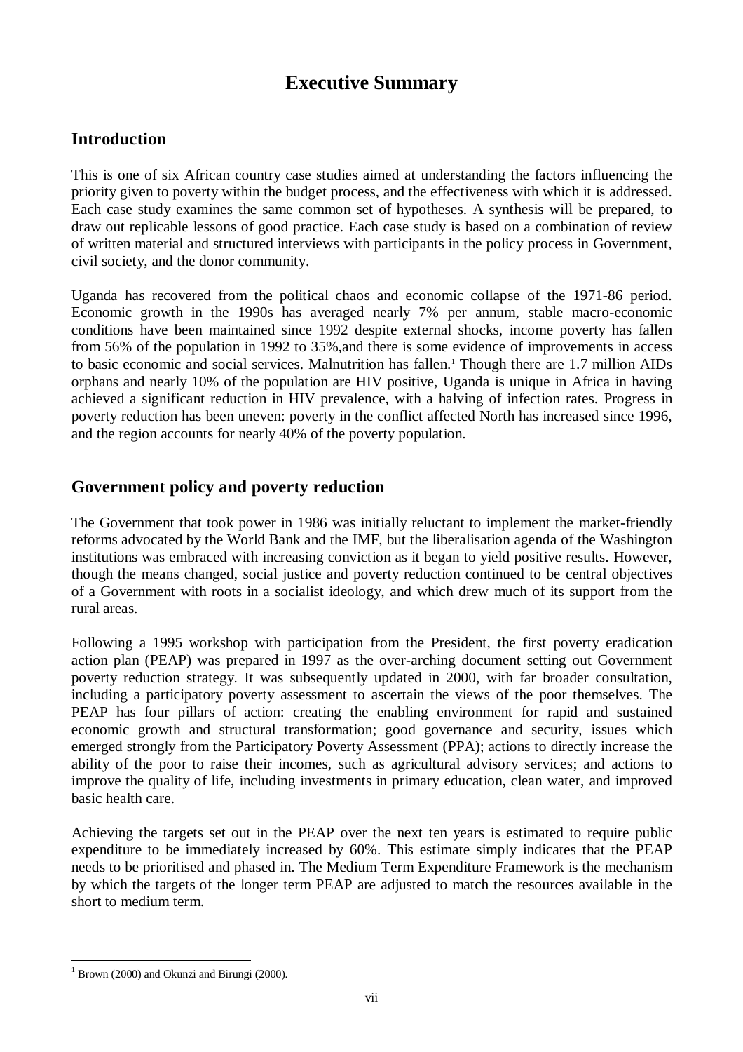# Executive Summary

## Introduction

This is one of six African country case studies aimed at understanding the factors influencing the priority given to poverty within the budget process, and the effectiveness with which it is addressed. Each case study examines the same common set of hypotheses. A synthesis will be prepared, to draw out replicable lessons of good practice. Each case study is based on a combination of review of written material and structured interviews with participants in the policy process in Government, civil society, and the donor community.

Uganda has recovered from the political chaos and economic collapse of the 1971-86 period. Economic growth in the 1990s has averaged nearly 7% per annum, stable macro-economic conditions have been maintained since 1992 despite external shocks, income poverty has fallen from 56% of the population in 1992 to 35%,and there is some evidence of improvements in access to basic economic and social services. Malnutrition has fallen.[1] Though there are 1.7 million AIDs orphans and nearly 10% of the population are HIV positive, Uganda is unique in Africa in having achieved a significant reduction in HIV prevalence, with a halving of infection rates. Progress in poverty reduction has been uneven: poverty in the conflict affected North has increased since 1996, and the region accounts for nearly 40% of the poverty population.

## Government policy and poverty reduction

The Government that took power in 1986 was initially reluctant to implement the market-friendly reforms advocated by the World Bank and the IMF, but the liberalisation agenda of the Washington institutions was embraced with increasing conviction as it began to yield positive results. However, though the means changed, social justice and poverty reduction continued to be central objectives of a Government with roots in a socialist ideology, and which drew much of its support from the rural areas.

Following a 1995 workshop with participation from the President, the first poverty eradication action plan (PEAP) was prepared in 1997 as the over-arching document setting out Government poverty reduction strategy. It was subsequently updated in 2000, with far broader consultation, including a participatory poverty assessment to ascertain the views of the poor themselves. The PEAP has four pillars of action: creating the enabling environment for rapid and sustained economic growth and structural transformation; good governance and security, issues which emerged strongly from the Participatory Poverty Assessment (PPA); actions to directly increase the ability of the poor to raise their incomes, such as agricultural advisory services; and actions to improve the quality of life, including investments in primary education, clean water, and improved basic health care.

Achieving the targets set out in the PEAP over the next ten years is estimated to require public expenditure to be immediately increased by 60%. This estimate simply indicates that the PEAP needs to be prioritised and phased in. The Medium Term Expenditure Framework is the mechanism by which the targets of the longer term PEAP are adjusted to match the resources available in the short to medium term.

---

[1] Brown (2000) and Okunzi and Birungi (2000).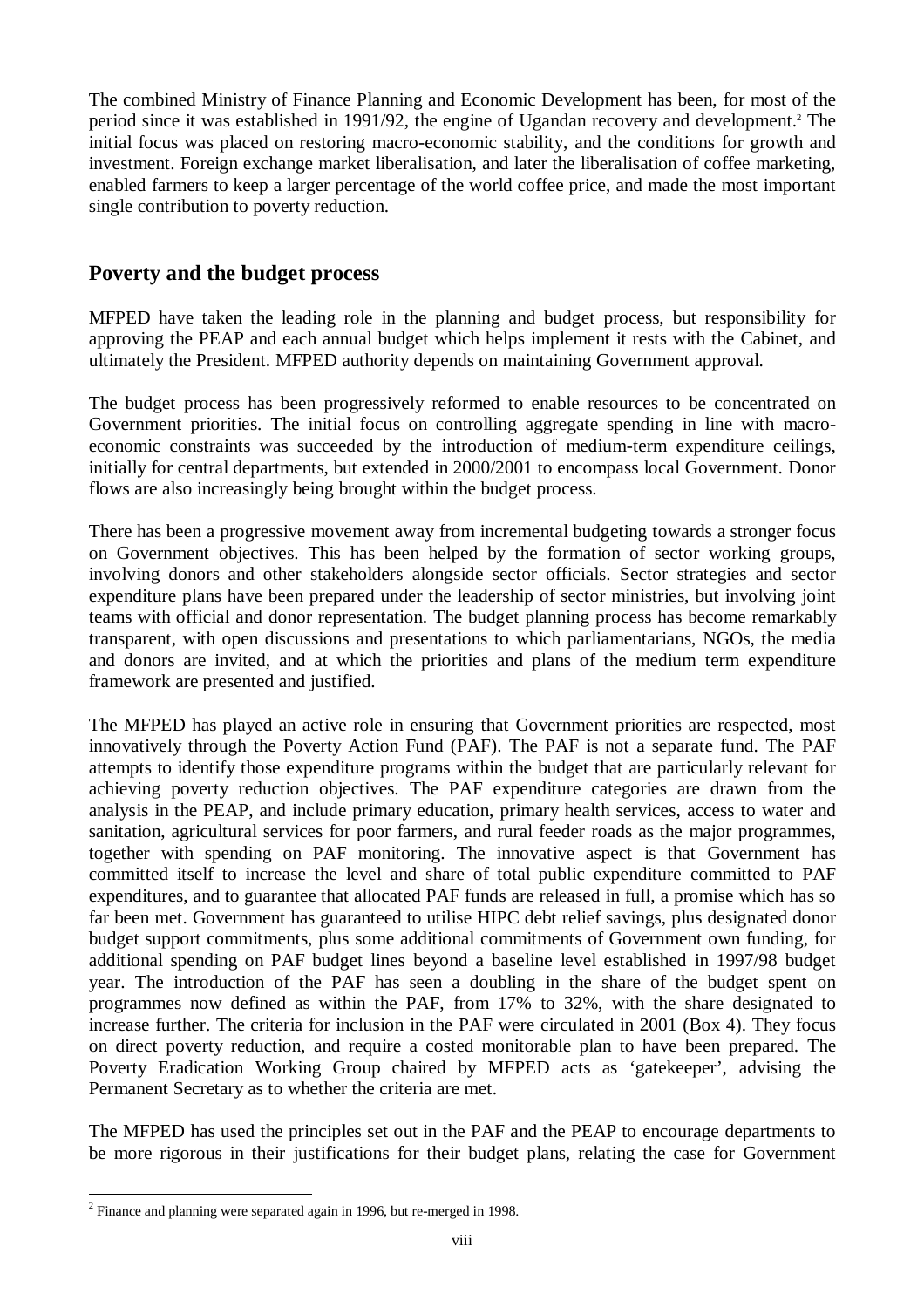The combined Ministry of Finance Planning and Economic Development has been, for most of the period since it was established in 1991/92, the engine of Ugandan recovery and development.[2] The initial focus was placed on restoring macro-economic stability, and the conditions for growth and investment. Foreign exchange market liberalisation, and later the liberalisation of coffee marketing, enabled farmers to keep a larger percentage of the world coffee price, and made the most important single contribution to poverty reduction.

## Poverty and the budget process

MFPED have taken the leading role in the planning and budget process, but responsibility for approving the PEAP and each annual budget which helps implement it rests with the Cabinet, and ultimately the President. MFPED authority depends on maintaining Government approval.

The budget process has been progressively reformed to enable resources to be concentrated on Government priorities. The initial focus on controlling aggregate spending in line with macro-economic constraints was succeeded by the introduction of medium-term expenditure ceilings, initially for central departments, but extended in 2000/2001 to encompass local Government. Donor flows are also increasingly being brought within the budget process.

There has been a progressive movement away from incremental budgeting towards a stronger focus on Government objectives. This has been helped by the formation of sector working groups, involving donors and other stakeholders alongside sector officials. Sector strategies and sector expenditure plans have been prepared under the leadership of sector ministries, but involving joint teams with official and donor representation. The budget planning process has become remarkably transparent, with open discussions and presentations to which parliamentarians, NGOs, the media and donors are invited, and at which the priorities and plans of the medium term expenditure framework are presented and justified.

The MFPED has played an active role in ensuring that Government priorities are respected, most innovatively through the Poverty Action Fund (PAF). The PAF is not a separate fund. The PAF attempts to identify those expenditure programs within the budget that are particularly relevant for achieving poverty reduction objectives. The PAF expenditure categories are drawn from the analysis in the PEAP, and include primary education, primary health services, access to water and sanitation, agricultural services for poor farmers, and rural feeder roads as the major programmes, together with spending on PAF monitoring. The innovative aspect is that Government has committed itself to increase the level and share of total public expenditure committed to PAF expenditures, and to guarantee that allocated PAF funds are released in full, a promise which has so far been met. Government has guaranteed to utilise HIPC debt relief savings, plus designated donor budget support commitments, plus some additional commitments of Government own funding, for additional spending on PAF budget lines beyond a baseline level established in 1997/98 budget year. The introduction of the PAF has seen a doubling in the share of the budget spent on programmes now defined as within the PAF, from 17% to 32%, with the share designated to increase further. The criteria for inclusion in the PAF were circulated in 2001 (Box 4). They focus on direct poverty reduction, and require a costed monitorable plan to have been prepared. The Poverty Eradication Working Group chaired by MFPED acts as 'gatekeeper', advising the Permanent Secretary as to whether the criteria are met.

The MFPED has used the principles set out in the PAF and the PEAP to encourage departments to be more rigorous in their justifications for their budget plans, relating the case for Government

[2] Finance and planning were separated again in 1996, but re-merged in 1998.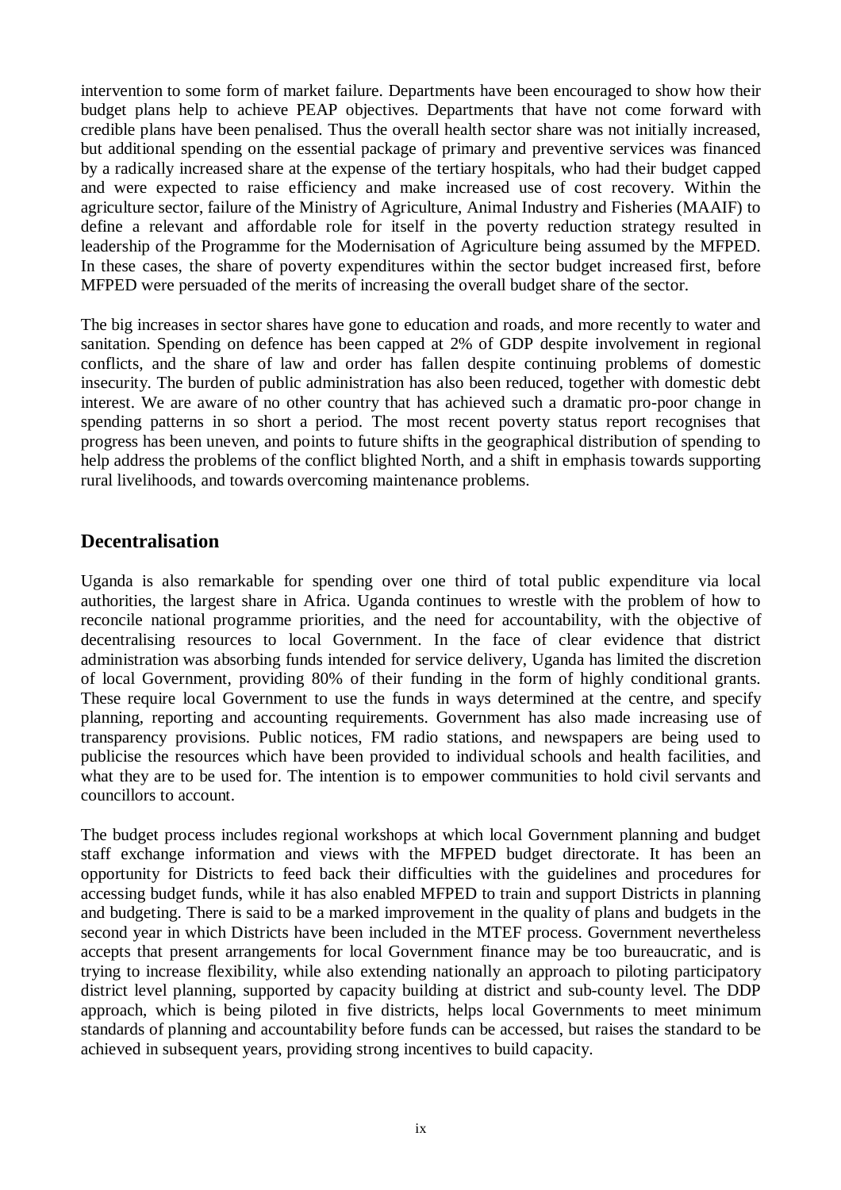intervention to some form of market failure. Departments have been encouraged to show how their budget plans help to achieve PEAP objectives. Departments that have not come forward with credible plans have been penalised. Thus the overall health sector share was not initially increased, but additional spending on the essential package of primary and preventive services was financed by a radically increased share at the expense of the tertiary hospitals, who had their budget capped and were expected to raise efficiency and make increased use of cost recovery. Within the agriculture sector, failure of the Ministry of Agriculture, Animal Industry and Fisheries (MAAIF) to define a relevant and affordable role for itself in the poverty reduction strategy resulted in leadership of the Programme for the Modernisation of Agriculture being assumed by the MFPED. In these cases, the share of poverty expenditures within the sector budget increased first, before MFPED were persuaded of the merits of increasing the overall budget share of the sector.

The big increases in sector shares have gone to education and roads, and more recently to water and sanitation. Spending on defence has been capped at 2% of GDP despite involvement in regional conflicts, and the share of law and order has fallen despite continuing problems of domestic insecurity. The burden of public administration has also been reduced, together with domestic debt interest. We are aware of no other country that has achieved such a dramatic pro-poor change in spending patterns in so short a period. The most recent poverty status report recognises that progress has been uneven, and points to future shifts in the geographical distribution of spending to help address the problems of the conflict blighted North, and a shift in emphasis towards supporting rural livelihoods, and towards overcoming maintenance problems.

## Decentralisation

Uganda is also remarkable for spending over one third of total public expenditure via local authorities, the largest share in Africa. Uganda continues to wrestle with the problem of how to reconcile national programme priorities, and the need for accountability, with the objective of decentralising resources to local Government. In the face of clear evidence that district administration was absorbing funds intended for service delivery, Uganda has limited the discretion of local Government, providing 80% of their funding in the form of highly conditional grants. These require local Government to use the funds in ways determined at the centre, and specify planning, reporting and accounting requirements. Government has also made increasing use of transparency provisions. Public notices, FM radio stations, and newspapers are being used to publicise the resources which have been provided to individual schools and health facilities, and what they are to be used for. The intention is to empower communities to hold civil servants and councillors to account.

The budget process includes regional workshops at which local Government planning and budget staff exchange information and views with the MFPED budget directorate. It has been an opportunity for Districts to feed back their difficulties with the guidelines and procedures for accessing budget funds, while it has also enabled MFPED to train and support Districts in planning and budgeting. There is said to be a marked improvement in the quality of plans and budgets in the second year in which Districts have been included in the MTEF process. Government nevertheless accepts that present arrangements for local Government finance may be too bureaucratic, and is trying to increase flexibility, while also extending nationally an approach to piloting participatory district level planning, supported by capacity building at district and sub-county level. The DDP approach, which is being piloted in five districts, helps local Governments to meet minimum standards of planning and accountability before funds can be accessed, but raises the standard to be achieved in subsequent years, providing strong incentives to build capacity.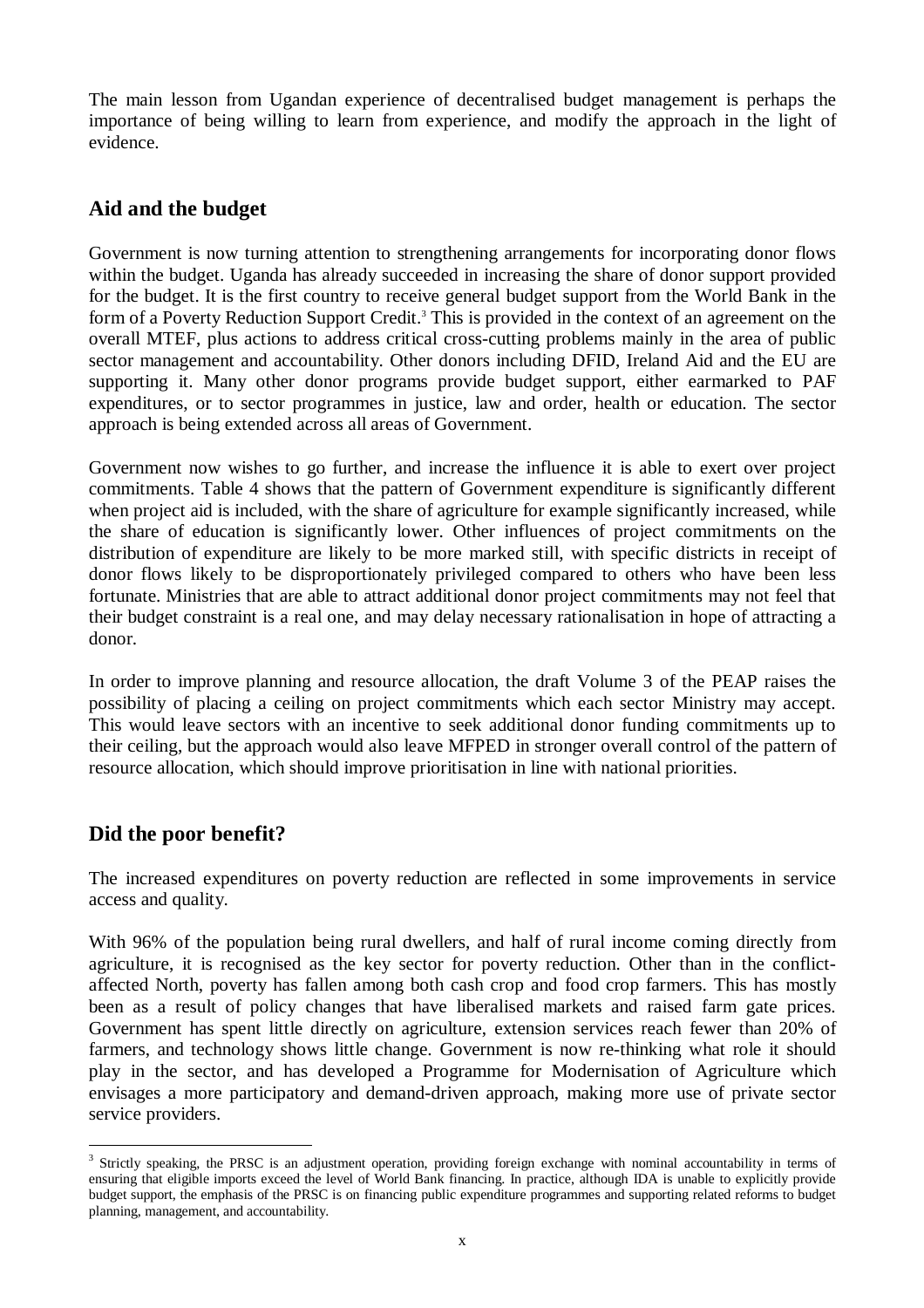The main lesson from Ugandan experience of decentralised budget management is perhaps the importance of being willing to learn from experience, and modify the approach in the light of evidence.

## Aid and the budget

Government is now turning attention to strengthening arrangements for incorporating donor flows within the budget. Uganda has already succeeded in increasing the share of donor support provided for the budget. It is the first country to receive general budget support from the World Bank in the form of a Poverty Reduction Support Credit.[3] This is provided in the context of an agreement on the overall MTEF, plus actions to address critical cross-cutting problems mainly in the area of public sector management and accountability. Other donors including DFID, Ireland Aid and the EU are supporting it. Many other donor programs provide budget support, either earmarked to PAF expenditures, or to sector programmes in justice, law and order, health or education. The sector approach is being extended across all areas of Government.

Government now wishes to go further, and increase the influence it is able to exert over project commitments. Table 4 shows that the pattern of Government expenditure is significantly different when project aid is included, with the share of agriculture for example significantly increased, while the share of education is significantly lower. Other influences of project commitments on the distribution of expenditure are likely to be more marked still, with specific districts in receipt of donor flows likely to be disproportionately privileged compared to others who have been less fortunate. Ministries that are able to attract additional donor project commitments may not feel that their budget constraint is a real one, and may delay necessary rationalisation in hope of attracting a donor.

In order to improve planning and resource allocation, the draft Volume 3 of the PEAP raises the possibility of placing a ceiling on project commitments which each sector Ministry may accept. This would leave sectors with an incentive to seek additional donor funding commitments up to their ceiling, but the approach would also leave MFPED in stronger overall control of the pattern of resource allocation, which should improve prioritisation in line with national priorities.

## Did the poor benefit?

The increased expenditures on poverty reduction are reflected in some improvements in service access and quality.

With 96% of the population being rural dwellers, and half of rural income coming directly from agriculture, it is recognised as the key sector for poverty reduction. Other than in the conflict-affected North, poverty has fallen among both cash crop and food crop farmers. This has mostly been as a result of policy changes that have liberalised markets and raised farm gate prices. Government has spent little directly on agriculture, extension services reach fewer than 20% of farmers, and technology shows little change. Government is now re-thinking what role it should play in the sector, and has developed a Programme for Modernisation of Agriculture which envisages a more participatory and demand-driven approach, making more use of private sector service providers.

[3] Strictly speaking, the PRSC is an adjustment operation, providing foreign exchange with nominal accountability in terms of ensuring that eligible imports exceed the level of World Bank financing. In practice, although IDA is unable to explicitly provide budget support, the emphasis of the PRSC is on financing public expenditure programmes and supporting related reforms to budget planning, management, and accountability.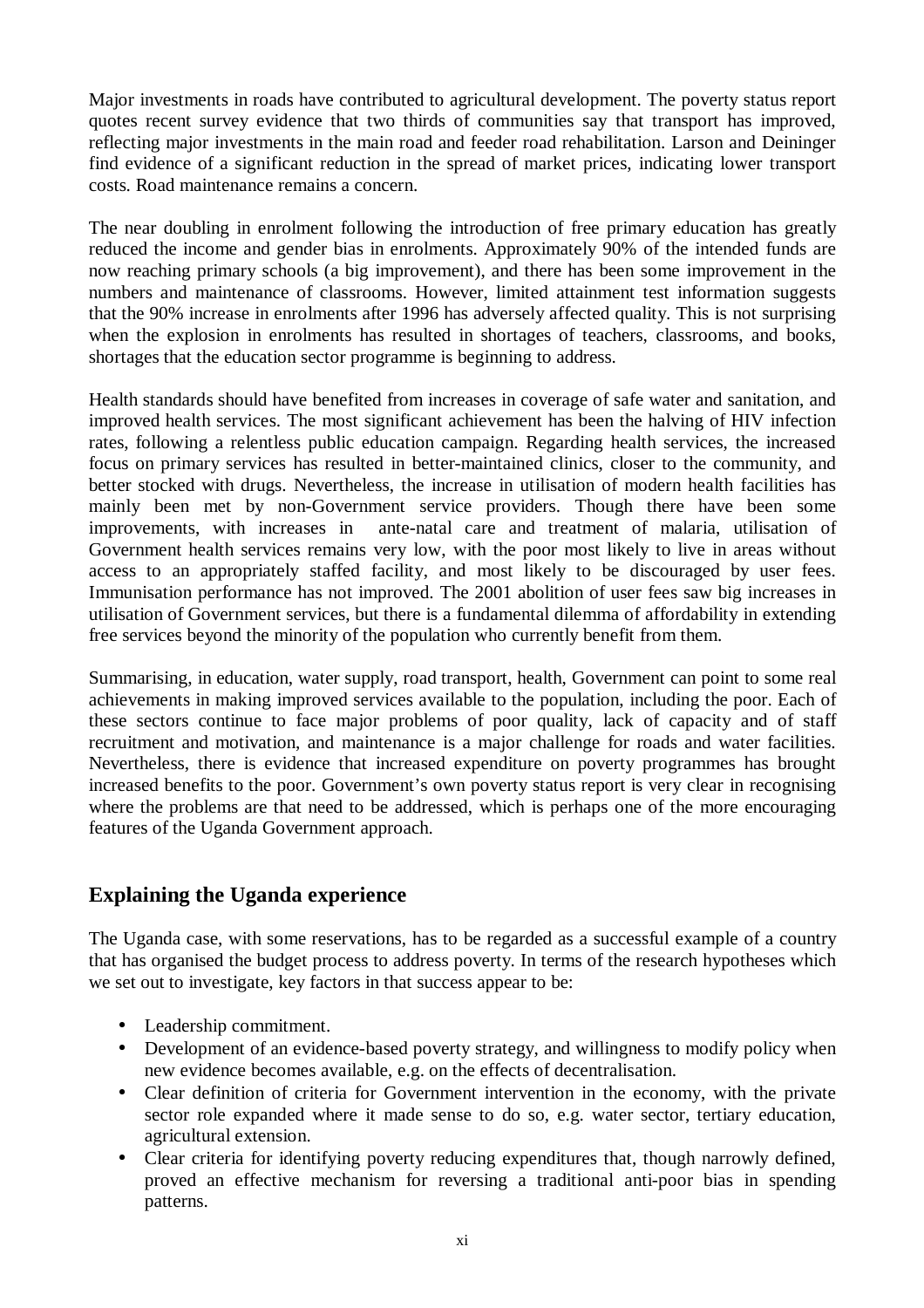Major investments in roads have contributed to agricultural development. The poverty status report quotes recent survey evidence that two thirds of communities say that transport has improved, reflecting major investments in the main road and feeder road rehabilitation. Larson and Deininger find evidence of a significant reduction in the spread of market prices, indicating lower transport costs. Road maintenance remains a concern.

The near doubling in enrolment following the introduction of free primary education has greatly reduced the income and gender bias in enrolments. Approximately 90% of the intended funds are now reaching primary schools (a big improvement), and there has been some improvement in the numbers and maintenance of classrooms. However, limited attainment test information suggests that the 90% increase in enrolments after 1996 has adversely affected quality. This is not surprising when the explosion in enrolments has resulted in shortages of teachers, classrooms, and books, shortages that the education sector programme is beginning to address.

Health standards should have benefited from increases in coverage of safe water and sanitation, and improved health services. The most significant achievement has been the halving of HIV infection rates, following a relentless public education campaign. Regarding health services, the increased focus on primary services has resulted in better-maintained clinics, closer to the community, and better stocked with drugs. Nevertheless, the increase in utilisation of modern health facilities has mainly been met by non-Government service providers. Though there have been some improvements, with increases in ante-natal care and treatment of malaria, utilisation of Government health services remains very low, with the poor most likely to live in areas without access to an appropriately staffed facility, and most likely to be discouraged by user fees. Immunisation performance has not improved. The 2001 abolition of user fees saw big increases in utilisation of Government services, but there is a fundamental dilemma of affordability in extending free services beyond the minority of the population who currently benefit from them.

Summarising, in education, water supply, road transport, health, Government can point to some real achievements in making improved services available to the population, including the poor. Each of these sectors continue to face major problems of poor quality, lack of capacity and of staff recruitment and motivation, and maintenance is a major challenge for roads and water facilities. Nevertheless, there is evidence that increased expenditure on poverty programmes has brought increased benefits to the poor. Government's own poverty status report is very clear in recognising where the problems are that need to be addressed, which is perhaps one of the more encouraging features of the Uganda Government approach.

## Explaining the Uganda experience

The Uganda case, with some reservations, has to be regarded as a successful example of a country that has organised the budget process to address poverty. In terms of the research hypotheses which we set out to investigate, key factors in that success appear to be:

- Leadership commitment.
- Development of an evidence-based poverty strategy, and willingness to modify policy when new evidence becomes available, e.g. on the effects of decentralisation.
- Clear definition of criteria for Government intervention in the economy, with the private sector role expanded where it made sense to do so, e.g. water sector, tertiary education, agricultural extension.
- Clear criteria for identifying poverty reducing expenditures that, though narrowly defined, proved an effective mechanism for reversing a traditional anti-poor bias in spending patterns.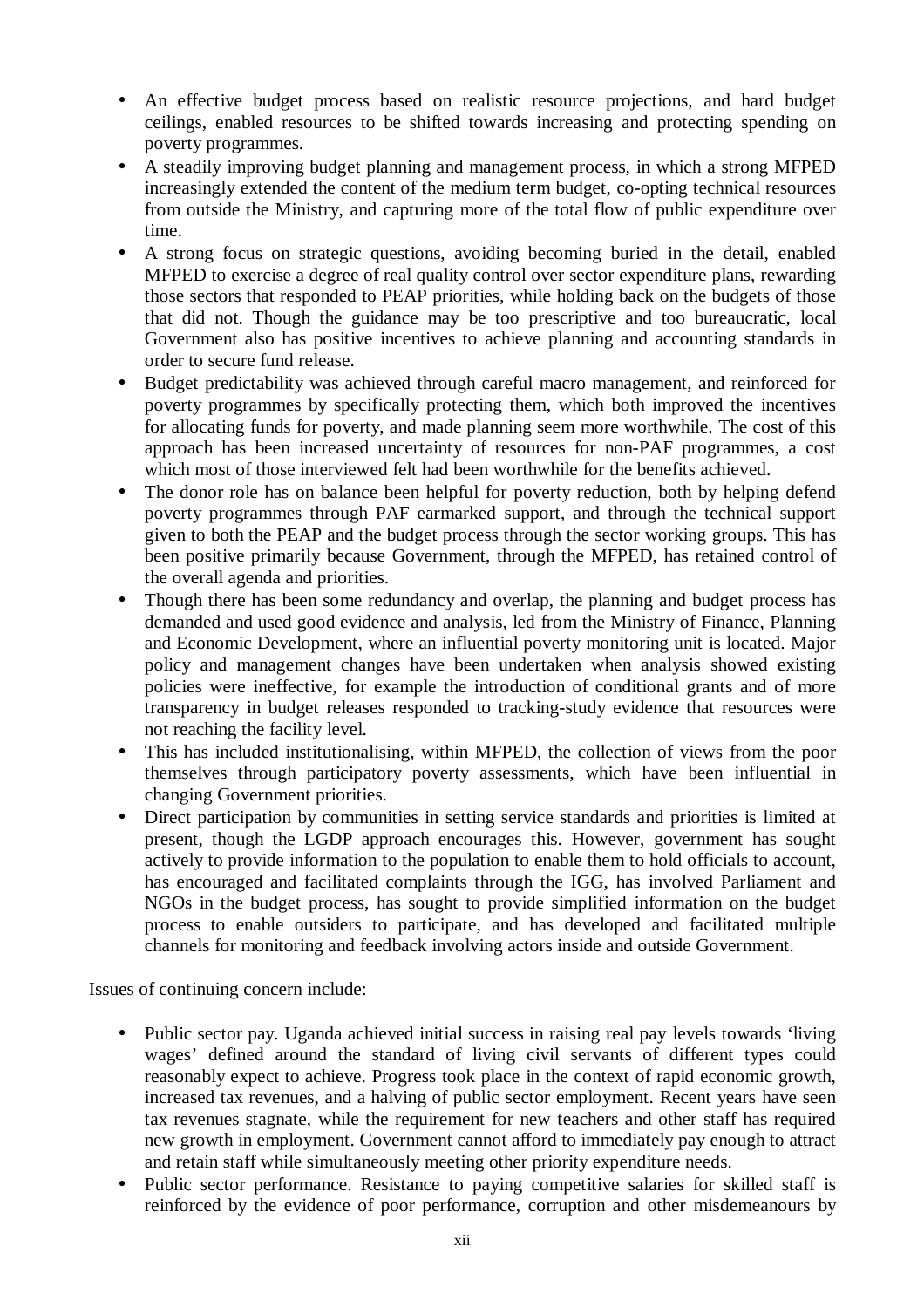- An effective budget process based on realistic resource projections, and hard budget ceilings, enabled resources to be shifted towards increasing and protecting spending on poverty programmes.
- A steadily improving budget planning and management process, in which a strong MFPED increasingly extended the content of the medium term budget, co-opting technical resources from outside the Ministry, and capturing more of the total flow of public expenditure over time.
- A strong focus on strategic questions, avoiding becoming buried in the detail, enabled MFPED to exercise a degree of real quality control over sector expenditure plans, rewarding those sectors that responded to PEAP priorities, while holding back on the budgets of those that did not. Though the guidance may be too prescriptive and too bureaucratic, local Government also has positive incentives to achieve planning and accounting standards in order to secure fund release.
- Budget predictability was achieved through careful macro management, and reinforced for poverty programmes by specifically protecting them, which both improved the incentives for allocating funds for poverty, and made planning seem more worthwhile. The cost of this approach has been increased uncertainty of resources for non-PAF programmes, a cost which most of those interviewed felt had been worthwhile for the benefits achieved.
- The donor role has on balance been helpful for poverty reduction, both by helping defend poverty programmes through PAF earmarked support, and through the technical support given to both the PEAP and the budget process through the sector working groups. This has been positive primarily because Government, through the MFPED, has retained control of the overall agenda and priorities.
- Though there has been some redundancy and overlap, the planning and budget process has demanded and used good evidence and analysis, led from the Ministry of Finance, Planning and Economic Development, where an influential poverty monitoring unit is located. Major policy and management changes have been undertaken when analysis showed existing policies were ineffective, for example the introduction of conditional grants and of more transparency in budget releases responded to tracking-study evidence that resources were not reaching the facility level.
- This has included institutionalising, within MFPED, the collection of views from the poor themselves through participatory poverty assessments, which have been influential in changing Government priorities.
- Direct participation by communities in setting service standards and priorities is limited at present, though the LGDP approach encourages this. However, government has sought actively to provide information to the population to enable them to hold officials to account, has encouraged and facilitated complaints through the IGG, has involved Parliament and NGOs in the budget process, has sought to provide simplified information on the budget process to enable outsiders to participate, and has developed and facilitated multiple channels for monitoring and feedback involving actors inside and outside Government.

Issues of continuing concern include:

- Public sector pay. Uganda achieved initial success in raising real pay levels towards 'living wages' defined around the standard of living civil servants of different types could reasonably expect to achieve. Progress took place in the context of rapid economic growth, increased tax revenues, and a halving of public sector employment. Recent years have seen tax revenues stagnate, while the requirement for new teachers and other staff has required new growth in employment. Government cannot afford to immediately pay enough to attract and retain staff while simultaneously meeting other priority expenditure needs.
- Public sector performance. Resistance to paying competitive salaries for skilled staff is reinforced by the evidence of poor performance, corruption and other misdemeanours by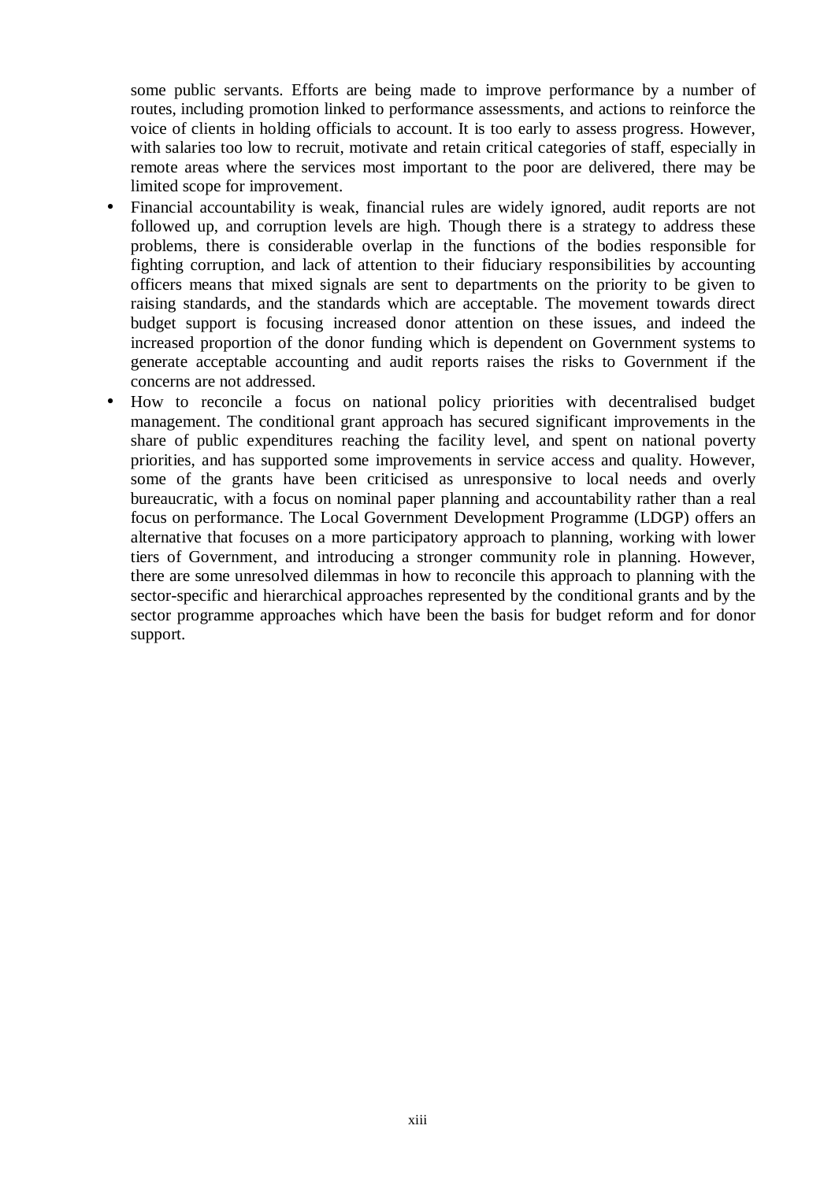some public servants. Efforts are being made to improve performance by a number of routes, including promotion linked to performance assessments, and actions to reinforce the voice of clients in holding officials to account. It is too early to assess progress. However, with salaries too low to recruit, motivate and retain critical categories of staff, especially in remote areas where the services most important to the poor are delivered, there may be limited scope for improvement.

- Financial accountability is weak, financial rules are widely ignored, audit reports are not followed up, and corruption levels are high. Though there is a strategy to address these problems, there is considerable overlap in the functions of the bodies responsible for fighting corruption, and lack of attention to their fiduciary responsibilities by accounting officers means that mixed signals are sent to departments on the priority to be given to raising standards, and the standards which are acceptable. The movement towards direct budget support is focusing increased donor attention on these issues, and indeed the increased proportion of the donor funding which is dependent on Government systems to generate acceptable accounting and audit reports raises the risks to Government if the concerns are not addressed.
- How to reconcile a focus on national policy priorities with decentralised budget management. The conditional grant approach has secured significant improvements in the share of public expenditures reaching the facility level, and spent on national poverty priorities, and has supported some improvements in service access and quality. However, some of the grants have been criticised as unresponsive to local needs and overly bureaucratic, with a focus on nominal paper planning and accountability rather than a real focus on performance. The Local Government Development Programme (LDGP) offers an alternative that focuses on a more participatory approach to planning, working with lower tiers of Government, and introducing a stronger community role in planning. However, there are some unresolved dilemmas in how to reconcile this approach to planning with the sector-specific and hierarchical approaches represented by the conditional grants and by the sector programme approaches which have been the basis for budget reform and for donor support.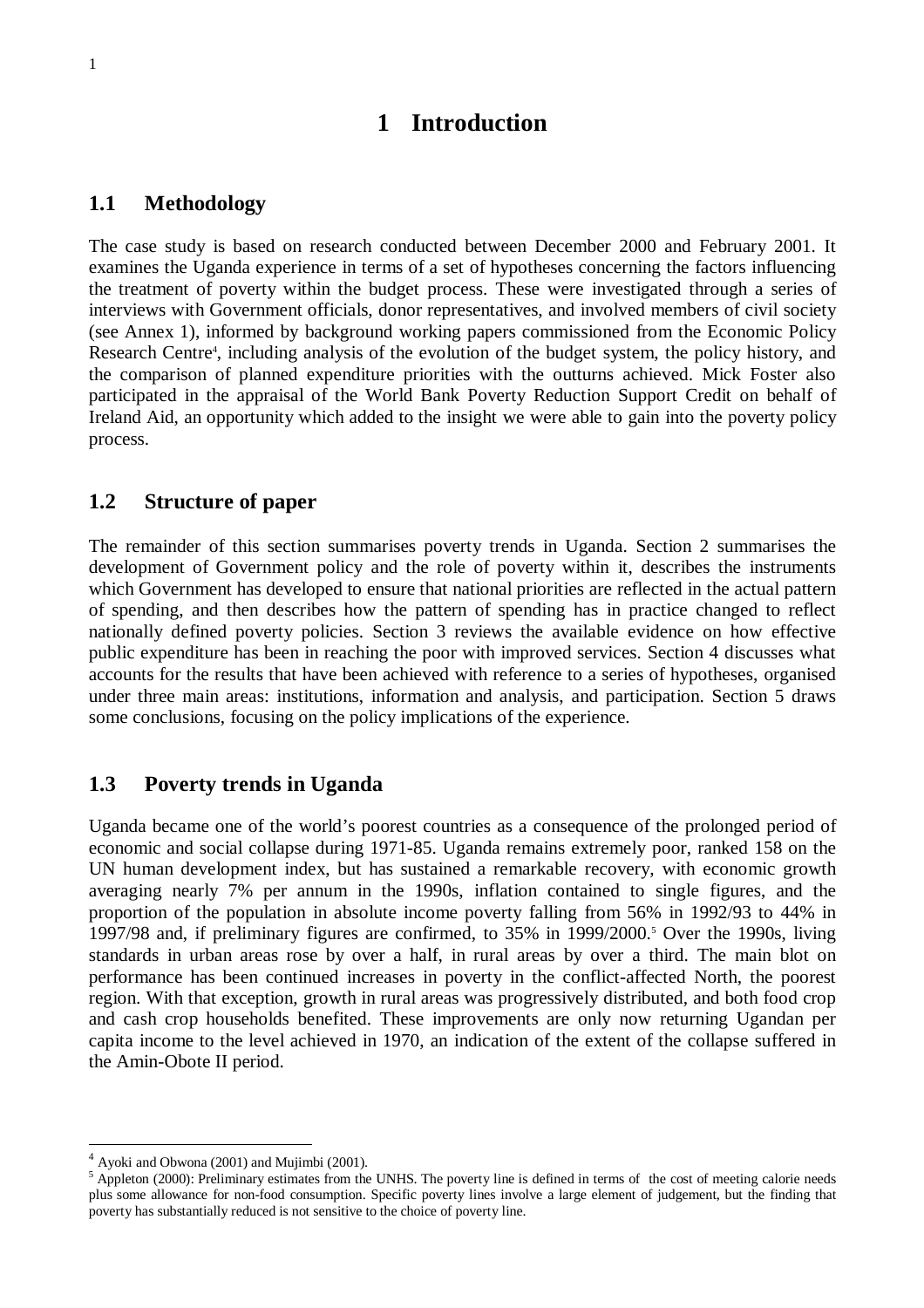# 1 Introduction

## 1.1 Methodology

The case study is based on research conducted between December 2000 and February 2001. It examines the Uganda experience in terms of a set of hypotheses concerning the factors influencing the treatment of poverty within the budget process. These were investigated through a series of interviews with Government officials, donor representatives, and involved members of civil society (see Annex 1), informed by background working papers commissioned from the Economic Policy Research Centre[4], including analysis of the evolution of the budget system, the policy history, and the comparison of planned expenditure priorities with the outturns achieved. Mick Foster also participated in the appraisal of the World Bank Poverty Reduction Support Credit on behalf of Ireland Aid, an opportunity which added to the insight we were able to gain into the poverty policy process.

## 1.2 Structure of paper

The remainder of this section summarises poverty trends in Uganda. Section 2 summarises the development of Government policy and the role of poverty within it, describes the instruments which Government has developed to ensure that national priorities are reflected in the actual pattern of spending, and then describes how the pattern of spending has in practice changed to reflect nationally defined poverty policies. Section 3 reviews the available evidence on how effective public expenditure has been in reaching the poor with improved services. Section 4 discusses what accounts for the results that have been achieved with reference to a series of hypotheses, organised under three main areas: institutions, information and analysis, and participation. Section 5 draws some conclusions, focusing on the policy implications of the experience.

## 1.3 Poverty trends in Uganda

Uganda became one of the world's poorest countries as a consequence of the prolonged period of economic and social collapse during 1971-85. Uganda remains extremely poor, ranked 158 on the UN human development index, but has sustained a remarkable recovery, with economic growth averaging nearly 7% per annum in the 1990s, inflation contained to single figures, and the proportion of the population in absolute income poverty falling from 56% in 1992/93 to 44% in 1997/98 and, if preliminary figures are confirmed, to 35% in 1999/2000.[5] Over the 1990s, living standards in urban areas rose by over a half, in rural areas by over a third. The main blot on performance has been continued increases in poverty in the conflict-affected North, the poorest region. With that exception, growth in rural areas was progressively distributed, and both food crop and cash crop households benefited. These improvements are only now returning Ugandan per capita income to the level achieved in 1970, an indication of the extent of the collapse suffered in the Amin-Obote II period.

---

[4] Ayoki and Obwona (2001) and Mujimbi (2001).

[5] Appleton (2000): Preliminary estimates from the UNHS. The poverty line is defined in terms of the cost of meeting calorie needs plus some allowance for non-food consumption. Specific poverty lines involve a large element of judgement, but the finding that poverty has substantially reduced is not sensitive to the choice of poverty line.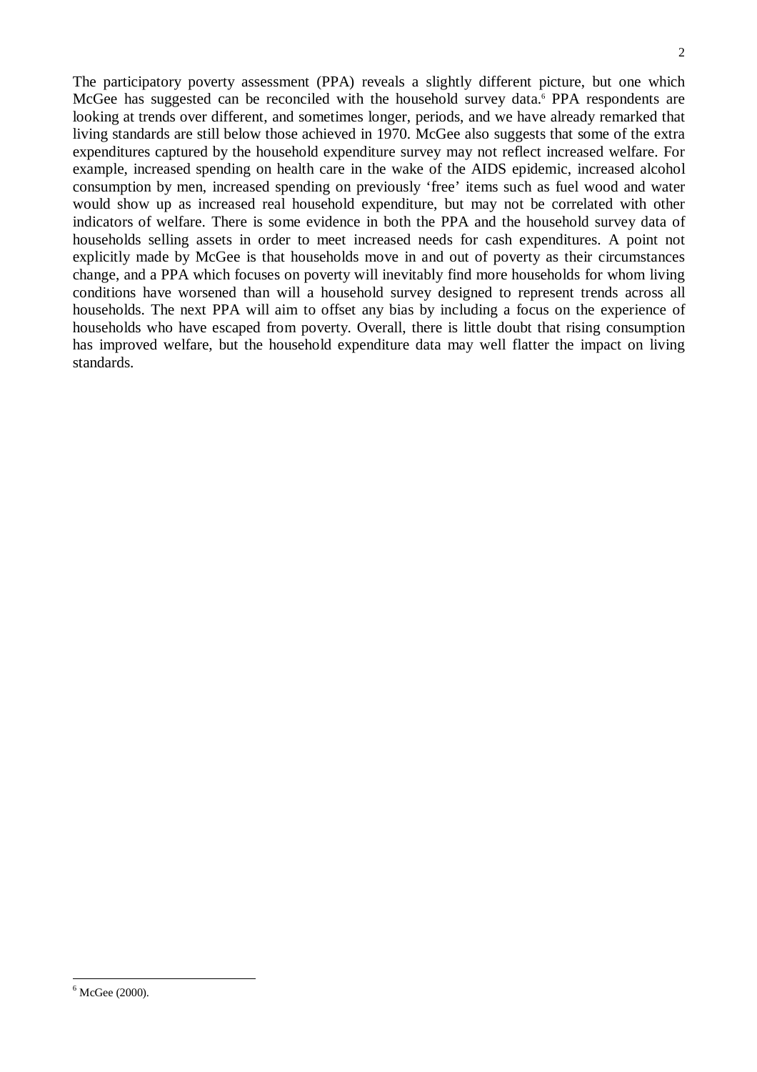The participatory poverty assessment (PPA) reveals a slightly different picture, but one which McGee has suggested can be reconciled with the household survey data.[6] PPA respondents are looking at trends over different, and sometimes longer, periods, and we have already remarked that living standards are still below those achieved in 1970. McGee also suggests that some of the extra expenditures captured by the household expenditure survey may not reflect increased welfare. For example, increased spending on health care in the wake of the AIDS epidemic, increased alcohol consumption by men, increased spending on previously 'free' items such as fuel wood and water would show up as increased real household expenditure, but may not be correlated with other indicators of welfare. There is some evidence in both the PPA and the household survey data of households selling assets in order to meet increased needs for cash expenditures. A point not explicitly made by McGee is that households move in and out of poverty as their circumstances change, and a PPA which focuses on poverty will inevitably find more households for whom living conditions have worsened than will a household survey designed to represent trends across all households. The next PPA will aim to offset any bias by including a focus on the experience of households who have escaped from poverty. Overall, there is little doubt that rising consumption has improved welfare, but the household expenditure data may well flatter the impact on living standards.

[6] McGee (2000).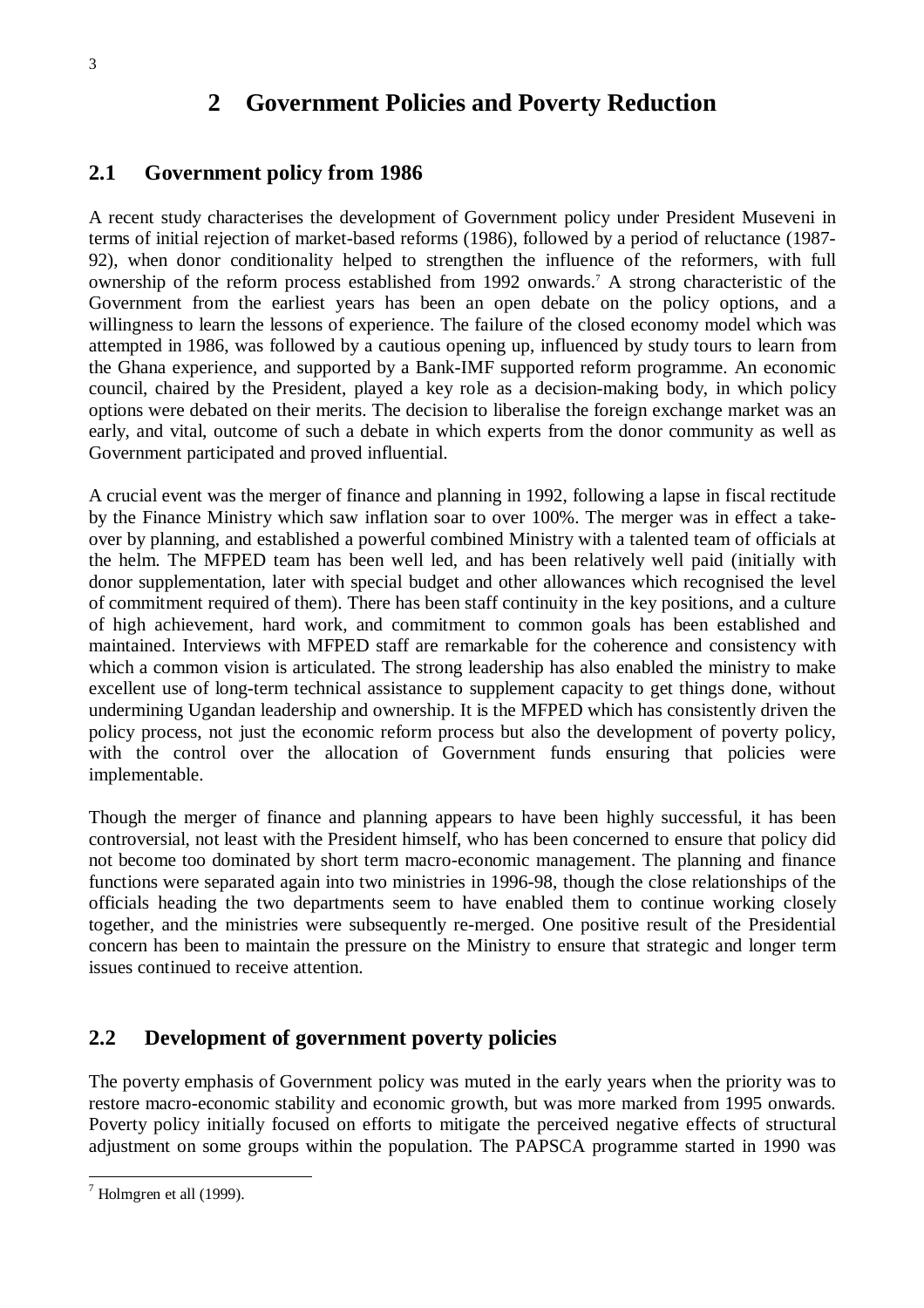# 2 Government Policies and Poverty Reduction

## 2.1 Government policy from 1986

A recent study characterises the development of Government policy under President Museveni in terms of initial rejection of market-based reforms (1986), followed by a period of reluctance (1987-92), when donor conditionality helped to strengthen the influence of the reformers, with full ownership of the reform process established from 1992 onwards.[7] A strong characteristic of the Government from the earliest years has been an open debate on the policy options, and a willingness to learn the lessons of experience. The failure of the closed economy model which was attempted in 1986, was followed by a cautious opening up, influenced by study tours to learn from the Ghana experience, and supported by a Bank-IMF supported reform programme. An economic council, chaired by the President, played a key role as a decision-making body, in which policy options were debated on their merits. The decision to liberalise the foreign exchange market was an early, and vital, outcome of such a debate in which experts from the donor community as well as Government participated and proved influential.

A crucial event was the merger of finance and planning in 1992, following a lapse in fiscal rectitude by the Finance Ministry which saw inflation soar to over 100%. The merger was in effect a take-over by planning, and established a powerful combined Ministry with a talented team of officials at the helm. The MFPED team has been well led, and has been relatively well paid (initially with donor supplementation, later with special budget and other allowances which recognised the level of commitment required of them). There has been staff continuity in the key positions, and a culture of high achievement, hard work, and commitment to common goals has been established and maintained. Interviews with MFPED staff are remarkable for the coherence and consistency with which a common vision is articulated. The strong leadership has also enabled the ministry to make excellent use of long-term technical assistance to supplement capacity to get things done, without undermining Ugandan leadership and ownership. It is the MFPED which has consistently driven the policy process, not just the economic reform process but also the development of poverty policy, with the control over the allocation of Government funds ensuring that policies were implementable.

Though the merger of finance and planning appears to have been highly successful, it has been controversial, not least with the President himself, who has been concerned to ensure that policy did not become too dominated by short term macro-economic management. The planning and finance functions were separated again into two ministries in 1996-98, though the close relationships of the officials heading the two departments seem to have enabled them to continue working closely together, and the ministries were subsequently re-merged. One positive result of the Presidential concern has been to maintain the pressure on the Ministry to ensure that strategic and longer term issues continued to receive attention.

## 2.2 Development of government poverty policies

The poverty emphasis of Government policy was muted in the early years when the priority was to restore macro-economic stability and economic growth, but was more marked from 1995 onwards. Poverty policy initially focused on efforts to mitigate the perceived negative effects of structural adjustment on some groups within the population. The PAPSCA programme started in 1990 was

[7] Holmgren et all (1999).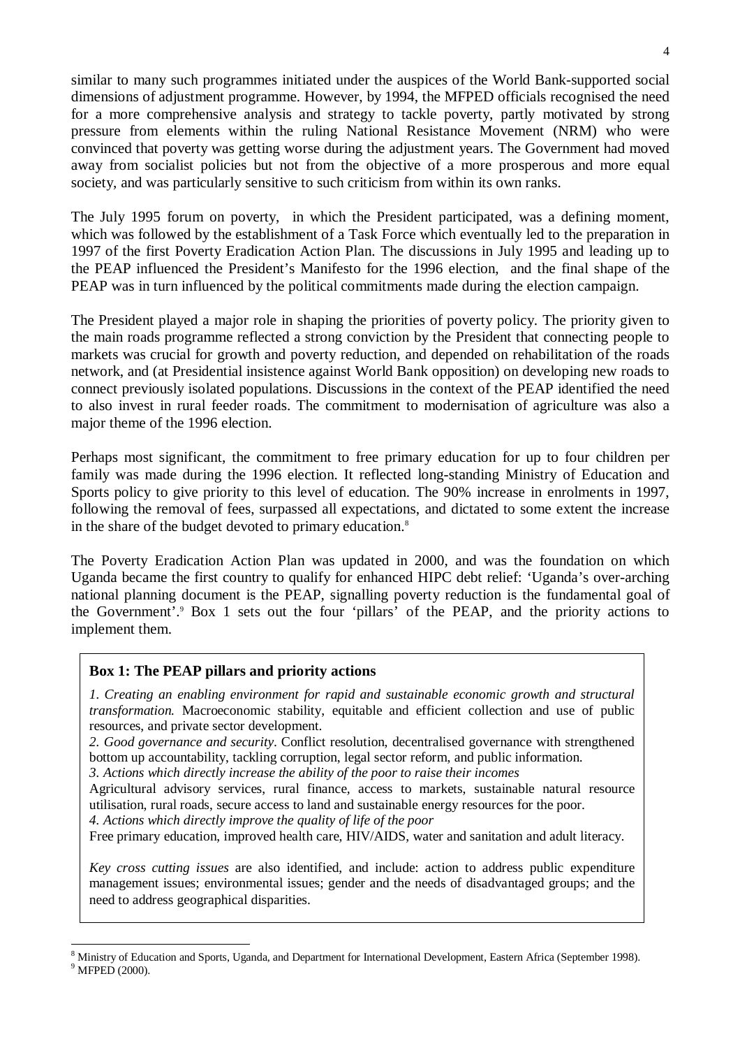similar to many such programmes initiated under the auspices of the World Bank-supported social dimensions of adjustment programme. However, by 1994, the MFPED officials recognised the need for a more comprehensive analysis and strategy to tackle poverty, partly motivated by strong pressure from elements within the ruling National Resistance Movement (NRM) who were convinced that poverty was getting worse during the adjustment years. The Government had moved away from socialist policies but not from the objective of a more prosperous and more equal society, and was particularly sensitive to such criticism from within its own ranks.

The July 1995 forum on poverty, in which the President participated, was a defining moment, which was followed by the establishment of a Task Force which eventually led to the preparation in 1997 of the first Poverty Eradication Action Plan. The discussions in July 1995 and leading up to the PEAP influenced the President's Manifesto for the 1996 election, and the final shape of the PEAP was in turn influenced by the political commitments made during the election campaign.

The President played a major role in shaping the priorities of poverty policy. The priority given to the main roads programme reflected a strong conviction by the President that connecting people to markets was crucial for growth and poverty reduction, and depended on rehabilitation of the roads network, and (at Presidential insistence against World Bank opposition) on developing new roads to connect previously isolated populations. Discussions in the context of the PEAP identified the need to also invest in rural feeder roads. The commitment to modernisation of agriculture was also a major theme of the 1996 election.

Perhaps most significant, the commitment to free primary education for up to four children per family was made during the 1996 election. It reflected long-standing Ministry of Education and Sports policy to give priority to this level of education. The 90% increase in enrolments in 1997, following the removal of fees, surpassed all expectations, and dictated to some extent the increase in the share of the budget devoted to primary education.[8]

The Poverty Eradication Action Plan was updated in 2000, and was the foundation on which Uganda became the first country to qualify for enhanced HIPC debt relief: 'Uganda's over-arching national planning document is the PEAP, signalling poverty reduction is the fundamental goal of the Government'.[9] Box 1 sets out the four 'pillars' of the PEAP, and the priority actions to implement them.

**Box 1: The PEAP pillars and priority actions**

*1. Creating an enabling environment for rapid and sustainable economic growth and structural transformation.* Macroeconomic stability, equitable and efficient collection and use of public resources, and private sector development.

*2. Good governance and security*. Conflict resolution, decentralised governance with strengthened bottom up accountability, tackling corruption, legal sector reform, and public information.

*3. Actions which directly increase the ability of the poor to raise their incomes*

Agricultural advisory services, rural finance, access to markets, sustainable natural resource utilisation, rural roads, secure access to land and sustainable energy resources for the poor.

*4. Actions which directly improve the quality of life of the poor*

Free primary education, improved health care, HIV/AIDS, water and sanitation and adult literacy.

*Key cross cutting issues* are also identified, and include: action to address public expenditure management issues; environmental issues; gender and the needs of disadvantaged groups; and the need to address geographical disparities.

---

[8] Ministry of Education and Sports, Uganda, and Department for International Development, Eastern Africa (September 1998).

[9] MFPED (2000).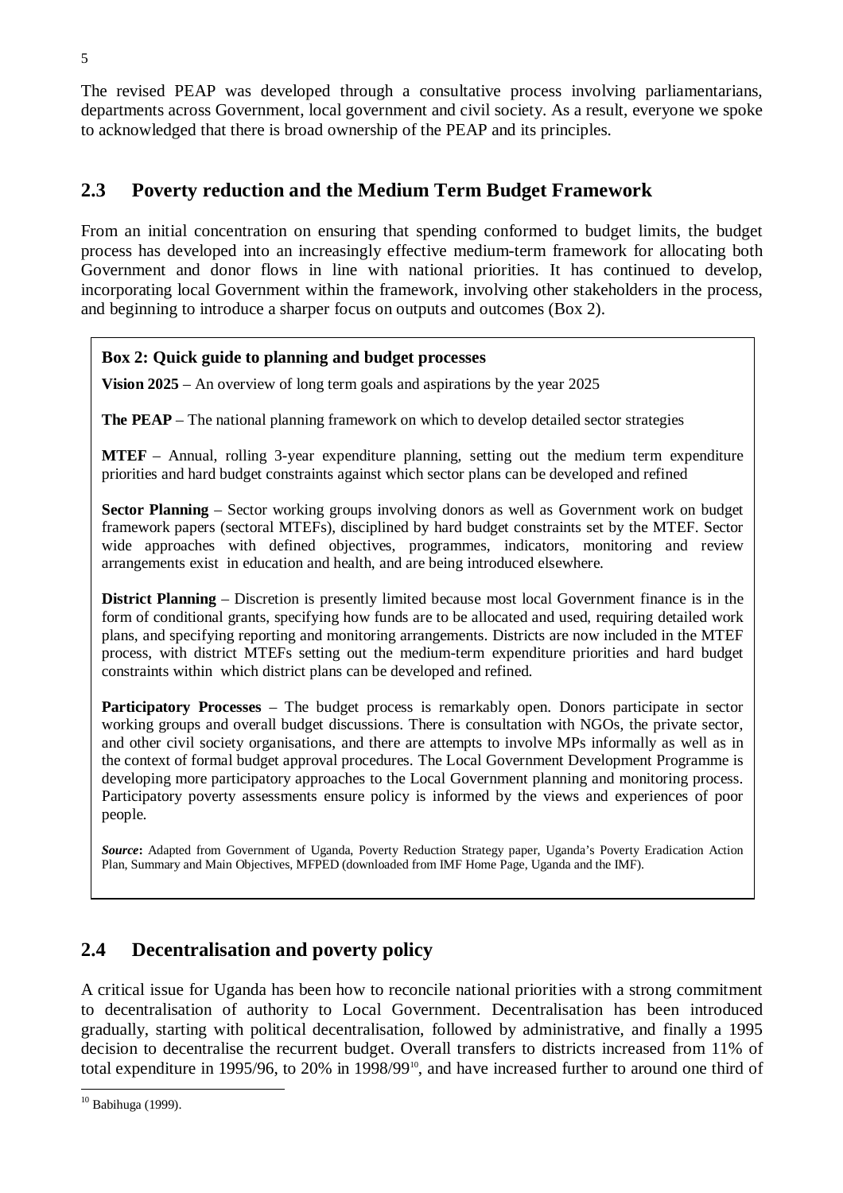The revised PEAP was developed through a consultative process involving parliamentarians, departments across Government, local government and civil society. As a result, everyone we spoke to acknowledged that there is broad ownership of the PEAP and its principles.

## 2.3 Poverty reduction and the Medium Term Budget Framework

From an initial concentration on ensuring that spending conformed to budget limits, the budget process has developed into an increasingly effective medium-term framework for allocating both Government and donor flows in line with national priorities. It has continued to develop, incorporating local Government within the framework, involving other stakeholders in the process, and beginning to introduce a sharper focus on outputs and outcomes (Box 2).

> **Box 2: Quick guide to planning and budget processes**
>
> **Vision 2025** – An overview of long term goals and aspirations by the year 2025
>
> **The PEAP** – The national planning framework on which to develop detailed sector strategies
>
> **MTEF** – Annual, rolling 3-year expenditure planning, setting out the medium term expenditure priorities and hard budget constraints against which sector plans can be developed and refined
>
> **Sector Planning** – Sector working groups involving donors as well as Government work on budget framework papers (sectoral MTEFs), disciplined by hard budget constraints set by the MTEF. Sector wide approaches with defined objectives, programmes, indicators, monitoring and review arrangements exist in education and health, and are being introduced elsewhere.
>
> **District Planning** – Discretion is presently limited because most local Government finance is in the form of conditional grants, specifying how funds are to be allocated and used, requiring detailed work plans, and specifying reporting and monitoring arrangements. Districts are now included in the MTEF process, with district MTEFs setting out the medium-term expenditure priorities and hard budget constraints within which district plans can be developed and refined.
>
> **Participatory Processes** – The budget process is remarkably open. Donors participate in sector working groups and overall budget discussions. There is consultation with NGOs, the private sector, and other civil society organisations, and there are attempts to involve MPs informally as well as in the context of formal budget approval procedures. The Local Government Development Programme is developing more participatory approaches to the Local Government planning and monitoring process. Participatory poverty assessments ensure policy is informed by the views and experiences of poor people.
>
> ***Source*:** Adapted from Government of Uganda, Poverty Reduction Strategy paper, Uganda's Poverty Eradication Action Plan, Summary and Main Objectives, MFPED (downloaded from IMF Home Page, Uganda and the IMF).

## 2.4 Decentralisation and poverty policy

A critical issue for Uganda has been how to reconcile national priorities with a strong commitment to decentralisation of authority to Local Government. Decentralisation has been introduced gradually, starting with political decentralisation, followed by administrative, and finally a 1995 decision to decentralise the recurrent budget. Overall transfers to districts increased from 11% of total expenditure in 1995/96, to 20% in 1998/99[10], and have increased further to around one third of

[10] Babihuga (1999).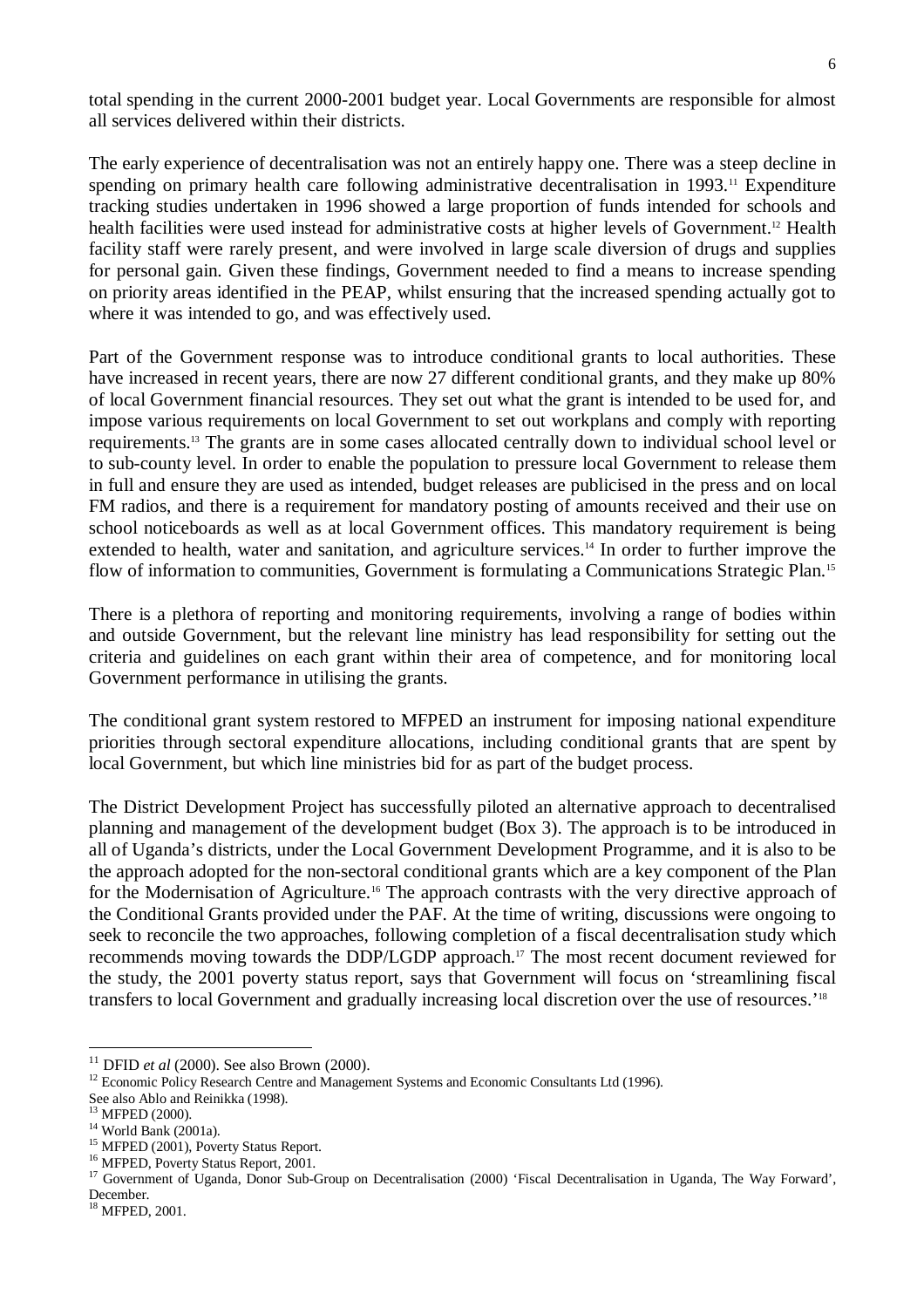total spending in the current 2000-2001 budget year. Local Governments are responsible for almost all services delivered within their districts.

The early experience of decentralisation was not an entirely happy one. There was a steep decline in spending on primary health care following administrative decentralisation in 1993.[11] Expenditure tracking studies undertaken in 1996 showed a large proportion of funds intended for schools and health facilities were used instead for administrative costs at higher levels of Government.[12] Health facility staff were rarely present, and were involved in large scale diversion of drugs and supplies for personal gain. Given these findings, Government needed to find a means to increase spending on priority areas identified in the PEAP, whilst ensuring that the increased spending actually got to where it was intended to go, and was effectively used.

Part of the Government response was to introduce conditional grants to local authorities. These have increased in recent years, there are now 27 different conditional grants, and they make up 80% of local Government financial resources. They set out what the grant is intended to be used for, and impose various requirements on local Government to set out workplans and comply with reporting requirements.[13] The grants are in some cases allocated centrally down to individual school level or to sub-county level. In order to enable the population to pressure local Government to release them in full and ensure they are used as intended, budget releases are publicised in the press and on local FM radios, and there is a requirement for mandatory posting of amounts received and their use on school noticeboards as well as at local Government offices. This mandatory requirement is being extended to health, water and sanitation, and agriculture services.[14] In order to further improve the flow of information to communities, Government is formulating a Communications Strategic Plan.[15]

There is a plethora of reporting and monitoring requirements, involving a range of bodies within and outside Government, but the relevant line ministry has lead responsibility for setting out the criteria and guidelines on each grant within their area of competence, and for monitoring local Government performance in utilising the grants.

The conditional grant system restored to MFPED an instrument for imposing national expenditure priorities through sectoral expenditure allocations, including conditional grants that are spent by local Government, but which line ministries bid for as part of the budget process.

The District Development Project has successfully piloted an alternative approach to decentralised planning and management of the development budget (Box 3). The approach is to be introduced in all of Uganda's districts, under the Local Government Development Programme, and it is also to be the approach adopted for the non-sectoral conditional grants which are a key component of the Plan for the Modernisation of Agriculture.[16] The approach contrasts with the very directive approach of the Conditional Grants provided under the PAF. At the time of writing, discussions were ongoing to seek to reconcile the two approaches, following completion of a fiscal decentralisation study which recommends moving towards the DDP/LGDP approach.[17] The most recent document reviewed for the study, the 2001 poverty status report, says that Government will focus on 'streamlining fiscal transfers to local Government and gradually increasing local discretion over the use of resources.'[18]

---

[11] DFID *et al* (2000). See also Brown (2000).

[12] Economic Policy Research Centre and Management Systems and Economic Consultants Ltd (1996). See also Ablo and Reinikka (1998).

[13] MFPED (2000).

[14] World Bank (2001a).

[15] MFPED (2001), Poverty Status Report.

[16] MFPED, Poverty Status Report, 2001.

[17] Government of Uganda, Donor Sub-Group on Decentralisation (2000) 'Fiscal Decentralisation in Uganda, The Way Forward', December.

[18] MFPED, 2001.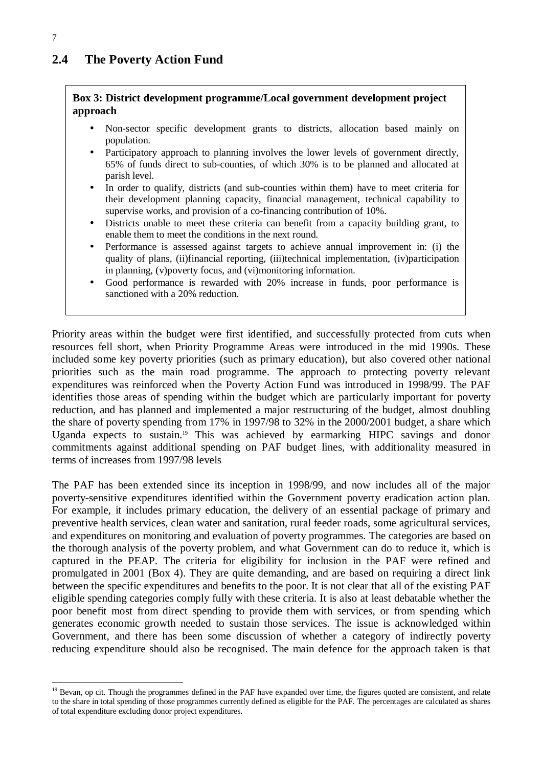## 2.4 The Poverty Action Fund

**Box 3: District development programme/Local government development project approach**

- Non-sector specific development grants to districts, allocation based mainly on population.
- Participatory approach to planning involves the lower levels of government directly, 65% of funds direct to sub-counties, of which 30% is to be planned and allocated at parish level.
- In order to qualify, districts (and sub-counties within them) have to meet criteria for their development planning capacity, financial management, technical capability to supervise works, and provision of a co-financing contribution of 10%.
- Districts unable to meet these criteria can benefit from a capacity building grant, to enable them to meet the conditions in the next round.
- Performance is assessed against targets to achieve annual improvement in: (i) the quality of plans, (ii)financial reporting, (iii)technical implementation, (iv)participation in planning, (v)poverty focus, and (vi)monitoring information.
- Good performance is rewarded with 20% increase in funds, poor performance is sanctioned with a 20% reduction.

Priority areas within the budget were first identified, and successfully protected from cuts when resources fell short, when Priority Programme Areas were introduced in the mid 1990s. These included some key poverty priorities (such as primary education), but also covered other national priorities such as the main road programme. The approach to protecting poverty relevant expenditures was reinforced when the Poverty Action Fund was introduced in 1998/99. The PAF identifies those areas of spending within the budget which are particularly important for poverty reduction, and has planned and implemented a major restructuring of the budget, almost doubling the share of poverty spending from 17% in 1997/98 to 32% in the 2000/2001 budget, a share which Uganda expects to sustain.[19] This was achieved by earmarking HIPC savings and donor commitments against additional spending on PAF budget lines, with additionality measured in terms of increases from 1997/98 levels

The PAF has been extended since its inception in 1998/99, and now includes all of the major poverty-sensitive expenditures identified within the Government poverty eradication action plan. For example, it includes primary education, the delivery of an essential package of primary and preventive health services, clean water and sanitation, rural feeder roads, some agricultural services, and expenditures on monitoring and evaluation of poverty programmes. The categories are based on the thorough analysis of the poverty problem, and what Government can do to reduce it, which is captured in the PEAP. The criteria for eligibility for inclusion in the PAF were refined and promulgated in 2001 (Box 4). They are quite demanding, and are based on requiring a direct link between the specific expenditures and benefits to the poor. It is not clear that all of the existing PAF eligible spending categories comply fully with these criteria. It is also at least debatable whether the poor benefit most from direct spending to provide them with services, or from spending which generates economic growth needed to sustain those services. The issue is acknowledged within Government, and there has been some discussion of whether a category of indirectly poverty reducing expenditure should also be recognised. The main defence for the approach taken is that

[19] Bevan, op cit. Though the programmes defined in the PAF have expanded over time, the figures quoted are consistent, and relate to the share in total spending of those programmes currently defined as eligible for the PAF. The percentages are calculated as shares of total expenditure excluding donor project expenditures.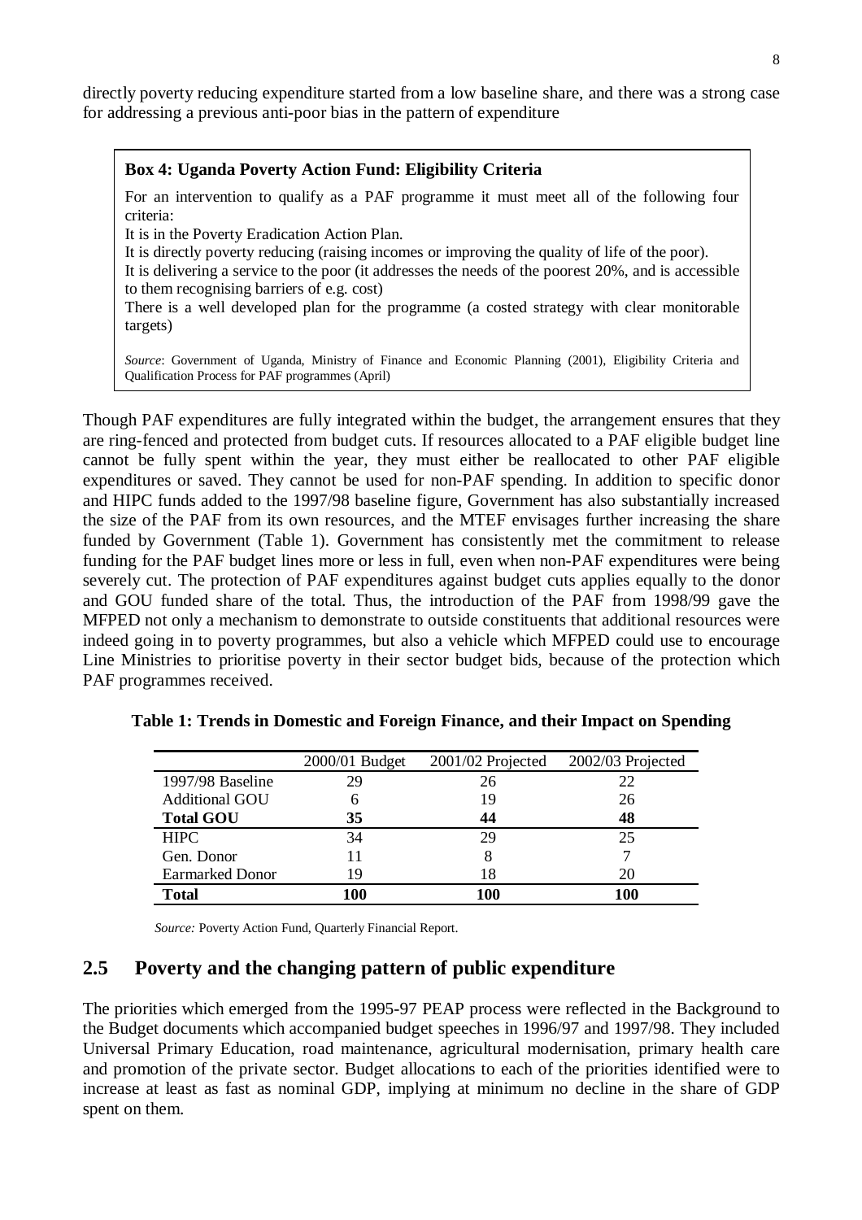directly poverty reducing expenditure started from a low baseline share, and there was a strong case for addressing a previous anti-poor bias in the pattern of expenditure

> **Box 4: Uganda Poverty Action Fund: Eligibility Criteria**
>
> For an intervention to qualify as a PAF programme it must meet all of the following four criteria:
>
> It is in the Poverty Eradication Action Plan.
>
> It is directly poverty reducing (raising incomes or improving the quality of life of the poor).
>
> It is delivering a service to the poor (it addresses the needs of the poorest 20%, and is accessible to them recognising barriers of e.g. cost)
>
> There is a well developed plan for the programme (a costed strategy with clear monitorable targets)
>
> *Source*: Government of Uganda, Ministry of Finance and Economic Planning (2001), Eligibility Criteria and Qualification Process for PAF programmes (April)

Though PAF expenditures are fully integrated within the budget, the arrangement ensures that they are ring-fenced and protected from budget cuts. If resources allocated to a PAF eligible budget line cannot be fully spent within the year, they must either be reallocated to other PAF eligible expenditures or saved. They cannot be used for non-PAF spending. In addition to specific donor and HIPC funds added to the 1997/98 baseline figure, Government has also substantially increased the size of the PAF from its own resources, and the MTEF envisages further increasing the share funded by Government (Table 1). Government has consistently met the commitment to release funding for the PAF budget lines more or less in full, even when non-PAF expenditures were being severely cut. The protection of PAF expenditures against budget cuts applies equally to the donor and GOU funded share of the total. Thus, the introduction of the PAF from 1998/99 gave the MFPED not only a mechanism to demonstrate to outside constituents that additional resources were indeed going in to poverty programmes, but also a vehicle which MFPED could use to encourage Line Ministries to prioritise poverty in their sector budget bids, because of the protection which PAF programmes received.

**Table 1: Trends in Domestic and Foreign Finance, and their Impact on Spending**

| | 2000/01 Budget | 2001/02 Projected | 2002/03 Projected |
|---|---|---|---|
| 1997/98 Baseline | 29 | 26 | 22 |
| Additional GOU | 6 | 19 | 26 |
| **Total GOU** | **35** | **44** | **48** |
| HIPC | 34 | 29 | 25 |
| Gen. Donor | 11 | 8 | 7 |
| Earmarked Donor | 19 | 18 | 20 |
| **Total** | **100** | **100** | **100** |

*Source:* Poverty Action Fund, Quarterly Financial Report.

## 2.5 Poverty and the changing pattern of public expenditure

The priorities which emerged from the 1995-97 PEAP process were reflected in the Background to the Budget documents which accompanied budget speeches in 1996/97 and 1997/98. They included Universal Primary Education, road maintenance, agricultural modernisation, primary health care and promotion of the private sector. Budget allocations to each of the priorities identified were to increase at least as fast as nominal GDP, implying at minimum no decline in the share of GDP spent on them.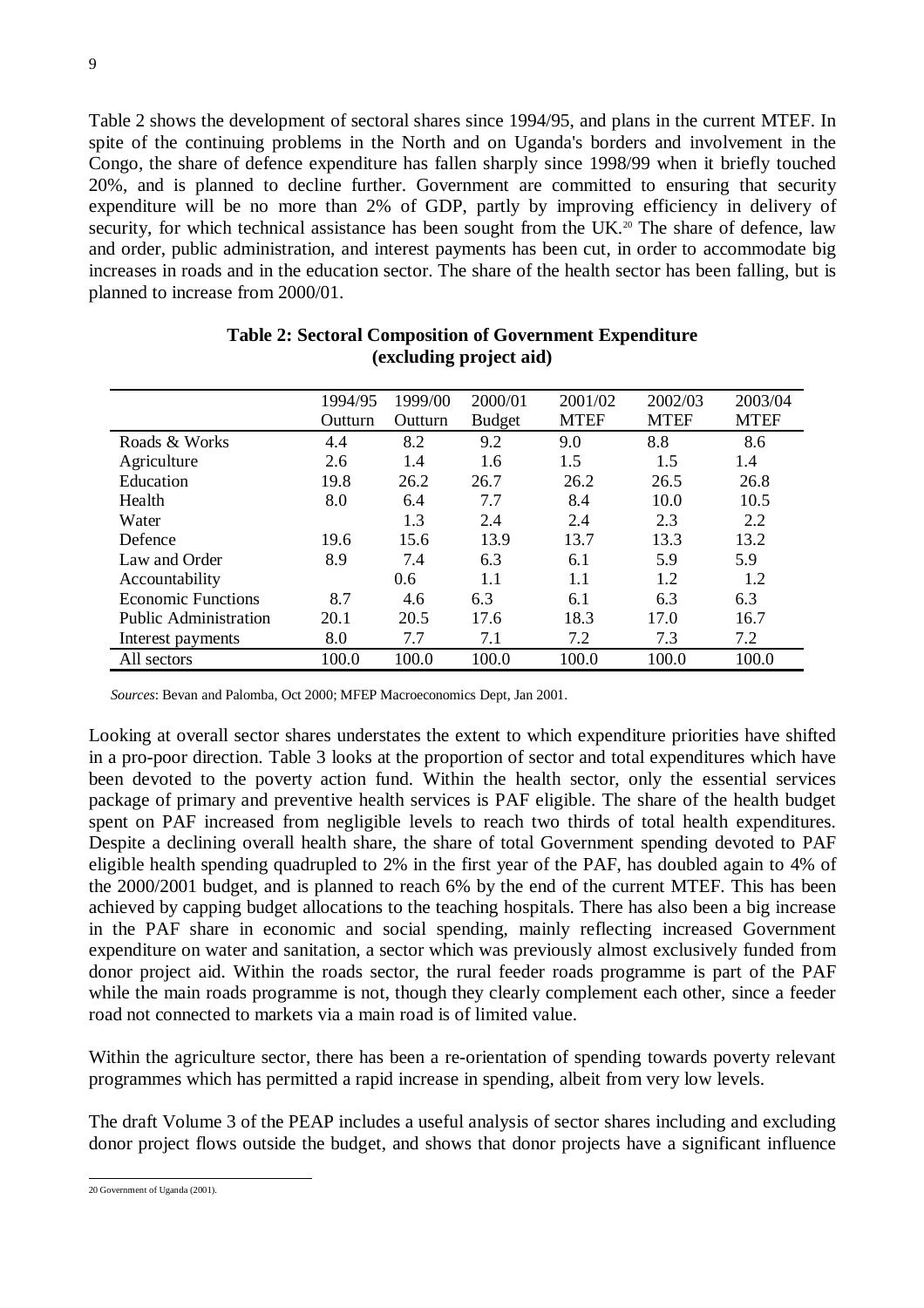Table 2 shows the development of sectoral shares since 1994/95, and plans in the current MTEF. In spite of the continuing problems in the North and on Uganda's borders and involvement in the Congo, the share of defence expenditure has fallen sharply since 1998/99 when it briefly touched 20%, and is planned to decline further. Government are committed to ensuring that security expenditure will be no more than 2% of GDP, partly by improving efficiency in delivery of security, for which technical assistance has been sought from the UK.[20] The share of defence, law and order, public administration, and interest payments has been cut, in order to accommodate big increases in roads and in the education sector. The share of the health sector has been falling, but is planned to increase from 2000/01.

**Table 2: Sectoral Composition of Government Expenditure (excluding project aid)**

| | 1994/95 Outturn | 1999/00 Outturn | 2000/01 Budget | 2001/02 MTEF | 2002/03 MTEF | 2003/04 MTEF |
|---|---|---|---|---|---|---|
| Roads & Works | 4.4 | 8.2 | 9.2 | 9.0 | 8.8 | 8.6 |
| Agriculture | 2.6 | 1.4 | 1.6 | 1.5 | 1.5 | 1.4 |
| Education | 19.8 | 26.2 | 26.7 | 26.2 | 26.5 | 26.8 |
| Health | 8.0 | 6.4 | 7.7 | 8.4 | 10.0 | 10.5 |
| Water | | 1.3 | 2.4 | 2.4 | 2.3 | 2.2 |
| Defence | 19.6 | 15.6 | 13.9 | 13.7 | 13.3 | 13.2 |
| Law and Order | 8.9 | 7.4 | 6.3 | 6.1 | 5.9 | 5.9 |
| Accountability | | 0.6 | 1.1 | 1.1 | 1.2 | 1.2 |
| Economic Functions | 8.7 | 4.6 | 6.3 | 6.1 | 6.3 | 6.3 |
| Public Administration | 20.1 | 20.5 | 17.6 | 18.3 | 17.0 | 16.7 |
| Interest payments | 8.0 | 7.7 | 7.1 | 7.2 | 7.3 | 7.2 |
| All sectors | 100.0 | 100.0 | 100.0 | 100.0 | 100.0 | 100.0 |

*Sources*: Bevan and Palomba, Oct 2000; MFEP Macroeconomics Dept, Jan 2001.

Looking at overall sector shares understates the extent to which expenditure priorities have shifted in a pro-poor direction. Table 3 looks at the proportion of sector and total expenditures which have been devoted to the poverty action fund. Within the health sector, only the essential services package of primary and preventive health services is PAF eligible. The share of the health budget spent on PAF increased from negligible levels to reach two thirds of total health expenditures. Despite a declining overall health share, the share of total Government spending devoted to PAF eligible health spending quadrupled to 2% in the first year of the PAF, has doubled again to 4% of the 2000/2001 budget, and is planned to reach 6% by the end of the current MTEF. This has been achieved by capping budget allocations to the teaching hospitals. There has also been a big increase in the PAF share in economic and social spending, mainly reflecting increased Government expenditure on water and sanitation, a sector which was previously almost exclusively funded from donor project aid. Within the roads sector, the rural feeder roads programme is part of the PAF while the main roads programme is not, though they clearly complement each other, since a feeder road not connected to markets via a main road is of limited value.

Within the agriculture sector, there has been a re-orientation of spending towards poverty relevant programmes which has permitted a rapid increase in spending, albeit from very low levels.

The draft Volume 3 of the PEAP includes a useful analysis of sector shares including and excluding donor project flows outside the budget, and shows that donor projects have a significant influence

[20] Government of Uganda (2001).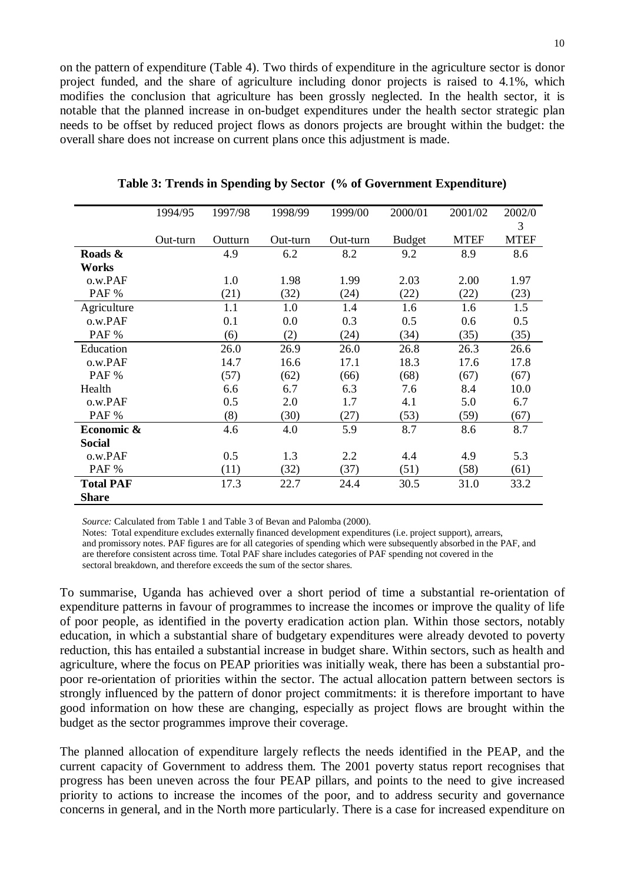on the pattern of expenditure (Table 4). Two thirds of expenditure in the agriculture sector is donor project funded, and the share of agriculture including donor projects is raised to 4.1%, which modifies the conclusion that agriculture has been grossly neglected. In the health sector, it is notable that the planned increase in on-budget expenditures under the health sector strategic plan needs to be offset by reduced project flows as donors projects are brought within the budget: the overall share does not increase on current plans once this adjustment is made.

**Table 3: Trends in Spending by Sector (% of Government Expenditure)**

| | 1994/95 | 1997/98 | 1998/99 | 1999/00 | 2000/01 | 2001/02 | 2002/03 |
|---|---|---|---|---|---|---|---|
| | Out-turn | Outturn | Out-turn | Out-turn | Budget | MTEF | MTEF |
| **Roads & Works** | | 4.9 | 6.2 | 8.2 | 9.2 | 8.9 | 8.6 |
| o.w.PAF | | 1.0 | 1.98 | 1.99 | 2.03 | 2.00 | 1.97 |
| PAF % | | (21) | (32) | (24) | (22) | (22) | (23) |
| Agriculture | | 1.1 | 1.0 | 1.4 | 1.6 | 1.6 | 1.5 |
| o.w.PAF | | 0.1 | 0.0 | 0.3 | 0.5 | 0.6 | 0.5 |
| PAF % | | (6) | (2) | (24) | (34) | (35) | (35) |
| Education | | 26.0 | 26.9 | 26.0 | 26.8 | 26.3 | 26.6 |
| o.w.PAF | | 14.7 | 16.6 | 17.1 | 18.3 | 17.6 | 17.8 |
| PAF % | | (57) | (62) | (66) | (68) | (67) | (67) |
| Health | | 6.6 | 6.7 | 6.3 | 7.6 | 8.4 | 10.0 |
| o.w.PAF | | 0.5 | 2.0 | 1.7 | 4.1 | 5.0 | 6.7 |
| PAF % | | (8) | (30) | (27) | (53) | (59) | (67) |
| **Economic & Social** | | 4.6 | 4.0 | 5.9 | 8.7 | 8.6 | 8.7 |
| o.w.PAF | | 0.5 | 1.3 | 2.2 | 4.4 | 4.9 | 5.3 |
| PAF % | | (11) | (32) | (37) | (51) | (58) | (61) |
| **Total PAF Share** | | 17.3 | 22.7 | 24.4 | 30.5 | 31.0 | 33.2 |

*Source:* Calculated from Table 1 and Table 3 of Bevan and Palomba (2000).

Notes: Total expenditure excludes externally financed development expenditures (i.e. project support), arrears, and promissory notes. PAF figures are for all categories of spending which were subsequently absorbed in the PAF, and are therefore consistent across time. Total PAF share includes categories of PAF spending not covered in the sectoral breakdown, and therefore exceeds the sum of the sector shares.

To summarise, Uganda has achieved over a short period of time a substantial re-orientation of expenditure patterns in favour of programmes to increase the incomes or improve the quality of life of poor people, as identified in the poverty eradication action plan. Within those sectors, notably education, in which a substantial share of budgetary expenditures were already devoted to poverty reduction, this has entailed a substantial increase in budget share. Within sectors, such as health and agriculture, where the focus on PEAP priorities was initially weak, there has been a substantial pro-poor re-orientation of priorities within the sector. The actual allocation pattern between sectors is strongly influenced by the pattern of donor project commitments: it is therefore important to have good information on how these are changing, especially as project flows are brought within the budget as the sector programmes improve their coverage.

The planned allocation of expenditure largely reflects the needs identified in the PEAP, and the current capacity of Government to address them. The 2001 poverty status report recognises that progress has been uneven across the four PEAP pillars, and points to the need to give increased priority to actions to increase the incomes of the poor, and to address security and governance concerns in general, and in the North more particularly. There is a case for increased expenditure on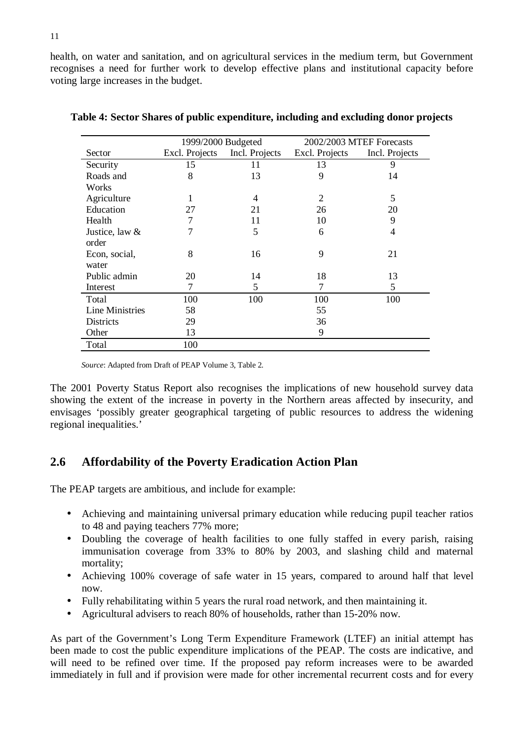health, on water and sanitation, and on agricultural services in the medium term, but Government recognises a need for further work to develop effective plans and institutional capacity before voting large increases in the budget.

**Table 4: Sector Shares of public expenditure, including and excluding donor projects**

| | 1999/2000 Budgeted | | 2002/2003 MTEF Forecasts | |
|---|---|---|---|---|
| Sector | Excl. Projects | Incl. Projects | Excl. Projects | Incl. Projects |
| Security | 15 | 11 | 13 | 9 |
| Roads and Works | 8 | 13 | 9 | 14 |
| Agriculture | 1 | 4 | 2 | 5 |
| Education | 27 | 21 | 26 | 20 |
| Health | 7 | 11 | 10 | 9 |
| Justice, law & order | 7 | 5 | 6 | 4 |
| Econ, social, water | 8 | 16 | 9 | 21 |
| Public admin | 20 | 14 | 18 | 13 |
| Interest | 7 | 5 | 7 | 5 |
| Total | 100 | 100 | 100 | 100 |
| Line Ministries | 58 | | 55 | |
| Districts | 29 | | 36 | |
| Other | 13 | | 9 | |
| Total | 100 | | | |

*Source*: Adapted from Draft of PEAP Volume 3, Table 2.

The 2001 Poverty Status Report also recognises the implications of new household survey data showing the extent of the increase in poverty in the Northern areas affected by insecurity, and envisages 'possibly greater geographical targeting of public resources to address the widening regional inequalities.'

## 2.6 Affordability of the Poverty Eradication Action Plan

The PEAP targets are ambitious, and include for example:

- Achieving and maintaining universal primary education while reducing pupil teacher ratios to 48 and paying teachers 77% more;
- Doubling the coverage of health facilities to one fully staffed in every parish, raising immunisation coverage from 33% to 80% by 2003, and slashing child and maternal mortality;
- Achieving 100% coverage of safe water in 15 years, compared to around half that level now.
- Fully rehabilitating within 5 years the rural road network, and then maintaining it.
- Agricultural advisers to reach 80% of households, rather than 15-20% now.

As part of the Government's Long Term Expenditure Framework (LTEF) an initial attempt has been made to cost the public expenditure implications of the PEAP. The costs are indicative, and will need to be refined over time. If the proposed pay reform increases were to be awarded immediately in full and if provision were made for other incremental recurrent costs and for every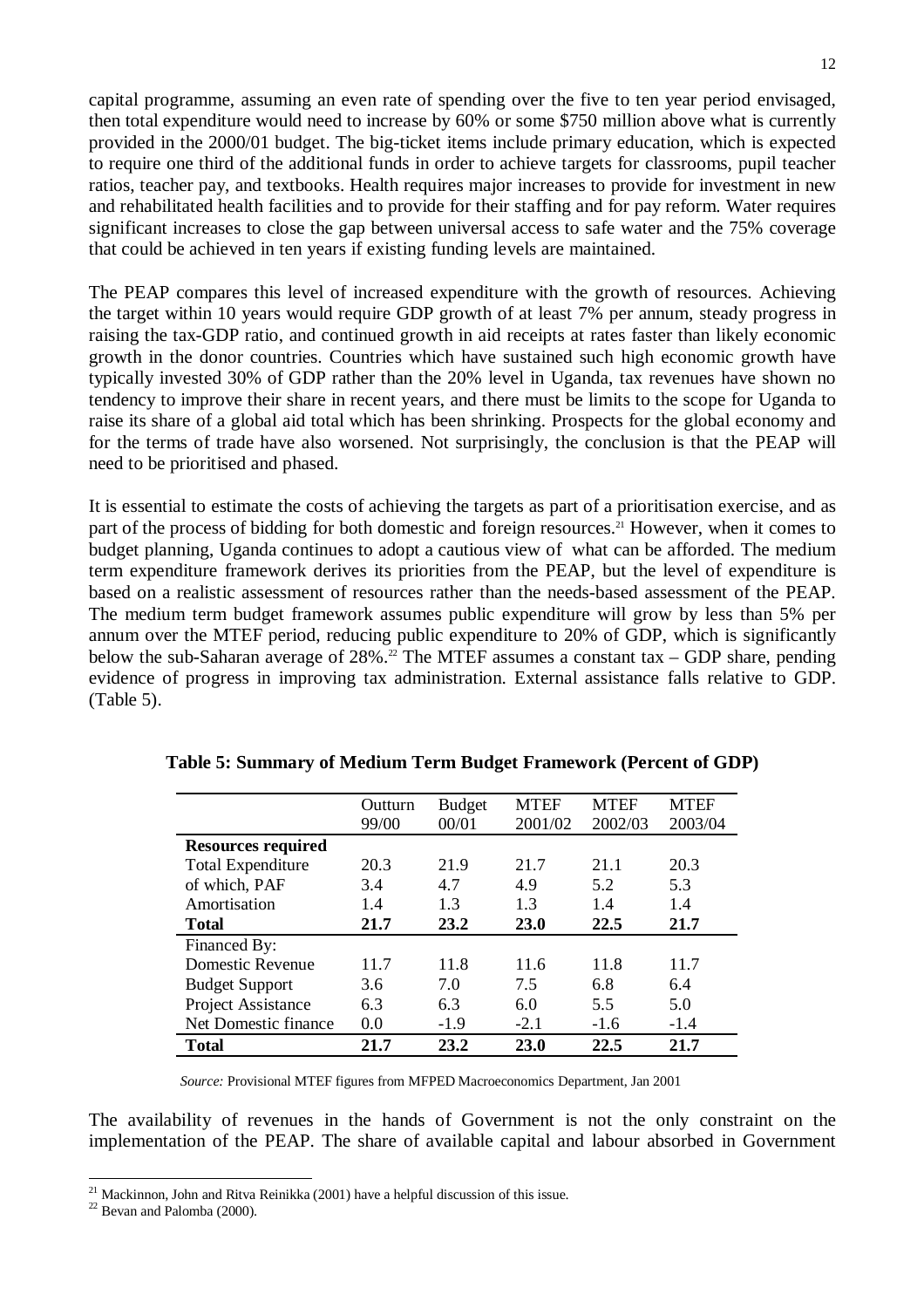capital programme, assuming an even rate of spending over the five to ten year period envisaged, then total expenditure would need to increase by 60% or some $750 million above what is currently provided in the 2000/01 budget. The big-ticket items include primary education, which is expected to require one third of the additional funds in order to achieve targets for classrooms, pupil teacher ratios, teacher pay, and textbooks. Health requires major increases to provide for investment in new and rehabilitated health facilities and to provide for their staffing and for pay reform. Water requires significant increases to close the gap between universal access to safe water and the 75% coverage that could be achieved in ten years if existing funding levels are maintained.

The PEAP compares this level of increased expenditure with the growth of resources. Achieving the target within 10 years would require GDP growth of at least 7% per annum, steady progress in raising the tax-GDP ratio, and continued growth in aid receipts at rates faster than likely economic growth in the donor countries. Countries which have sustained such high economic growth have typically invested 30% of GDP rather than the 20% level in Uganda, tax revenues have shown no tendency to improve their share in recent years, and there must be limits to the scope for Uganda to raise its share of a global aid total which has been shrinking. Prospects for the global economy and for the terms of trade have also worsened. Not surprisingly, the conclusion is that the PEAP will need to be prioritised and phased.

It is essential to estimate the costs of achieving the targets as part of a prioritisation exercise, and as part of the process of bidding for both domestic and foreign resources.[21] However, when it comes to budget planning, Uganda continues to adopt a cautious view of what can be afforded. The medium term expenditure framework derives its priorities from the PEAP, but the level of expenditure is based on a realistic assessment of resources rather than the needs-based assessment of the PEAP. The medium term budget framework assumes public expenditure will grow by less than 5% per annum over the MTEF period, reducing public expenditure to 20% of GDP, which is significantly below the sub-Saharan average of 28%.[22] The MTEF assumes a constant tax – GDP share, pending evidence of progress in improving tax administration. External assistance falls relative to GDP. (Table 5).

**Table 5: Summary of Medium Term Budget Framework (Percent of GDP)**

| | Outturn 99/00 | Budget 00/01 | MTEF 2001/02 | MTEF 2002/03 | MTEF 2003/04 |
|---|---|---|---|---|---|
| **Resources required** | | | | | |
| Total Expenditure | 20.3 | 21.9 | 21.7 | 21.1 | 20.3 |
| of which, PAF | 3.4 | 4.7 | 4.9 | 5.2 | 5.3 |
| Amortisation | 1.4 | 1.3 | 1.3 | 1.4 | 1.4 |
| **Total** | **21.7** | **23.2** | **23.0** | **22.5** | **21.7** |
| Financed By: | | | | | |
| Domestic Revenue | 11.7 | 11.8 | 11.6 | 11.8 | 11.7 |
| Budget Support | 3.6 | 7.0 | 7.5 | 6.8 | 6.4 |
| Project Assistance | 6.3 | 6.3 | 6.0 | 5.5 | 5.0 |
| Net Domestic finance | 0.0 | -1.9 | -2.1 | -1.6 | -1.4 |
| **Total** | **21.7** | **23.2** | **23.0** | **22.5** | **21.7** |

*Source:* Provisional MTEF figures from MFPED Macroeconomics Department, Jan 2001

The availability of revenues in the hands of Government is not the only constraint on the implementation of the PEAP. The share of available capital and labour absorbed in Government

---

[21] Mackinnon, John and Ritva Reinikka (2001) have a helpful discussion of this issue.

[22] Bevan and Palomba (2000).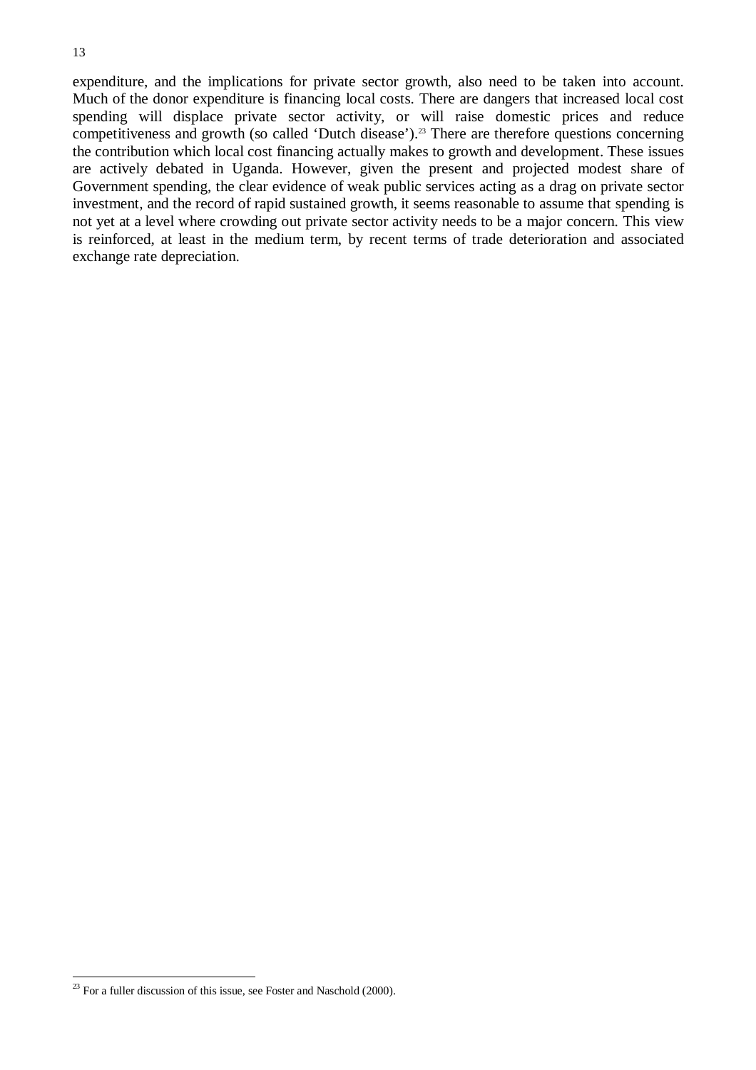expenditure, and the implications for private sector growth, also need to be taken into account. Much of the donor expenditure is financing local costs. There are dangers that increased local cost spending will displace private sector activity, or will raise domestic prices and reduce competitiveness and growth (so called 'Dutch disease').[23] There are therefore questions concerning the contribution which local cost financing actually makes to growth and development. These issues are actively debated in Uganda. However, given the present and projected modest share of Government spending, the clear evidence of weak public services acting as a drag on private sector investment, and the record of rapid sustained growth, it seems reasonable to assume that spending is not yet at a level where crowding out private sector activity needs to be a major concern. This view is reinforced, at least in the medium term, by recent terms of trade deterioration and associated exchange rate depreciation.

[23] For a fuller discussion of this issue, see Foster and Naschold (2000).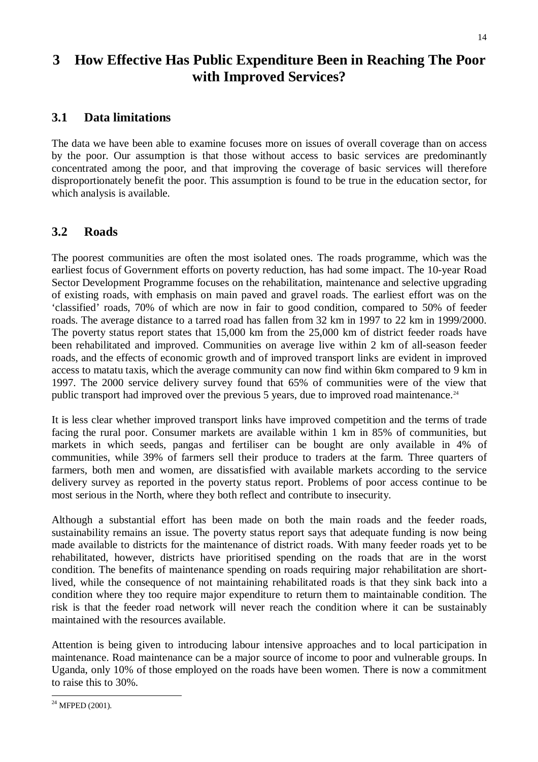# 3 How Effective Has Public Expenditure Been in Reaching The Poor with Improved Services?

## 3.1 Data limitations

The data we have been able to examine focuses more on issues of overall coverage than on access by the poor. Our assumption is that those without access to basic services are predominantly concentrated among the poor, and that improving the coverage of basic services will therefore disproportionately benefit the poor. This assumption is found to be true in the education sector, for which analysis is available.

## 3.2 Roads

The poorest communities are often the most isolated ones. The roads programme, which was the earliest focus of Government efforts on poverty reduction, has had some impact. The 10-year Road Sector Development Programme focuses on the rehabilitation, maintenance and selective upgrading of existing roads, with emphasis on main paved and gravel roads. The earliest effort was on the 'classified' roads, 70% of which are now in fair to good condition, compared to 50% of feeder roads. The average distance to a tarred road has fallen from 32 km in 1997 to 22 km in 1999/2000. The poverty status report states that 15,000 km from the 25,000 km of district feeder roads have been rehabilitated and improved. Communities on average live within 2 km of all-season feeder roads, and the effects of economic growth and of improved transport links are evident in improved access to matatu taxis, which the average community can now find within 6km compared to 9 km in 1997. The 2000 service delivery survey found that 65% of communities were of the view that public transport had improved over the previous 5 years, due to improved road maintenance.[24]

It is less clear whether improved transport links have improved competition and the terms of trade facing the rural poor. Consumer markets are available within 1 km in 85% of communities, but markets in which seeds, pangas and fertiliser can be bought are only available in 4% of communities, while 39% of farmers sell their produce to traders at the farm. Three quarters of farmers, both men and women, are dissatisfied with available markets according to the service delivery survey as reported in the poverty status report. Problems of poor access continue to be most serious in the North, where they both reflect and contribute to insecurity.

Although a substantial effort has been made on both the main roads and the feeder roads, sustainability remains an issue. The poverty status report says that adequate funding is now being made available to districts for the maintenance of district roads. With many feeder roads yet to be rehabilitated, however, districts have prioritised spending on the roads that are in the worst condition. The benefits of maintenance spending on roads requiring major rehabilitation are short-lived, while the consequence of not maintaining rehabilitated roads is that they sink back into a condition where they too require major expenditure to return them to maintainable condition. The risk is that the feeder road network will never reach the condition where it can be sustainably maintained with the resources available.

Attention is being given to introducing labour intensive approaches and to local participation in maintenance. Road maintenance can be a major source of income to poor and vulnerable groups. In Uganda, only 10% of those employed on the roads have been women. There is now a commitment to raise this to 30%.

---

[24] MFPED (2001).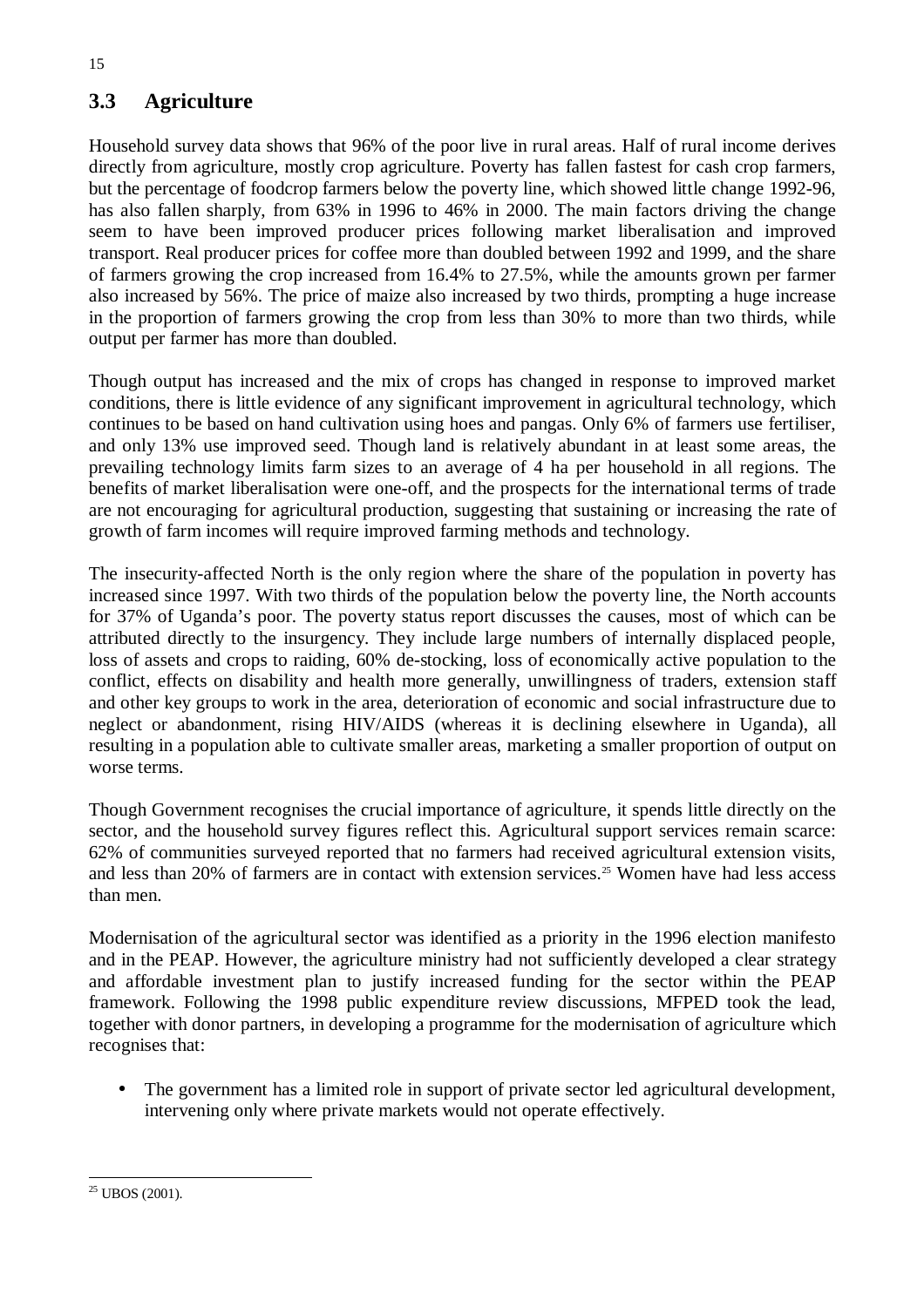## 3.3 Agriculture

Household survey data shows that 96% of the poor live in rural areas. Half of rural income derives directly from agriculture, mostly crop agriculture. Poverty has fallen fastest for cash crop farmers, but the percentage of foodcrop farmers below the poverty line, which showed little change 1992-96, has also fallen sharply, from 63% in 1996 to 46% in 2000. The main factors driving the change seem to have been improved producer prices following market liberalisation and improved transport. Real producer prices for coffee more than doubled between 1992 and 1999, and the share of farmers growing the crop increased from 16.4% to 27.5%, while the amounts grown per farmer also increased by 56%. The price of maize also increased by two thirds, prompting a huge increase in the proportion of farmers growing the crop from less than 30% to more than two thirds, while output per farmer has more than doubled.

Though output has increased and the mix of crops has changed in response to improved market conditions, there is little evidence of any significant improvement in agricultural technology, which continues to be based on hand cultivation using hoes and pangas. Only 6% of farmers use fertiliser, and only 13% use improved seed. Though land is relatively abundant in at least some areas, the prevailing technology limits farm sizes to an average of 4 ha per household in all regions. The benefits of market liberalisation were one-off, and the prospects for the international terms of trade are not encouraging for agricultural production, suggesting that sustaining or increasing the rate of growth of farm incomes will require improved farming methods and technology.

The insecurity-affected North is the only region where the share of the population in poverty has increased since 1997. With two thirds of the population below the poverty line, the North accounts for 37% of Uganda's poor. The poverty status report discusses the causes, most of which can be attributed directly to the insurgency. They include large numbers of internally displaced people, loss of assets and crops to raiding, 60% de-stocking, loss of economically active population to the conflict, effects on disability and health more generally, unwillingness of traders, extension staff and other key groups to work in the area, deterioration of economic and social infrastructure due to neglect or abandonment, rising HIV/AIDS (whereas it is declining elsewhere in Uganda), all resulting in a population able to cultivate smaller areas, marketing a smaller proportion of output on worse terms.

Though Government recognises the crucial importance of agriculture, it spends little directly on the sector, and the household survey figures reflect this. Agricultural support services remain scarce: 62% of communities surveyed reported that no farmers had received agricultural extension visits, and less than 20% of farmers are in contact with extension services.[25] Women have had less access than men.

Modernisation of the agricultural sector was identified as a priority in the 1996 election manifesto and in the PEAP. However, the agriculture ministry had not sufficiently developed a clear strategy and affordable investment plan to justify increased funding for the sector within the PEAP framework. Following the 1998 public expenditure review discussions, MFPED took the lead, together with donor partners, in developing a programme for the modernisation of agriculture which recognises that:

- The government has a limited role in support of private sector led agricultural development, intervening only where private markets would not operate effectively.

---

[25] UBOS (2001).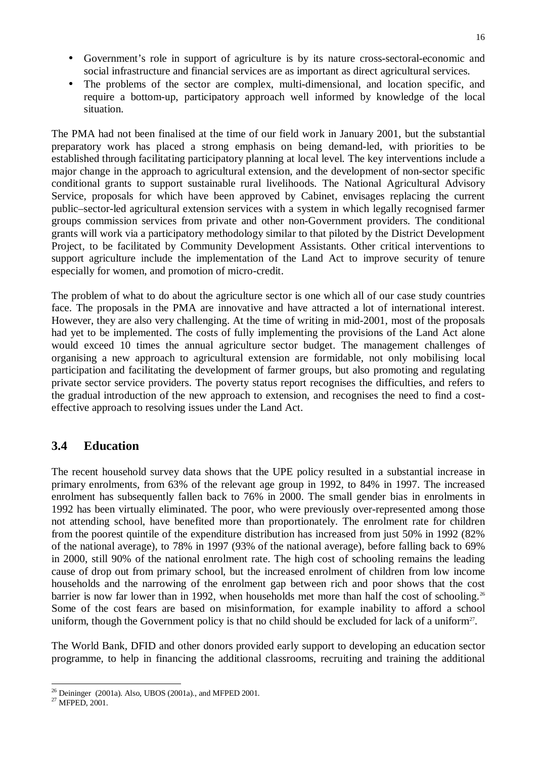- Government's role in support of agriculture is by its nature cross-sectoral-economic and social infrastructure and financial services are as important as direct agricultural services.
- The problems of the sector are complex, multi-dimensional, and location specific, and require a bottom-up, participatory approach well informed by knowledge of the local situation.

The PMA had not been finalised at the time of our field work in January 2001, but the substantial preparatory work has placed a strong emphasis on being demand-led, with priorities to be established through facilitating participatory planning at local level. The key interventions include a major change in the approach to agricultural extension, and the development of non-sector specific conditional grants to support sustainable rural livelihoods. The National Agricultural Advisory Service, proposals for which have been approved by Cabinet, envisages replacing the current public–sector-led agricultural extension services with a system in which legally recognised farmer groups commission services from private and other non-Government providers. The conditional grants will work via a participatory methodology similar to that piloted by the District Development Project, to be facilitated by Community Development Assistants. Other critical interventions to support agriculture include the implementation of the Land Act to improve security of tenure especially for women, and promotion of micro-credit.

The problem of what to do about the agriculture sector is one which all of our case study countries face. The proposals in the PMA are innovative and have attracted a lot of international interest. However, they are also very challenging. At the time of writing in mid-2001, most of the proposals had yet to be implemented. The costs of fully implementing the provisions of the Land Act alone would exceed 10 times the annual agriculture sector budget. The management challenges of organising a new approach to agricultural extension are formidable, not only mobilising local participation and facilitating the development of farmer groups, but also promoting and regulating private sector service providers. The poverty status report recognises the difficulties, and refers to the gradual introduction of the new approach to extension, and recognises the need to find a cost-effective approach to resolving issues under the Land Act.

## 3.4 Education

The recent household survey data shows that the UPE policy resulted in a substantial increase in primary enrolments, from 63% of the relevant age group in 1992, to 84% in 1997. The increased enrolment has subsequently fallen back to 76% in 2000. The small gender bias in enrolments in 1992 has been virtually eliminated. The poor, who were previously over-represented among those not attending school, have benefited more than proportionately. The enrolment rate for children from the poorest quintile of the expenditure distribution has increased from just 50% in 1992 (82% of the national average), to 78% in 1997 (93% of the national average), before falling back to 69% in 2000, still 90% of the national enrolment rate. The high cost of schooling remains the leading cause of drop out from primary school, but the increased enrolment of children from low income households and the narrowing of the enrolment gap between rich and poor shows that the cost barrier is now far lower than in 1992, when households met more than half the cost of schooling.[26] Some of the cost fears are based on misinformation, for example inability to afford a school uniform, though the Government policy is that no child should be excluded for lack of a uniform[27].

The World Bank, DFID and other donors provided early support to developing an education sector programme, to help in financing the additional classrooms, recruiting and training the additional

[26] Deininger (2001a). Also, UBOS (2001a)., and MFPED 2001.

[27] MFPED, 2001.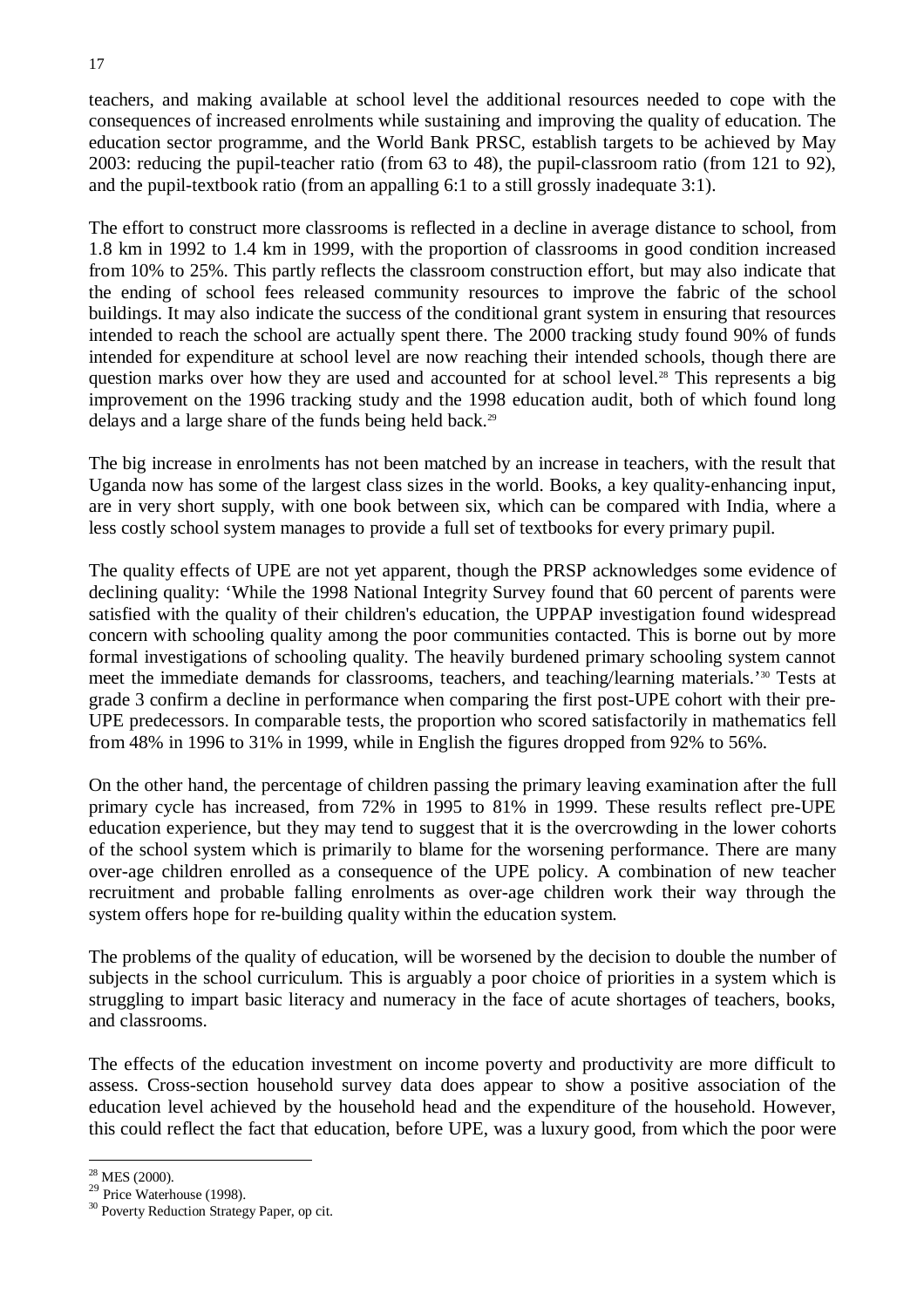teachers, and making available at school level the additional resources needed to cope with the consequences of increased enrolments while sustaining and improving the quality of education. The education sector programme, and the World Bank PRSC, establish targets to be achieved by May 2003: reducing the pupil-teacher ratio (from 63 to 48), the pupil-classroom ratio (from 121 to 92), and the pupil-textbook ratio (from an appalling 6:1 to a still grossly inadequate 3:1).

The effort to construct more classrooms is reflected in a decline in average distance to school, from 1.8 km in 1992 to 1.4 km in 1999, with the proportion of classrooms in good condition increased from 10% to 25%. This partly reflects the classroom construction effort, but may also indicate that the ending of school fees released community resources to improve the fabric of the school buildings. It may also indicate the success of the conditional grant system in ensuring that resources intended to reach the school are actually spent there. The 2000 tracking study found 90% of funds intended for expenditure at school level are now reaching their intended schools, though there are question marks over how they are used and accounted for at school level.[28] This represents a big improvement on the 1996 tracking study and the 1998 education audit, both of which found long delays and a large share of the funds being held back.[29]

The big increase in enrolments has not been matched by an increase in teachers, with the result that Uganda now has some of the largest class sizes in the world. Books, a key quality-enhancing input, are in very short supply, with one book between six, which can be compared with India, where a less costly school system manages to provide a full set of textbooks for every primary pupil.

The quality effects of UPE are not yet apparent, though the PRSP acknowledges some evidence of declining quality: 'While the 1998 National Integrity Survey found that 60 percent of parents were satisfied with the quality of their children's education, the UPPAP investigation found widespread concern with schooling quality among the poor communities contacted. This is borne out by more formal investigations of schooling quality. The heavily burdened primary schooling system cannot meet the immediate demands for classrooms, teachers, and teaching/learning materials.'[30] Tests at grade 3 confirm a decline in performance when comparing the first post-UPE cohort with their pre-UPE predecessors. In comparable tests, the proportion who scored satisfactorily in mathematics fell from 48% in 1996 to 31% in 1999, while in English the figures dropped from 92% to 56%.

On the other hand, the percentage of children passing the primary leaving examination after the full primary cycle has increased, from 72% in 1995 to 81% in 1999. These results reflect pre-UPE education experience, but they may tend to suggest that it is the overcrowding in the lower cohorts of the school system which is primarily to blame for the worsening performance. There are many over-age children enrolled as a consequence of the UPE policy. A combination of new teacher recruitment and probable falling enrolments as over-age children work their way through the system offers hope for re-building quality within the education system.

The problems of the quality of education, will be worsened by the decision to double the number of subjects in the school curriculum. This is arguably a poor choice of priorities in a system which is struggling to impart basic literacy and numeracy in the face of acute shortages of teachers, books, and classrooms.

The effects of the education investment on income poverty and productivity are more difficult to assess. Cross-section household survey data does appear to show a positive association of the education level achieved by the household head and the expenditure of the household. However, this could reflect the fact that education, before UPE, was a luxury good, from which the poor were

---

[28] MES (2000).

[29] Price Waterhouse (1998).

[30] Poverty Reduction Strategy Paper, op cit.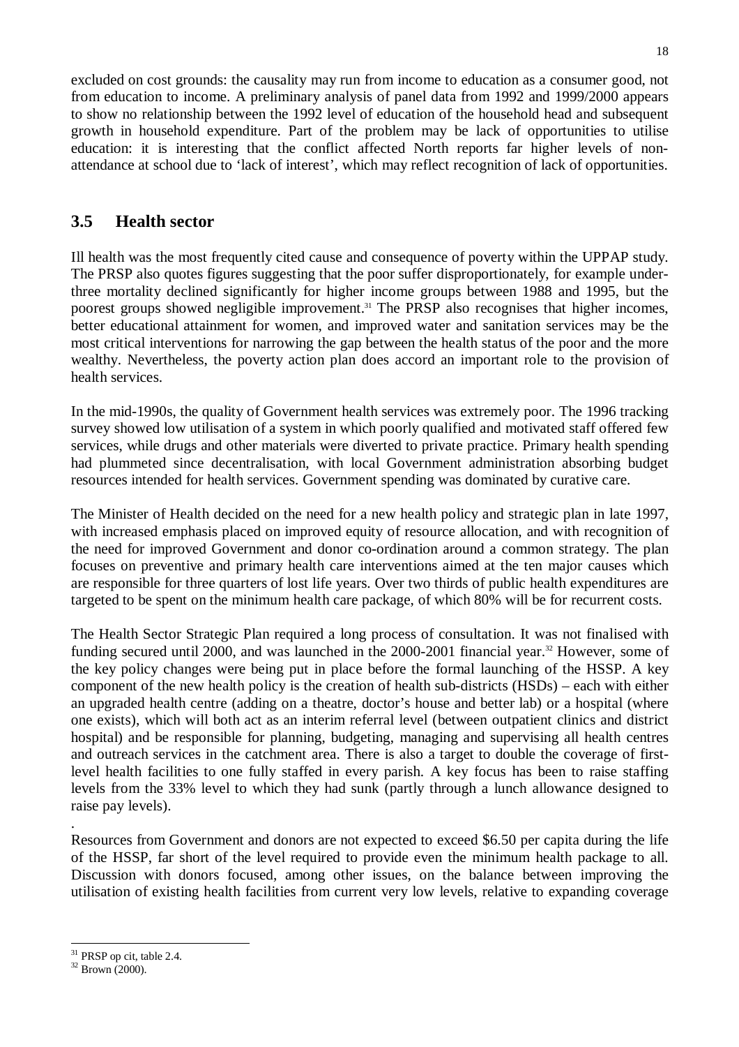excluded on cost grounds: the causality may run from income to education as a consumer good, not from education to income. A preliminary analysis of panel data from 1992 and 1999/2000 appears to show no relationship between the 1992 level of education of the household head and subsequent growth in household expenditure. Part of the problem may be lack of opportunities to utilise education: it is interesting that the conflict affected North reports far higher levels of non-attendance at school due to 'lack of interest', which may reflect recognition of lack of opportunities.

## 3.5 Health sector

Ill health was the most frequently cited cause and consequence of poverty within the UPPAP study. The PRSP also quotes figures suggesting that the poor suffer disproportionately, for example under-three mortality declined significantly for higher income groups between 1988 and 1995, but the poorest groups showed negligible improvement.[31] The PRSP also recognises that higher incomes, better educational attainment for women, and improved water and sanitation services may be the most critical interventions for narrowing the gap between the health status of the poor and the more wealthy. Nevertheless, the poverty action plan does accord an important role to the provision of health services.

In the mid-1990s, the quality of Government health services was extremely poor. The 1996 tracking survey showed low utilisation of a system in which poorly qualified and motivated staff offered few services, while drugs and other materials were diverted to private practice. Primary health spending had plummeted since decentralisation, with local Government administration absorbing budget resources intended for health services. Government spending was dominated by curative care.

The Minister of Health decided on the need for a new health policy and strategic plan in late 1997, with increased emphasis placed on improved equity of resource allocation, and with recognition of the need for improved Government and donor co-ordination around a common strategy. The plan focuses on preventive and primary health care interventions aimed at the ten major causes which are responsible for three quarters of lost life years. Over two thirds of public health expenditures are targeted to be spent on the minimum health care package, of which 80% will be for recurrent costs.

The Health Sector Strategic Plan required a long process of consultation. It was not finalised with funding secured until 2000, and was launched in the 2000-2001 financial year.[32] However, some of the key policy changes were being put in place before the formal launching of the HSSP. A key component of the new health policy is the creation of health sub-districts (HSDs) – each with either an upgraded health centre (adding on a theatre, doctor's house and better lab) or a hospital (where one exists), which will both act as an interim referral level (between outpatient clinics and district hospital) and be responsible for planning, budgeting, managing and supervising all health centres and outreach services in the catchment area. There is also a target to double the coverage of first-level health facilities to one fully staffed in every parish. A key focus has been to raise staffing levels from the 33% level to which they had sunk (partly through a lunch allowance designed to raise pay levels).

.

Resources from Government and donors are not expected to exceed \$6.50 per capita during the life of the HSSP, far short of the level required to provide even the minimum health package to all. Discussion with donors focused, among other issues, on the balance between improving the utilisation of existing health facilities from current very low levels, relative to expanding coverage

---

[31] PRSP op cit, table 2.4.

[32] Brown (2000).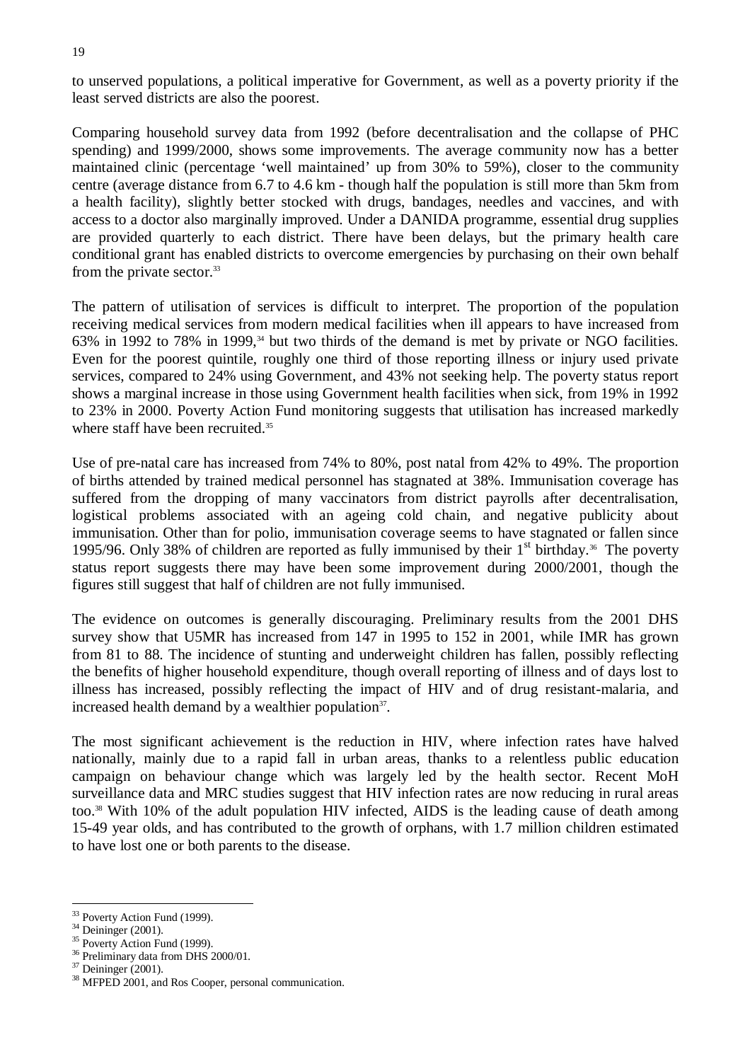to unserved populations, a political imperative for Government, as well as a poverty priority if the least served districts are also the poorest.

Comparing household survey data from 1992 (before decentralisation and the collapse of PHC spending) and 1999/2000, shows some improvements. The average community now has a better maintained clinic (percentage 'well maintained' up from 30% to 59%), closer to the community centre (average distance from 6.7 to 4.6 km - though half the population is still more than 5km from a health facility), slightly better stocked with drugs, bandages, needles and vaccines, and with access to a doctor also marginally improved. Under a DANIDA programme, essential drug supplies are provided quarterly to each district. There have been delays, but the primary health care conditional grant has enabled districts to overcome emergencies by purchasing on their own behalf from the private sector.[33]

The pattern of utilisation of services is difficult to interpret. The proportion of the population receiving medical services from modern medical facilities when ill appears to have increased from 63% in 1992 to 78% in 1999,[34] but two thirds of the demand is met by private or NGO facilities. Even for the poorest quintile, roughly one third of those reporting illness or injury used private services, compared to 24% using Government, and 43% not seeking help. The poverty status report shows a marginal increase in those using Government health facilities when sick, from 19% in 1992 to 23% in 2000. Poverty Action Fund monitoring suggests that utilisation has increased markedly where staff have been recruited.[35]

Use of pre-natal care has increased from 74% to 80%, post natal from 42% to 49%. The proportion of births attended by trained medical personnel has stagnated at 38%. Immunisation coverage has suffered from the dropping of many vaccinators from district payrolls after decentralisation, logistical problems associated with an ageing cold chain, and negative publicity about immunisation. Other than for polio, immunisation coverage seems to have stagnated or fallen since 1995/96. Only 38% of children are reported as fully immunised by their 1st birthday.[36] The poverty status report suggests there may have been some improvement during 2000/2001, though the figures still suggest that half of children are not fully immunised.

The evidence on outcomes is generally discouraging. Preliminary results from the 2001 DHS survey show that U5MR has increased from 147 in 1995 to 152 in 2001, while IMR has grown from 81 to 88. The incidence of stunting and underweight children has fallen, possibly reflecting the benefits of higher household expenditure, though overall reporting of illness and of days lost to illness has increased, possibly reflecting the impact of HIV and of drug resistant-malaria, and increased health demand by a wealthier population[37].

The most significant achievement is the reduction in HIV, where infection rates have halved nationally, mainly due to a rapid fall in urban areas, thanks to a relentless public education campaign on behaviour change which was largely led by the health sector. Recent MoH surveillance data and MRC studies suggest that HIV infection rates are now reducing in rural areas too.[38] With 10% of the adult population HIV infected, AIDS is the leading cause of death among 15-49 year olds, and has contributed to the growth of orphans, with 1.7 million children estimated to have lost one or both parents to the disease.

---

[33] Poverty Action Fund (1999).
[34] Deininger (2001).
[35] Poverty Action Fund (1999).
[36] Preliminary data from DHS 2000/01.
[37] Deininger (2001).
[38] MFPED 2001, and Ros Cooper, personal communication.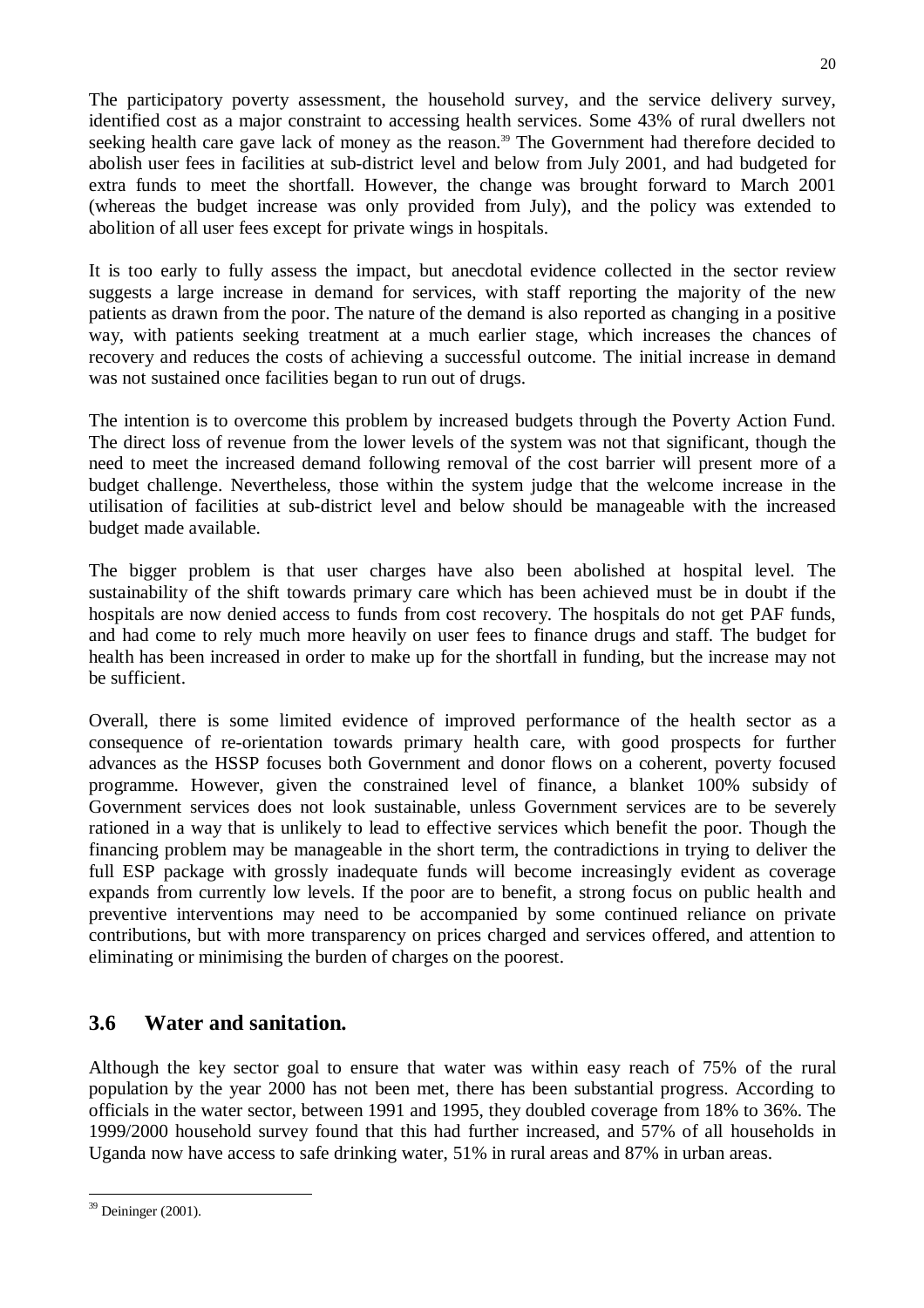The participatory poverty assessment, the household survey, and the service delivery survey, identified cost as a major constraint to accessing health services. Some 43% of rural dwellers not seeking health care gave lack of money as the reason.[39] The Government had therefore decided to abolish user fees in facilities at sub-district level and below from July 2001, and had budgeted for extra funds to meet the shortfall. However, the change was brought forward to March 2001 (whereas the budget increase was only provided from July), and the policy was extended to abolition of all user fees except for private wings in hospitals.

It is too early to fully assess the impact, but anecdotal evidence collected in the sector review suggests a large increase in demand for services, with staff reporting the majority of the new patients as drawn from the poor. The nature of the demand is also reported as changing in a positive way, with patients seeking treatment at a much earlier stage, which increases the chances of recovery and reduces the costs of achieving a successful outcome. The initial increase in demand was not sustained once facilities began to run out of drugs.

The intention is to overcome this problem by increased budgets through the Poverty Action Fund. The direct loss of revenue from the lower levels of the system was not that significant, though the need to meet the increased demand following removal of the cost barrier will present more of a budget challenge. Nevertheless, those within the system judge that the welcome increase in the utilisation of facilities at sub-district level and below should be manageable with the increased budget made available.

The bigger problem is that user charges have also been abolished at hospital level. The sustainability of the shift towards primary care which has been achieved must be in doubt if the hospitals are now denied access to funds from cost recovery. The hospitals do not get PAF funds, and had come to rely much more heavily on user fees to finance drugs and staff. The budget for health has been increased in order to make up for the shortfall in funding, but the increase may not be sufficient.

Overall, there is some limited evidence of improved performance of the health sector as a consequence of re-orientation towards primary health care, with good prospects for further advances as the HSSP focuses both Government and donor flows on a coherent, poverty focused programme. However, given the constrained level of finance, a blanket 100% subsidy of Government services does not look sustainable, unless Government services are to be severely rationed in a way that is unlikely to lead to effective services which benefit the poor. Though the financing problem may be manageable in the short term, the contradictions in trying to deliver the full ESP package with grossly inadequate funds will become increasingly evident as coverage expands from currently low levels. If the poor are to benefit, a strong focus on public health and preventive interventions may need to be accompanied by some continued reliance on private contributions, but with more transparency on prices charged and services offered, and attention to eliminating or minimising the burden of charges on the poorest.

## 3.6 Water and sanitation.

Although the key sector goal to ensure that water was within easy reach of 75% of the rural population by the year 2000 has not been met, there has been substantial progress. According to officials in the water sector, between 1991 and 1995, they doubled coverage from 18% to 36%. The 1999/2000 household survey found that this had further increased, and 57% of all households in Uganda now have access to safe drinking water, 51% in rural areas and 87% in urban areas.

[39] Deininger (2001).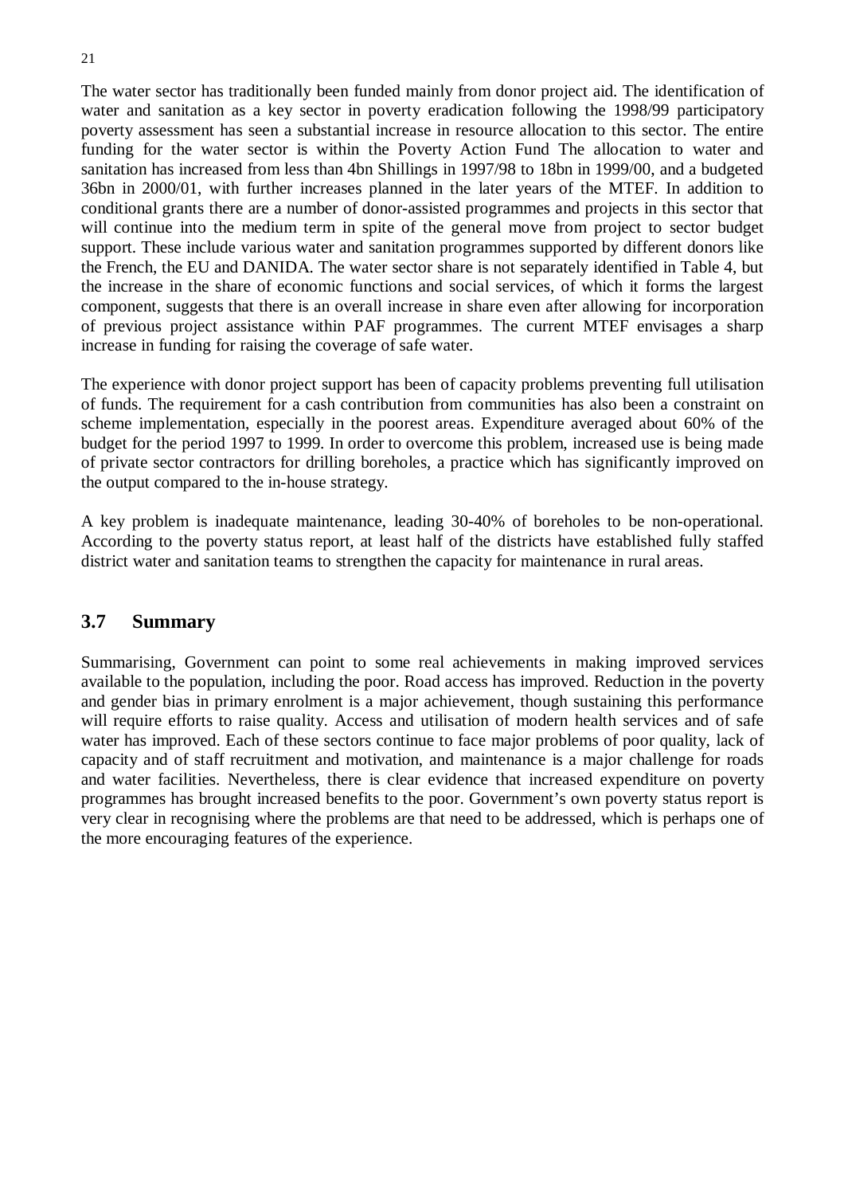The water sector has traditionally been funded mainly from donor project aid. The identification of water and sanitation as a key sector in poverty eradication following the 1998/99 participatory poverty assessment has seen a substantial increase in resource allocation to this sector. The entire funding for the water sector is within the Poverty Action Fund The allocation to water and sanitation has increased from less than 4bn Shillings in 1997/98 to 18bn in 1999/00, and a budgeted 36bn in 2000/01, with further increases planned in the later years of the MTEF. In addition to conditional grants there are a number of donor-assisted programmes and projects in this sector that will continue into the medium term in spite of the general move from project to sector budget support. These include various water and sanitation programmes supported by different donors like the French, the EU and DANIDA. The water sector share is not separately identified in Table 4, but the increase in the share of economic functions and social services, of which it forms the largest component, suggests that there is an overall increase in share even after allowing for incorporation of previous project assistance within PAF programmes. The current MTEF envisages a sharp increase in funding for raising the coverage of safe water.

The experience with donor project support has been of capacity problems preventing full utilisation of funds. The requirement for a cash contribution from communities has also been a constraint on scheme implementation, especially in the poorest areas. Expenditure averaged about 60% of the budget for the period 1997 to 1999. In order to overcome this problem, increased use is being made of private sector contractors for drilling boreholes, a practice which has significantly improved on the output compared to the in-house strategy.

A key problem is inadequate maintenance, leading 30-40% of boreholes to be non-operational. According to the poverty status report, at least half of the districts have established fully staffed district water and sanitation teams to strengthen the capacity for maintenance in rural areas.

## 3.7 Summary

Summarising, Government can point to some real achievements in making improved services available to the population, including the poor. Road access has improved. Reduction in the poverty and gender bias in primary enrolment is a major achievement, though sustaining this performance will require efforts to raise quality. Access and utilisation of modern health services and of safe water has improved. Each of these sectors continue to face major problems of poor quality, lack of capacity and of staff recruitment and motivation, and maintenance is a major challenge for roads and water facilities. Nevertheless, there is clear evidence that increased expenditure on poverty programmes has brought increased benefits to the poor. Government's own poverty status report is very clear in recognising where the problems are that need to be addressed, which is perhaps one of the more encouraging features of the experience.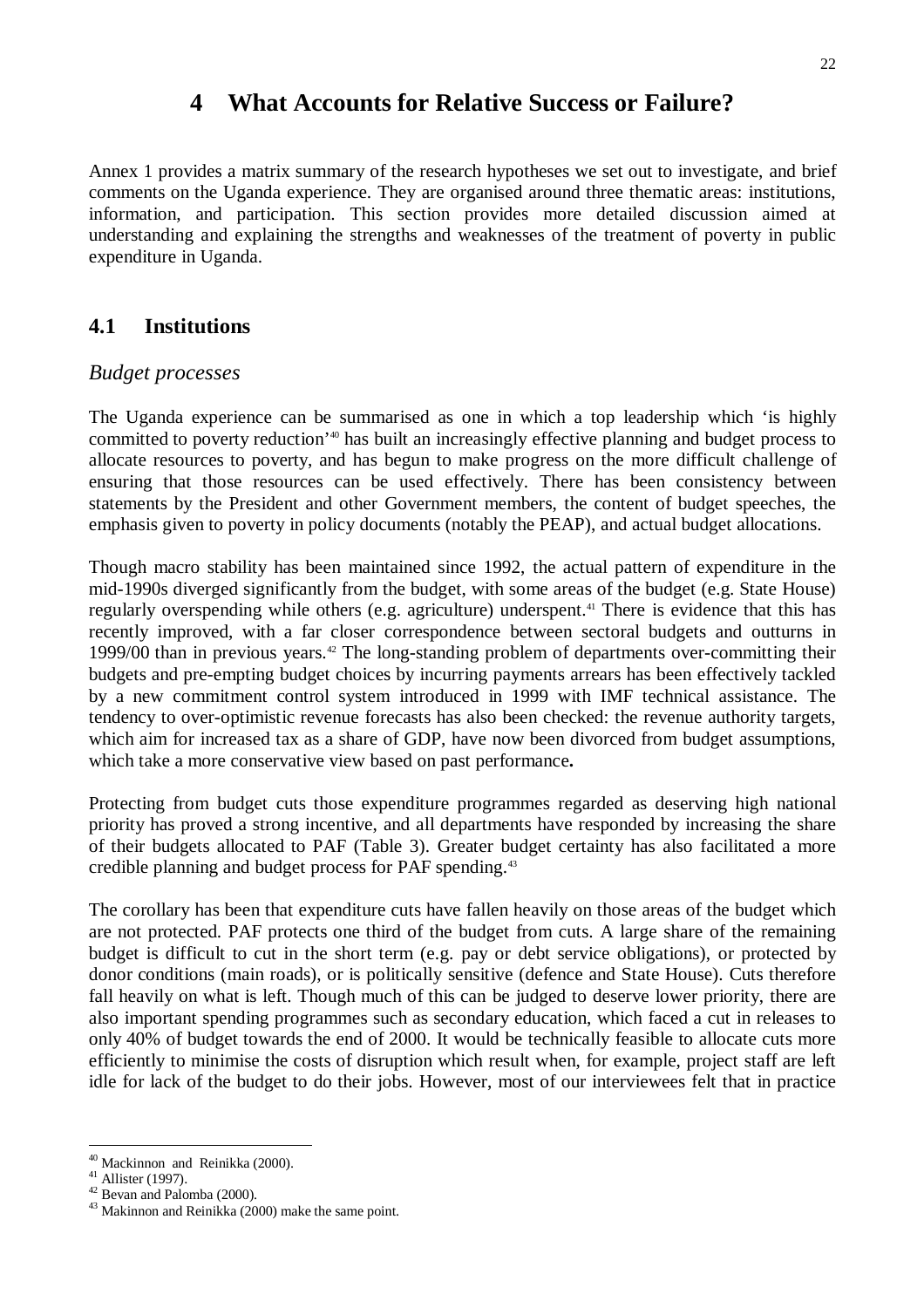# 4 What Accounts for Relative Success or Failure?

Annex 1 provides a matrix summary of the research hypotheses we set out to investigate, and brief comments on the Uganda experience. They are organised around three thematic areas: institutions, information, and participation. This section provides more detailed discussion aimed at understanding and explaining the strengths and weaknesses of the treatment of poverty in public expenditure in Uganda.

## 4.1 Institutions

### *Budget processes*

The Uganda experience can be summarised as one in which a top leadership which 'is highly committed to poverty reduction'[40] has built an increasingly effective planning and budget process to allocate resources to poverty, and has begun to make progress on the more difficult challenge of ensuring that those resources can be used effectively. There has been consistency between statements by the President and other Government members, the content of budget speeches, the emphasis given to poverty in policy documents (notably the PEAP), and actual budget allocations.

Though macro stability has been maintained since 1992, the actual pattern of expenditure in the mid-1990s diverged significantly from the budget, with some areas of the budget (e.g. State House) regularly overspending while others (e.g. agriculture) underspent.[41] There is evidence that this has recently improved, with a far closer correspondence between sectoral budgets and outturns in 1999/00 than in previous years.[42] The long-standing problem of departments over-committing their budgets and pre-empting budget choices by incurring payments arrears has been effectively tackled by a new commitment control system introduced in 1999 with IMF technical assistance. The tendency to over-optimistic revenue forecasts has also been checked: the revenue authority targets, which aim for increased tax as a share of GDP, have now been divorced from budget assumptions, which take a more conservative view based on past performance**.**

Protecting from budget cuts those expenditure programmes regarded as deserving high national priority has proved a strong incentive, and all departments have responded by increasing the share of their budgets allocated to PAF (Table 3). Greater budget certainty has also facilitated a more credible planning and budget process for PAF spending.[43]

The corollary has been that expenditure cuts have fallen heavily on those areas of the budget which are not protected. PAF protects one third of the budget from cuts. A large share of the remaining budget is difficult to cut in the short term (e.g. pay or debt service obligations), or protected by donor conditions (main roads), or is politically sensitive (defence and State House). Cuts therefore fall heavily on what is left. Though much of this can be judged to deserve lower priority, there are also important spending programmes such as secondary education, which faced a cut in releases to only 40% of budget towards the end of 2000. It would be technically feasible to allocate cuts more efficiently to minimise the costs of disruption which result when, for example, project staff are left idle for lack of the budget to do their jobs. However, most of our interviewees felt that in practice

---

[40] Mackinnon and Reinikka (2000).

[41] Allister (1997).

[42] Bevan and Palomba (2000).

[43] Makinnon and Reinikka (2000) make the same point.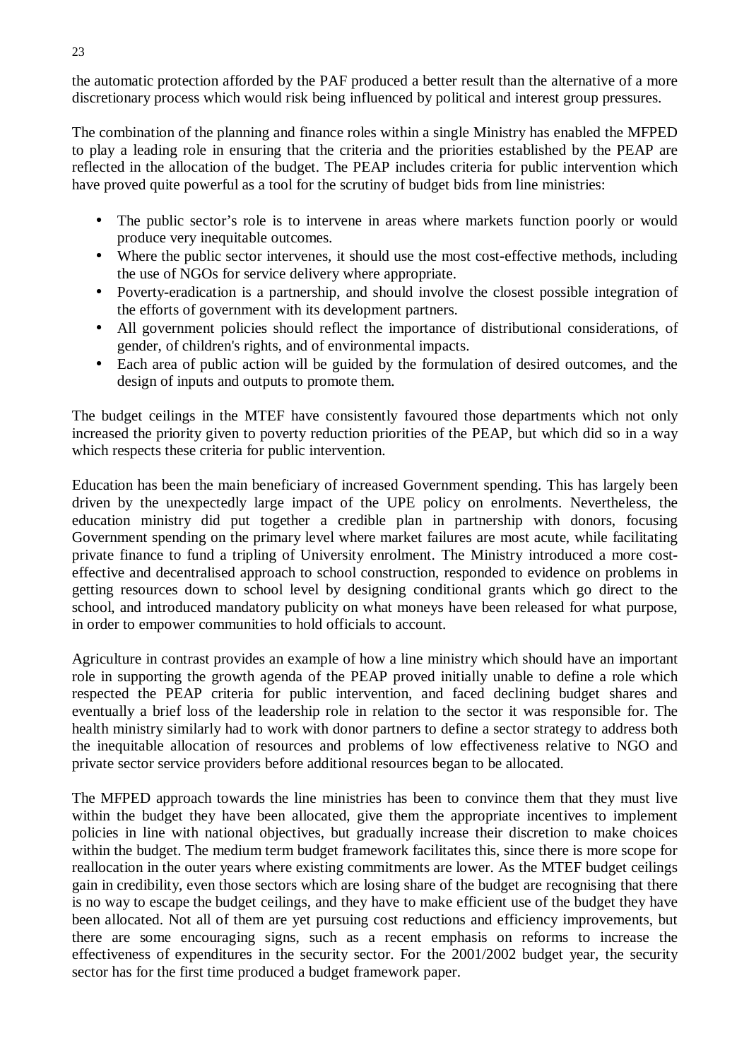the automatic protection afforded by the PAF produced a better result than the alternative of a more discretionary process which would risk being influenced by political and interest group pressures.

The combination of the planning and finance roles within a single Ministry has enabled the MFPED to play a leading role in ensuring that the criteria and the priorities established by the PEAP are reflected in the allocation of the budget. The PEAP includes criteria for public intervention which have proved quite powerful as a tool for the scrutiny of budget bids from line ministries:

- The public sector's role is to intervene in areas where markets function poorly or would produce very inequitable outcomes.
- Where the public sector intervenes, it should use the most cost-effective methods, including the use of NGOs for service delivery where appropriate.
- Poverty-eradication is a partnership, and should involve the closest possible integration of the efforts of government with its development partners.
- All government policies should reflect the importance of distributional considerations, of gender, of children's rights, and of environmental impacts.
- Each area of public action will be guided by the formulation of desired outcomes, and the design of inputs and outputs to promote them.

The budget ceilings in the MTEF have consistently favoured those departments which not only increased the priority given to poverty reduction priorities of the PEAP, but which did so in a way which respects these criteria for public intervention.

Education has been the main beneficiary of increased Government spending. This has largely been driven by the unexpectedly large impact of the UPE policy on enrolments. Nevertheless, the education ministry did put together a credible plan in partnership with donors, focusing Government spending on the primary level where market failures are most acute, while facilitating private finance to fund a tripling of University enrolment. The Ministry introduced a more cost-effective and decentralised approach to school construction, responded to evidence on problems in getting resources down to school level by designing conditional grants which go direct to the school, and introduced mandatory publicity on what moneys have been released for what purpose, in order to empower communities to hold officials to account.

Agriculture in contrast provides an example of how a line ministry which should have an important role in supporting the growth agenda of the PEAP proved initially unable to define a role which respected the PEAP criteria for public intervention, and faced declining budget shares and eventually a brief loss of the leadership role in relation to the sector it was responsible for. The health ministry similarly had to work with donor partners to define a sector strategy to address both the inequitable allocation of resources and problems of low effectiveness relative to NGO and private sector service providers before additional resources began to be allocated.

The MFPED approach towards the line ministries has been to convince them that they must live within the budget they have been allocated, give them the appropriate incentives to implement policies in line with national objectives, but gradually increase their discretion to make choices within the budget. The medium term budget framework facilitates this, since there is more scope for reallocation in the outer years where existing commitments are lower. As the MTEF budget ceilings gain in credibility, even those sectors which are losing share of the budget are recognising that there is no way to escape the budget ceilings, and they have to make efficient use of the budget they have been allocated. Not all of them are yet pursuing cost reductions and efficiency improvements, but there are some encouraging signs, such as a recent emphasis on reforms to increase the effectiveness of expenditures in the security sector. For the 2001/2002 budget year, the security sector has for the first time produced a budget framework paper.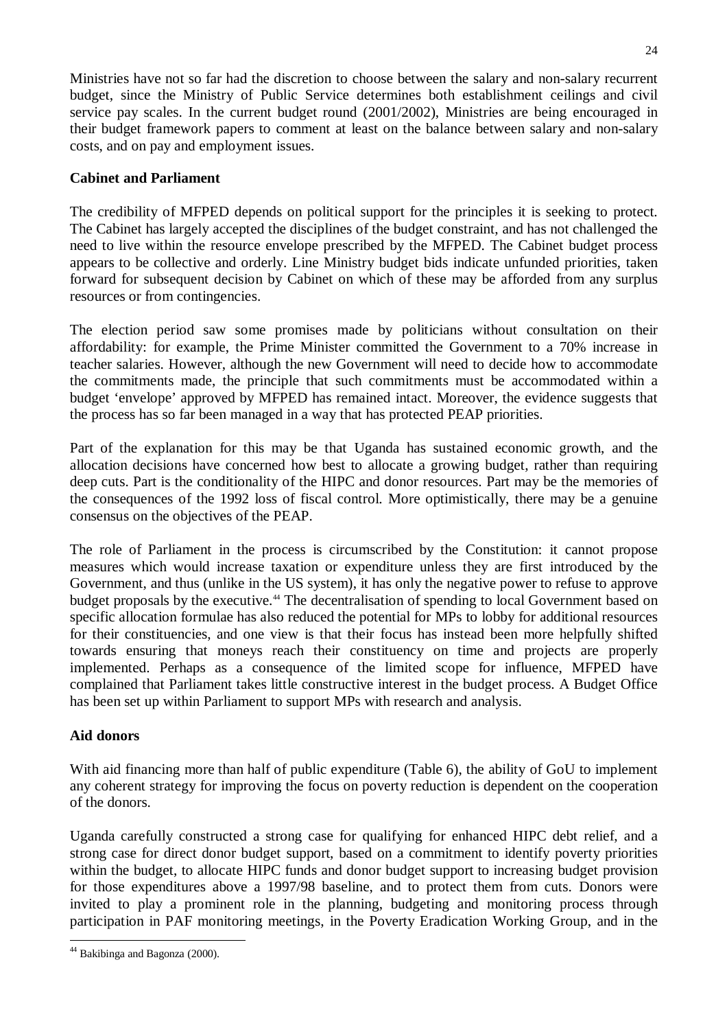Ministries have not so far had the discretion to choose between the salary and non-salary recurrent budget, since the Ministry of Public Service determines both establishment ceilings and civil service pay scales. In the current budget round (2001/2002), Ministries are being encouraged in their budget framework papers to comment at least on the balance between salary and non-salary costs, and on pay and employment issues.

**Cabinet and Parliament**

The credibility of MFPED depends on political support for the principles it is seeking to protect. The Cabinet has largely accepted the disciplines of the budget constraint, and has not challenged the need to live within the resource envelope prescribed by the MFPED. The Cabinet budget process appears to be collective and orderly. Line Ministry budget bids indicate unfunded priorities, taken forward for subsequent decision by Cabinet on which of these may be afforded from any surplus resources or from contingencies.

The election period saw some promises made by politicians without consultation on their affordability: for example, the Prime Minister committed the Government to a 70% increase in teacher salaries. However, although the new Government will need to decide how to accommodate the commitments made, the principle that such commitments must be accommodated within a budget 'envelope' approved by MFPED has remained intact. Moreover, the evidence suggests that the process has so far been managed in a way that has protected PEAP priorities.

Part of the explanation for this may be that Uganda has sustained economic growth, and the allocation decisions have concerned how best to allocate a growing budget, rather than requiring deep cuts. Part is the conditionality of the HIPC and donor resources. Part may be the memories of the consequences of the 1992 loss of fiscal control. More optimistically, there may be a genuine consensus on the objectives of the PEAP.

The role of Parliament in the process is circumscribed by the Constitution: it cannot propose measures which would increase taxation or expenditure unless they are first introduced by the Government, and thus (unlike in the US system), it has only the negative power to refuse to approve budget proposals by the executive.[44] The decentralisation of spending to local Government based on specific allocation formulae has also reduced the potential for MPs to lobby for additional resources for their constituencies, and one view is that their focus has instead been more helpfully shifted towards ensuring that moneys reach their constituency on time and projects are properly implemented. Perhaps as a consequence of the limited scope for influence, MFPED have complained that Parliament takes little constructive interest in the budget process. A Budget Office has been set up within Parliament to support MPs with research and analysis.

**Aid donors**

With aid financing more than half of public expenditure (Table 6), the ability of GoU to implement any coherent strategy for improving the focus on poverty reduction is dependent on the cooperation of the donors.

Uganda carefully constructed a strong case for qualifying for enhanced HIPC debt relief, and a strong case for direct donor budget support, based on a commitment to identify poverty priorities within the budget, to allocate HIPC funds and donor budget support to increasing budget provision for those expenditures above a 1997/98 baseline, and to protect them from cuts. Donors were invited to play a prominent role in the planning, budgeting and monitoring process through participation in PAF monitoring meetings, in the Poverty Eradication Working Group, and in the

[44] Bakibinga and Bagonza (2000).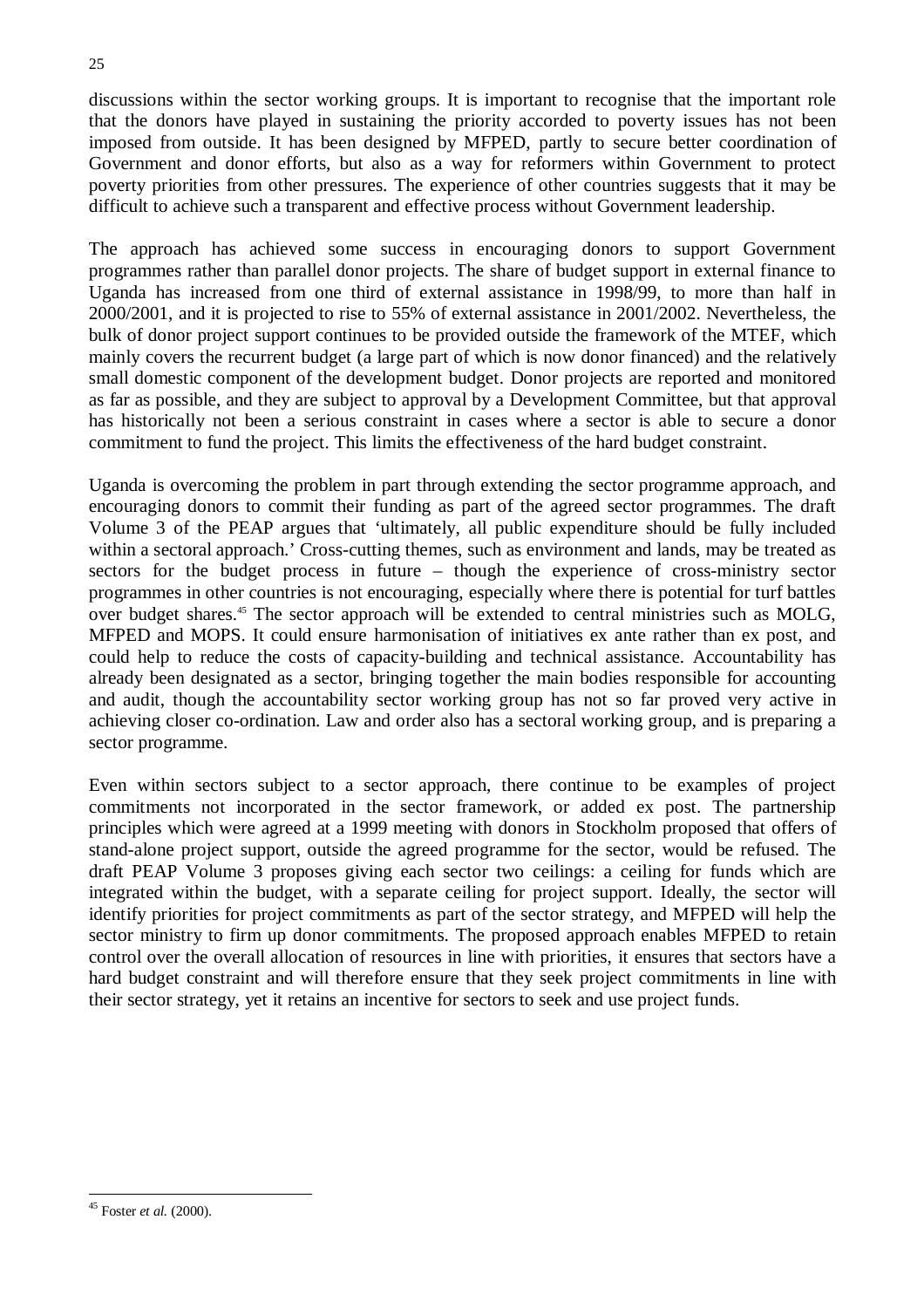discussions within the sector working groups. It is important to recognise that the important role that the donors have played in sustaining the priority accorded to poverty issues has not been imposed from outside. It has been designed by MFPED, partly to secure better coordination of Government and donor efforts, but also as a way for reformers within Government to protect poverty priorities from other pressures. The experience of other countries suggests that it may be difficult to achieve such a transparent and effective process without Government leadership.

The approach has achieved some success in encouraging donors to support Government programmes rather than parallel donor projects. The share of budget support in external finance to Uganda has increased from one third of external assistance in 1998/99, to more than half in 2000/2001, and it is projected to rise to 55% of external assistance in 2001/2002. Nevertheless, the bulk of donor project support continues to be provided outside the framework of the MTEF, which mainly covers the recurrent budget (a large part of which is now donor financed) and the relatively small domestic component of the development budget. Donor projects are reported and monitored as far as possible, and they are subject to approval by a Development Committee, but that approval has historically not been a serious constraint in cases where a sector is able to secure a donor commitment to fund the project. This limits the effectiveness of the hard budget constraint.

Uganda is overcoming the problem in part through extending the sector programme approach, and encouraging donors to commit their funding as part of the agreed sector programmes. The draft Volume 3 of the PEAP argues that 'ultimately, all public expenditure should be fully included within a sectoral approach.' Cross-cutting themes, such as environment and lands, may be treated as sectors for the budget process in future – though the experience of cross-ministry sector programmes in other countries is not encouraging, especially where there is potential for turf battles over budget shares.[45] The sector approach will be extended to central ministries such as MOLG, MFPED and MOPS. It could ensure harmonisation of initiatives ex ante rather than ex post, and could help to reduce the costs of capacity-building and technical assistance. Accountability has already been designated as a sector, bringing together the main bodies responsible for accounting and audit, though the accountability sector working group has not so far proved very active in achieving closer co-ordination. Law and order also has a sectoral working group, and is preparing a sector programme.

Even within sectors subject to a sector approach, there continue to be examples of project commitments not incorporated in the sector framework, or added ex post. The partnership principles which were agreed at a 1999 meeting with donors in Stockholm proposed that offers of stand-alone project support, outside the agreed programme for the sector, would be refused. The draft PEAP Volume 3 proposes giving each sector two ceilings: a ceiling for funds which are integrated within the budget, with a separate ceiling for project support. Ideally, the sector will identify priorities for project commitments as part of the sector strategy, and MFPED will help the sector ministry to firm up donor commitments. The proposed approach enables MFPED to retain control over the overall allocation of resources in line with priorities, it ensures that sectors have a hard budget constraint and will therefore ensure that they seek project commitments in line with their sector strategy, yet it retains an incentive for sectors to seek and use project funds.

---

[45] Foster *et al.* (2000).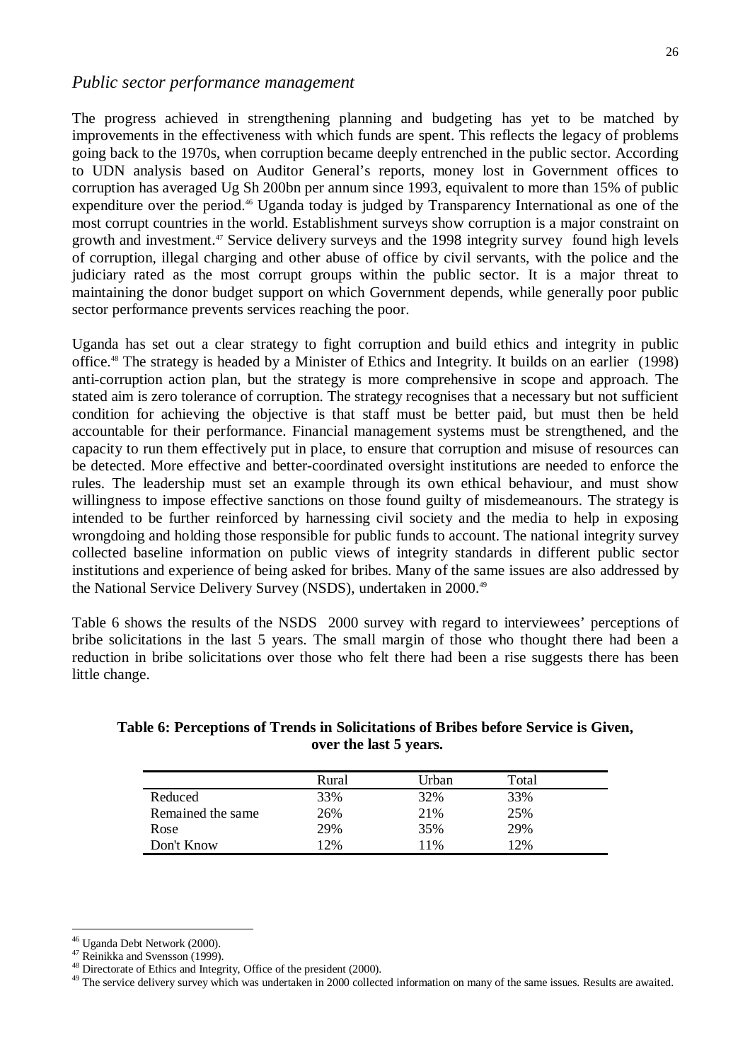## *Public sector performance management*

The progress achieved in strengthening planning and budgeting has yet to be matched by improvements in the effectiveness with which funds are spent. This reflects the legacy of problems going back to the 1970s, when corruption became deeply entrenched in the public sector. According to UDN analysis based on Auditor General's reports, money lost in Government offices to corruption has averaged Ug Sh 200bn per annum since 1993, equivalent to more than 15% of public expenditure over the period.[46] Uganda today is judged by Transparency International as one of the most corrupt countries in the world. Establishment surveys show corruption is a major constraint on growth and investment.[47] Service delivery surveys and the 1998 integrity survey found high levels of corruption, illegal charging and other abuse of office by civil servants, with the police and the judiciary rated as the most corrupt groups within the public sector. It is a major threat to maintaining the donor budget support on which Government depends, while generally poor public sector performance prevents services reaching the poor.

Uganda has set out a clear strategy to fight corruption and build ethics and integrity in public office.[48] The strategy is headed by a Minister of Ethics and Integrity. It builds on an earlier (1998) anti-corruption action plan, but the strategy is more comprehensive in scope and approach. The stated aim is zero tolerance of corruption. The strategy recognises that a necessary but not sufficient condition for achieving the objective is that staff must be better paid, but must then be held accountable for their performance. Financial management systems must be strengthened, and the capacity to run them effectively put in place, to ensure that corruption and misuse of resources can be detected. More effective and better-coordinated oversight institutions are needed to enforce the rules. The leadership must set an example through its own ethical behaviour, and must show willingness to impose effective sanctions on those found guilty of misdemeanours. The strategy is intended to be further reinforced by harnessing civil society and the media to help in exposing wrongdoing and holding those responsible for public funds to account. The national integrity survey collected baseline information on public views of integrity standards in different public sector institutions and experience of being asked for bribes. Many of the same issues are also addressed by the National Service Delivery Survey (NSDS), undertaken in 2000.[49]

Table 6 shows the results of the NSDS 2000 survey with regard to interviewees' perceptions of bribe solicitations in the last 5 years. The small margin of those who thought there had been a reduction in bribe solicitations over those who felt there had been a rise suggests there has been little change.

**Table 6: Perceptions of Trends in Solicitations of Bribes before Service is Given, over the last 5 years.**

| | Rural | Urban | Total |
|---|---|---|---|
| Reduced | 33% | 32% | 33% |
| Remained the same | 26% | 21% | 25% |
| Rose | 29% | 35% | 29% |
| Don't Know | 12% | 11% | 12% |

[46] Uganda Debt Network (2000).
[47] Reinikka and Svensson (1999).
[48] Directorate of Ethics and Integrity, Office of the president (2000).
[49] The service delivery survey which was undertaken in 2000 collected information on many of the same issues. Results are awaited.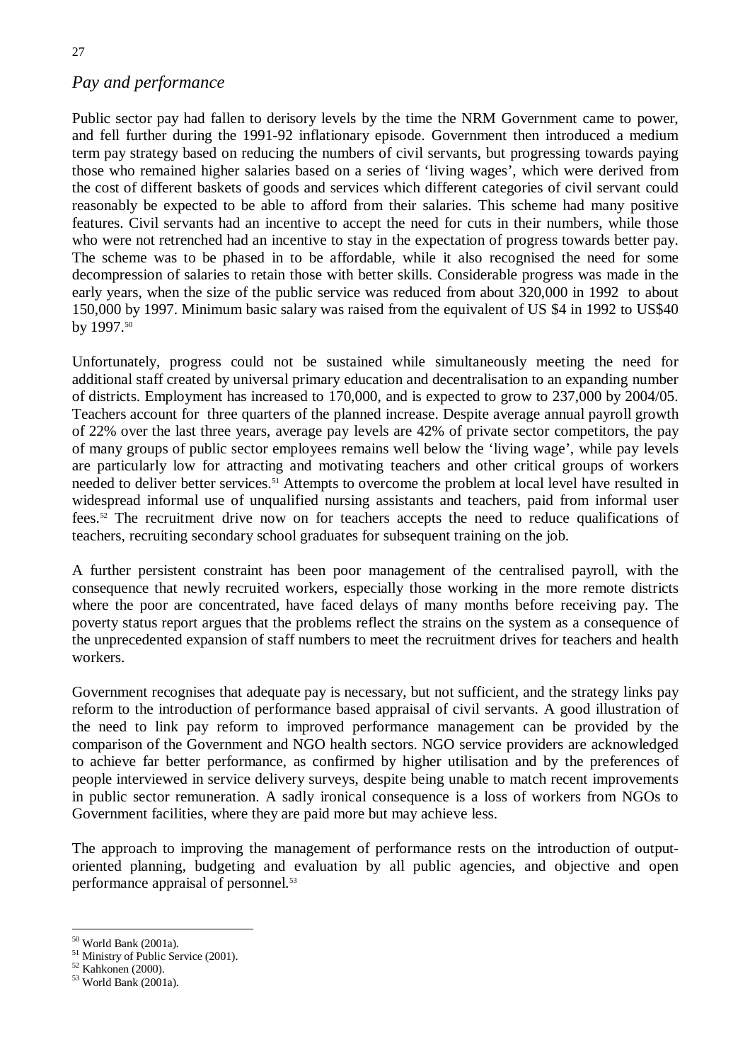## *Pay and performance*

Public sector pay had fallen to derisory levels by the time the NRM Government came to power, and fell further during the 1991-92 inflationary episode. Government then introduced a medium term pay strategy based on reducing the numbers of civil servants, but progressing towards paying those who remained higher salaries based on a series of 'living wages', which were derived from the cost of different baskets of goods and services which different categories of civil servant could reasonably be expected to be able to afford from their salaries. This scheme had many positive features. Civil servants had an incentive to accept the need for cuts in their numbers, while those who were not retrenched had an incentive to stay in the expectation of progress towards better pay. The scheme was to be phased in to be affordable, while it also recognised the need for some decompression of salaries to retain those with better skills. Considerable progress was made in the early years, when the size of the public service was reduced from about 320,000 in 1992 to about 150,000 by 1997. Minimum basic salary was raised from the equivalent of US $4 in 1992 to US$40 by 1997.[50]

Unfortunately, progress could not be sustained while simultaneously meeting the need for additional staff created by universal primary education and decentralisation to an expanding number of districts. Employment has increased to 170,000, and is expected to grow to 237,000 by 2004/05. Teachers account for three quarters of the planned increase. Despite average annual payroll growth of 22% over the last three years, average pay levels are 42% of private sector competitors, the pay of many groups of public sector employees remains well below the 'living wage', while pay levels are particularly low for attracting and motivating teachers and other critical groups of workers needed to deliver better services.[51] Attempts to overcome the problem at local level have resulted in widespread informal use of unqualified nursing assistants and teachers, paid from informal user fees.[52] The recruitment drive now on for teachers accepts the need to reduce qualifications of teachers, recruiting secondary school graduates for subsequent training on the job.

A further persistent constraint has been poor management of the centralised payroll, with the consequence that newly recruited workers, especially those working in the more remote districts where the poor are concentrated, have faced delays of many months before receiving pay. The poverty status report argues that the problems reflect the strains on the system as a consequence of the unprecedented expansion of staff numbers to meet the recruitment drives for teachers and health workers.

Government recognises that adequate pay is necessary, but not sufficient, and the strategy links pay reform to the introduction of performance based appraisal of civil servants. A good illustration of the need to link pay reform to improved performance management can be provided by the comparison of the Government and NGO health sectors. NGO service providers are acknowledged to achieve far better performance, as confirmed by higher utilisation and by the preferences of people interviewed in service delivery surveys, despite being unable to match recent improvements in public sector remuneration. A sadly ironical consequence is a loss of workers from NGOs to Government facilities, where they are paid more but may achieve less.

The approach to improving the management of performance rests on the introduction of output-oriented planning, budgeting and evaluation by all public agencies, and objective and open performance appraisal of personnel.[53]

---

[50] World Bank (2001a).
[51] Ministry of Public Service (2001).
[52] Kahkonen (2000).
[53] World Bank (2001a).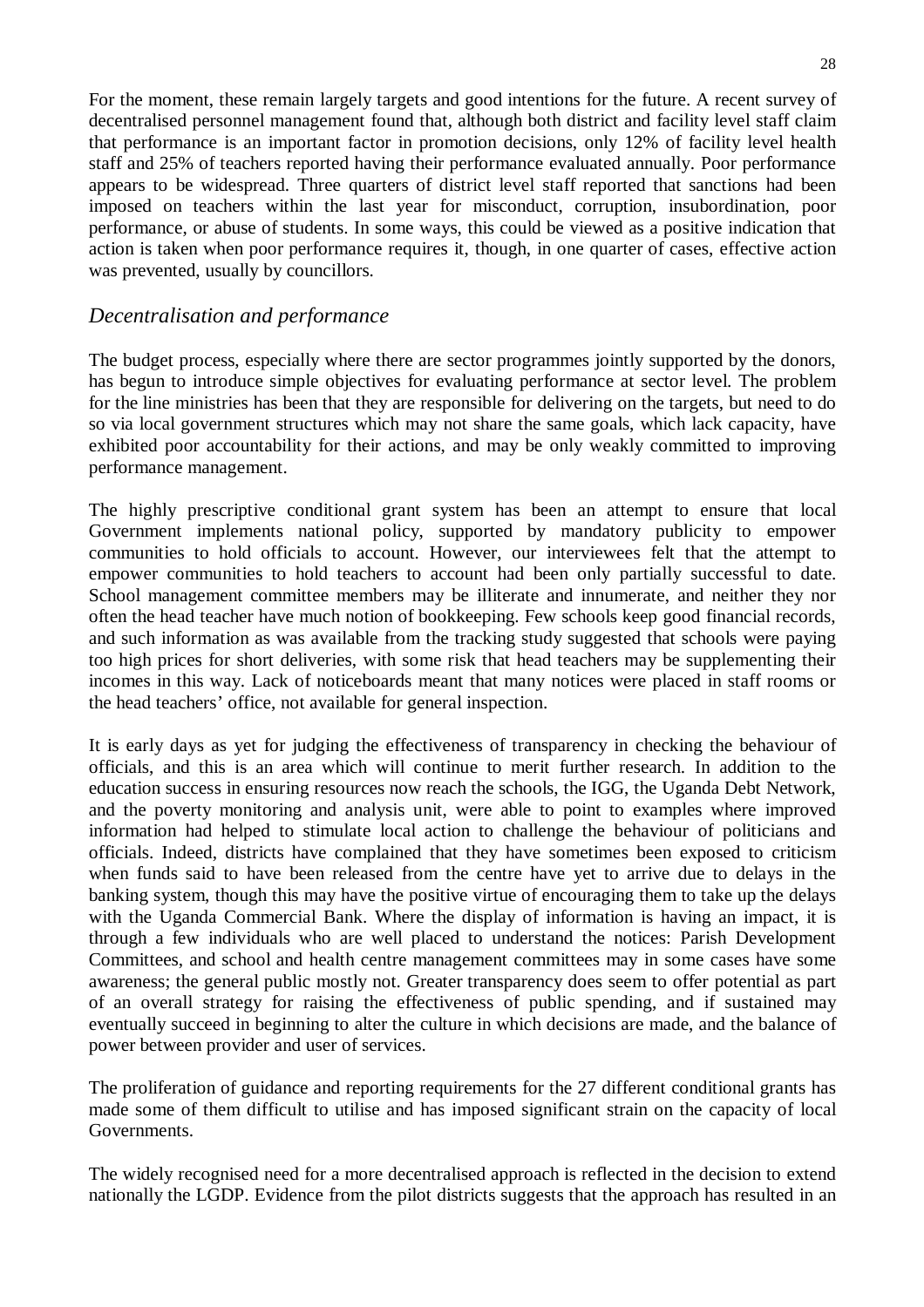For the moment, these remain largely targets and good intentions for the future. A recent survey of decentralised personnel management found that, although both district and facility level staff claim that performance is an important factor in promotion decisions, only 12% of facility level health staff and 25% of teachers reported having their performance evaluated annually. Poor performance appears to be widespread. Three quarters of district level staff reported that sanctions had been imposed on teachers within the last year for misconduct, corruption, insubordination, poor performance, or abuse of students. In some ways, this could be viewed as a positive indication that action is taken when poor performance requires it, though, in one quarter of cases, effective action was prevented, usually by councillors.

## *Decentralisation and performance*

The budget process, especially where there are sector programmes jointly supported by the donors, has begun to introduce simple objectives for evaluating performance at sector level. The problem for the line ministries has been that they are responsible for delivering on the targets, but need to do so via local government structures which may not share the same goals, which lack capacity, have exhibited poor accountability for their actions, and may be only weakly committed to improving performance management.

The highly prescriptive conditional grant system has been an attempt to ensure that local Government implements national policy, supported by mandatory publicity to empower communities to hold officials to account. However, our interviewees felt that the attempt to empower communities to hold teachers to account had been only partially successful to date. School management committee members may be illiterate and innumerate, and neither they nor often the head teacher have much notion of bookkeeping. Few schools keep good financial records, and such information as was available from the tracking study suggested that schools were paying too high prices for short deliveries, with some risk that head teachers may be supplementing their incomes in this way. Lack of noticeboards meant that many notices were placed in staff rooms or the head teachers' office, not available for general inspection.

It is early days as yet for judging the effectiveness of transparency in checking the behaviour of officials, and this is an area which will continue to merit further research. In addition to the education success in ensuring resources now reach the schools, the IGG, the Uganda Debt Network, and the poverty monitoring and analysis unit, were able to point to examples where improved information had helped to stimulate local action to challenge the behaviour of politicians and officials. Indeed, districts have complained that they have sometimes been exposed to criticism when funds said to have been released from the centre have yet to arrive due to delays in the banking system, though this may have the positive virtue of encouraging them to take up the delays with the Uganda Commercial Bank. Where the display of information is having an impact, it is through a few individuals who are well placed to understand the notices: Parish Development Committees, and school and health centre management committees may in some cases have some awareness; the general public mostly not. Greater transparency does seem to offer potential as part of an overall strategy for raising the effectiveness of public spending, and if sustained may eventually succeed in beginning to alter the culture in which decisions are made, and the balance of power between provider and user of services.

The proliferation of guidance and reporting requirements for the 27 different conditional grants has made some of them difficult to utilise and has imposed significant strain on the capacity of local Governments.

The widely recognised need for a more decentralised approach is reflected in the decision to extend nationally the LGDP. Evidence from the pilot districts suggests that the approach has resulted in an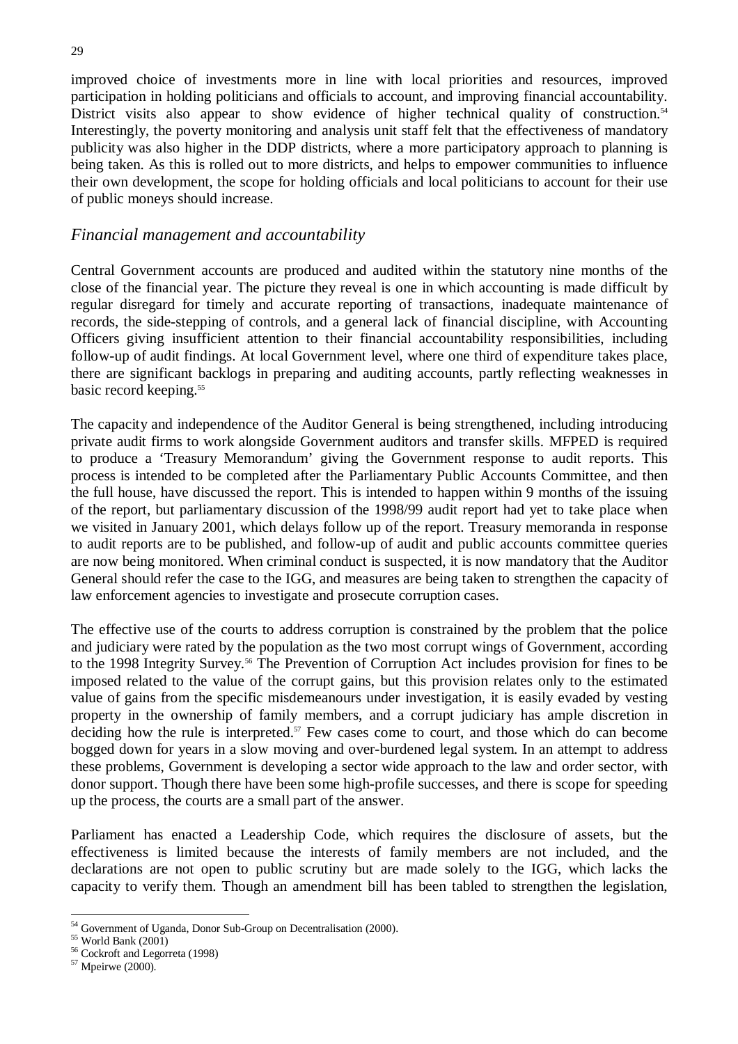improved choice of investments more in line with local priorities and resources, improved participation in holding politicians and officials to account, and improving financial accountability. District visits also appear to show evidence of higher technical quality of construction.[54] Interestingly, the poverty monitoring and analysis unit staff felt that the effectiveness of mandatory publicity was also higher in the DDP districts, where a more participatory approach to planning is being taken. As this is rolled out to more districts, and helps to empower communities to influence their own development, the scope for holding officials and local politicians to account for their use of public moneys should increase.

## *Financial management and accountability*

Central Government accounts are produced and audited within the statutory nine months of the close of the financial year. The picture they reveal is one in which accounting is made difficult by regular disregard for timely and accurate reporting of transactions, inadequate maintenance of records, the side-stepping of controls, and a general lack of financial discipline, with Accounting Officers giving insufficient attention to their financial accountability responsibilities, including follow-up of audit findings. At local Government level, where one third of expenditure takes place, there are significant backlogs in preparing and auditing accounts, partly reflecting weaknesses in basic record keeping.[55]

The capacity and independence of the Auditor General is being strengthened, including introducing private audit firms to work alongside Government auditors and transfer skills. MFPED is required to produce a 'Treasury Memorandum' giving the Government response to audit reports. This process is intended to be completed after the Parliamentary Public Accounts Committee, and then the full house, have discussed the report. This is intended to happen within 9 months of the issuing of the report, but parliamentary discussion of the 1998/99 audit report had yet to take place when we visited in January 2001, which delays follow up of the report. Treasury memoranda in response to audit reports are to be published, and follow-up of audit and public accounts committee queries are now being monitored. When criminal conduct is suspected, it is now mandatory that the Auditor General should refer the case to the IGG, and measures are being taken to strengthen the capacity of law enforcement agencies to investigate and prosecute corruption cases.

The effective use of the courts to address corruption is constrained by the problem that the police and judiciary were rated by the population as the two most corrupt wings of Government, according to the 1998 Integrity Survey.[56] The Prevention of Corruption Act includes provision for fines to be imposed related to the value of the corrupt gains, but this provision relates only to the estimated value of gains from the specific misdemeanours under investigation, it is easily evaded by vesting property in the ownership of family members, and a corrupt judiciary has ample discretion in deciding how the rule is interpreted.[57] Few cases come to court, and those which do can become bogged down for years in a slow moving and over-burdened legal system. In an attempt to address these problems, Government is developing a sector wide approach to the law and order sector, with donor support. Though there have been some high-profile successes, and there is scope for speeding up the process, the courts are a small part of the answer.

Parliament has enacted a Leadership Code, which requires the disclosure of assets, but the effectiveness is limited because the interests of family members are not included, and the declarations are not open to public scrutiny but are made solely to the IGG, which lacks the capacity to verify them. Though an amendment bill has been tabled to strengthen the legislation,

---

[54] Government of Uganda, Donor Sub-Group on Decentralisation (2000).

[55] World Bank (2001)

[56] Cockroft and Legorreta (1998)

[57] Mpeirwe (2000).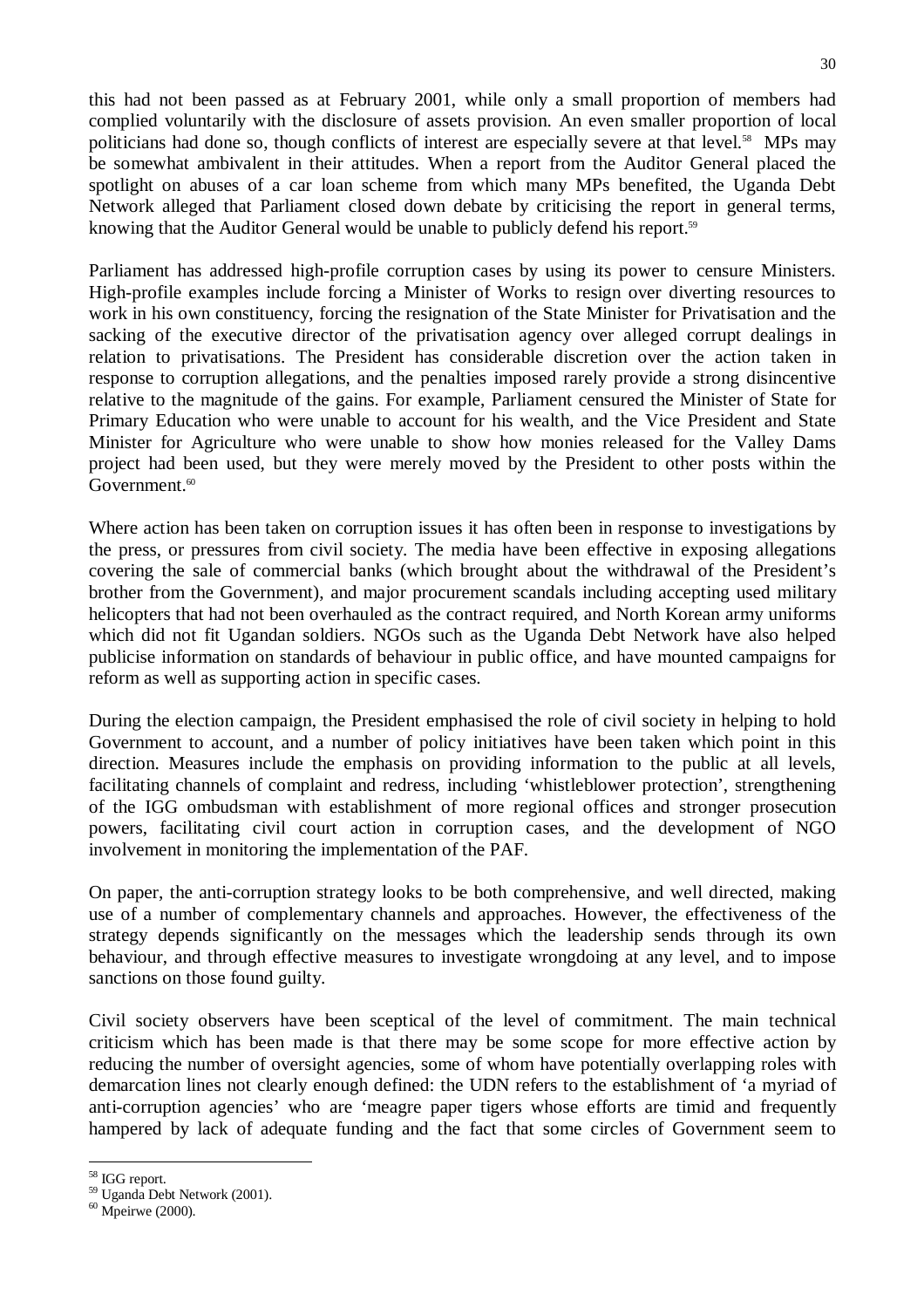this had not been passed as at February 2001, while only a small proportion of members had complied voluntarily with the disclosure of assets provision. An even smaller proportion of local politicians had done so, though conflicts of interest are especially severe at that level.[58] MPs may be somewhat ambivalent in their attitudes. When a report from the Auditor General placed the spotlight on abuses of a car loan scheme from which many MPs benefited, the Uganda Debt Network alleged that Parliament closed down debate by criticising the report in general terms, knowing that the Auditor General would be unable to publicly defend his report.[59]

Parliament has addressed high-profile corruption cases by using its power to censure Ministers. High-profile examples include forcing a Minister of Works to resign over diverting resources to work in his own constituency, forcing the resignation of the State Minister for Privatisation and the sacking of the executive director of the privatisation agency over alleged corrupt dealings in relation to privatisations. The President has considerable discretion over the action taken in response to corruption allegations, and the penalties imposed rarely provide a strong disincentive relative to the magnitude of the gains. For example, Parliament censured the Minister of State for Primary Education who were unable to account for his wealth, and the Vice President and State Minister for Agriculture who were unable to show how monies released for the Valley Dams project had been used, but they were merely moved by the President to other posts within the Government.[60]

Where action has been taken on corruption issues it has often been in response to investigations by the press, or pressures from civil society. The media have been effective in exposing allegations covering the sale of commercial banks (which brought about the withdrawal of the President's brother from the Government), and major procurement scandals including accepting used military helicopters that had not been overhauled as the contract required, and North Korean army uniforms which did not fit Ugandan soldiers. NGOs such as the Uganda Debt Network have also helped publicise information on standards of behaviour in public office, and have mounted campaigns for reform as well as supporting action in specific cases.

During the election campaign, the President emphasised the role of civil society in helping to hold Government to account, and a number of policy initiatives have been taken which point in this direction. Measures include the emphasis on providing information to the public at all levels, facilitating channels of complaint and redress, including 'whistleblower protection', strengthening of the IGG ombudsman with establishment of more regional offices and stronger prosecution powers, facilitating civil court action in corruption cases, and the development of NGO involvement in monitoring the implementation of the PAF.

On paper, the anti-corruption strategy looks to be both comprehensive, and well directed, making use of a number of complementary channels and approaches. However, the effectiveness of the strategy depends significantly on the messages which the leadership sends through its own behaviour, and through effective measures to investigate wrongdoing at any level, and to impose sanctions on those found guilty.

Civil society observers have been sceptical of the level of commitment. The main technical criticism which has been made is that there may be some scope for more effective action by reducing the number of oversight agencies, some of whom have potentially overlapping roles with demarcation lines not clearly enough defined: the UDN refers to the establishment of 'a myriad of anti-corruption agencies' who are 'meagre paper tigers whose efforts are timid and frequently hampered by lack of adequate funding and the fact that some circles of Government seem to

---

[58] IGG report.

[59] Uganda Debt Network (2001).

[60] Mpeirwe (2000).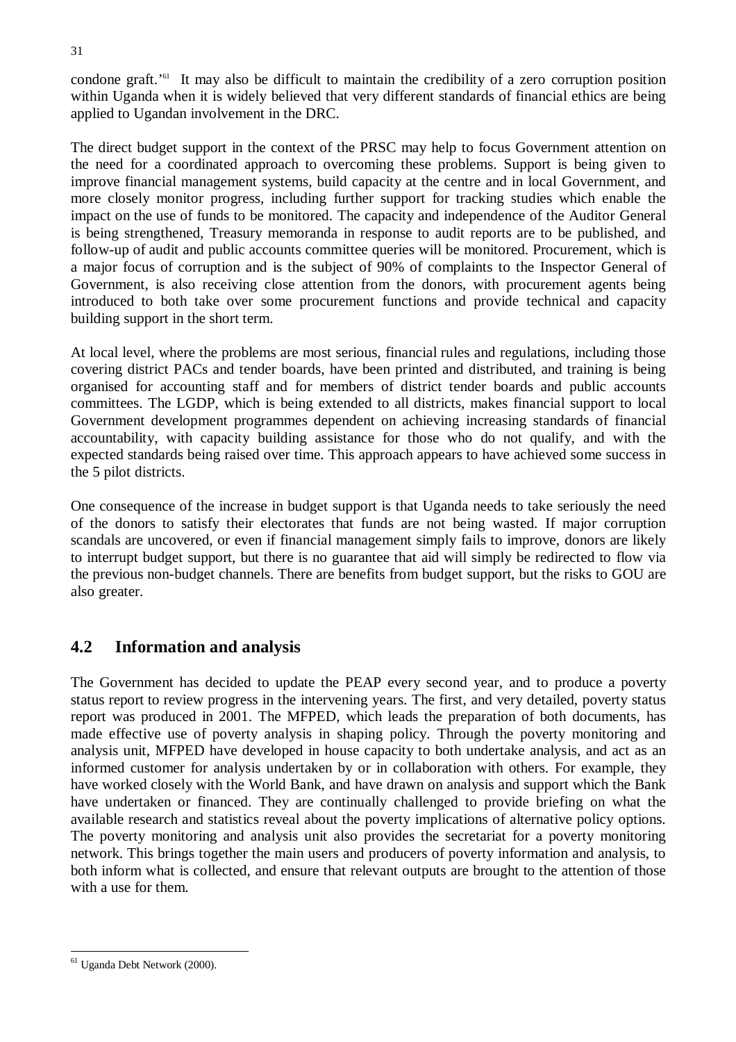condone graft.'[61] It may also be difficult to maintain the credibility of a zero corruption position within Uganda when it is widely believed that very different standards of financial ethics are being applied to Ugandan involvement in the DRC.

The direct budget support in the context of the PRSC may help to focus Government attention on the need for a coordinated approach to overcoming these problems. Support is being given to improve financial management systems, build capacity at the centre and in local Government, and more closely monitor progress, including further support for tracking studies which enable the impact on the use of funds to be monitored. The capacity and independence of the Auditor General is being strengthened, Treasury memoranda in response to audit reports are to be published, and follow-up of audit and public accounts committee queries will be monitored. Procurement, which is a major focus of corruption and is the subject of 90% of complaints to the Inspector General of Government, is also receiving close attention from the donors, with procurement agents being introduced to both take over some procurement functions and provide technical and capacity building support in the short term.

At local level, where the problems are most serious, financial rules and regulations, including those covering district PACs and tender boards, have been printed and distributed, and training is being organised for accounting staff and for members of district tender boards and public accounts committees. The LGDP, which is being extended to all districts, makes financial support to local Government development programmes dependent on achieving increasing standards of financial accountability, with capacity building assistance for those who do not qualify, and with the expected standards being raised over time. This approach appears to have achieved some success in the 5 pilot districts.

One consequence of the increase in budget support is that Uganda needs to take seriously the need of the donors to satisfy their electorates that funds are not being wasted. If major corruption scandals are uncovered, or even if financial management simply fails to improve, donors are likely to interrupt budget support, but there is no guarantee that aid will simply be redirected to flow via the previous non-budget channels. There are benefits from budget support, but the risks to GOU are also greater.

## 4.2 Information and analysis

The Government has decided to update the PEAP every second year, and to produce a poverty status report to review progress in the intervening years. The first, and very detailed, poverty status report was produced in 2001. The MFPED, which leads the preparation of both documents, has made effective use of poverty analysis in shaping policy. Through the poverty monitoring and analysis unit, MFPED have developed in house capacity to both undertake analysis, and act as an informed customer for analysis undertaken by or in collaboration with others. For example, they have worked closely with the World Bank, and have drawn on analysis and support which the Bank have undertaken or financed. They are continually challenged to provide briefing on what the available research and statistics reveal about the poverty implications of alternative policy options. The poverty monitoring and analysis unit also provides the secretariat for a poverty monitoring network. This brings together the main users and producers of poverty information and analysis, to both inform what is collected, and ensure that relevant outputs are brought to the attention of those with a use for them.

[61] Uganda Debt Network (2000).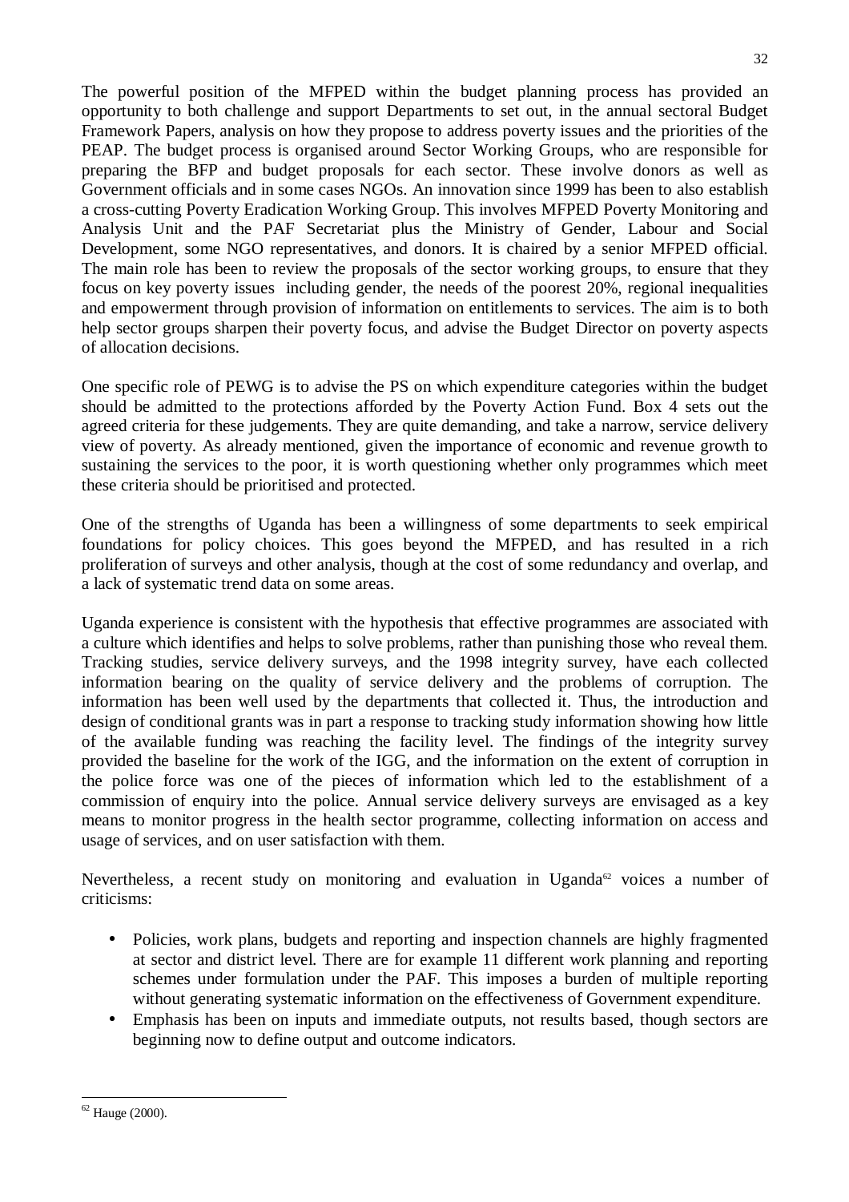The powerful position of the MFPED within the budget planning process has provided an opportunity to both challenge and support Departments to set out, in the annual sectoral Budget Framework Papers, analysis on how they propose to address poverty issues and the priorities of the PEAP. The budget process is organised around Sector Working Groups, who are responsible for preparing the BFP and budget proposals for each sector. These involve donors as well as Government officials and in some cases NGOs. An innovation since 1999 has been to also establish a cross-cutting Poverty Eradication Working Group. This involves MFPED Poverty Monitoring and Analysis Unit and the PAF Secretariat plus the Ministry of Gender, Labour and Social Development, some NGO representatives, and donors. It is chaired by a senior MFPED official. The main role has been to review the proposals of the sector working groups, to ensure that they focus on key poverty issues including gender, the needs of the poorest 20%, regional inequalities and empowerment through provision of information on entitlements to services. The aim is to both help sector groups sharpen their poverty focus, and advise the Budget Director on poverty aspects of allocation decisions.

One specific role of PEWG is to advise the PS on which expenditure categories within the budget should be admitted to the protections afforded by the Poverty Action Fund. Box 4 sets out the agreed criteria for these judgements. They are quite demanding, and take a narrow, service delivery view of poverty. As already mentioned, given the importance of economic and revenue growth to sustaining the services to the poor, it is worth questioning whether only programmes which meet these criteria should be prioritised and protected.

One of the strengths of Uganda has been a willingness of some departments to seek empirical foundations for policy choices. This goes beyond the MFPED, and has resulted in a rich proliferation of surveys and other analysis, though at the cost of some redundancy and overlap, and a lack of systematic trend data on some areas.

Uganda experience is consistent with the hypothesis that effective programmes are associated with a culture which identifies and helps to solve problems, rather than punishing those who reveal them. Tracking studies, service delivery surveys, and the 1998 integrity survey, have each collected information bearing on the quality of service delivery and the problems of corruption. The information has been well used by the departments that collected it. Thus, the introduction and design of conditional grants was in part a response to tracking study information showing how little of the available funding was reaching the facility level. The findings of the integrity survey provided the baseline for the work of the IGG, and the information on the extent of corruption in the police force was one of the pieces of information which led to the establishment of a commission of enquiry into the police. Annual service delivery surveys are envisaged as a key means to monitor progress in the health sector programme, collecting information on access and usage of services, and on user satisfaction with them.

Nevertheless, a recent study on monitoring and evaluation in Uganda[62] voices a number of criticisms:

- Policies, work plans, budgets and reporting and inspection channels are highly fragmented at sector and district level. There are for example 11 different work planning and reporting schemes under formulation under the PAF. This imposes a burden of multiple reporting without generating systematic information on the effectiveness of Government expenditure.
- Emphasis has been on inputs and immediate outputs, not results based, though sectors are beginning now to define output and outcome indicators.

[62] Hauge (2000).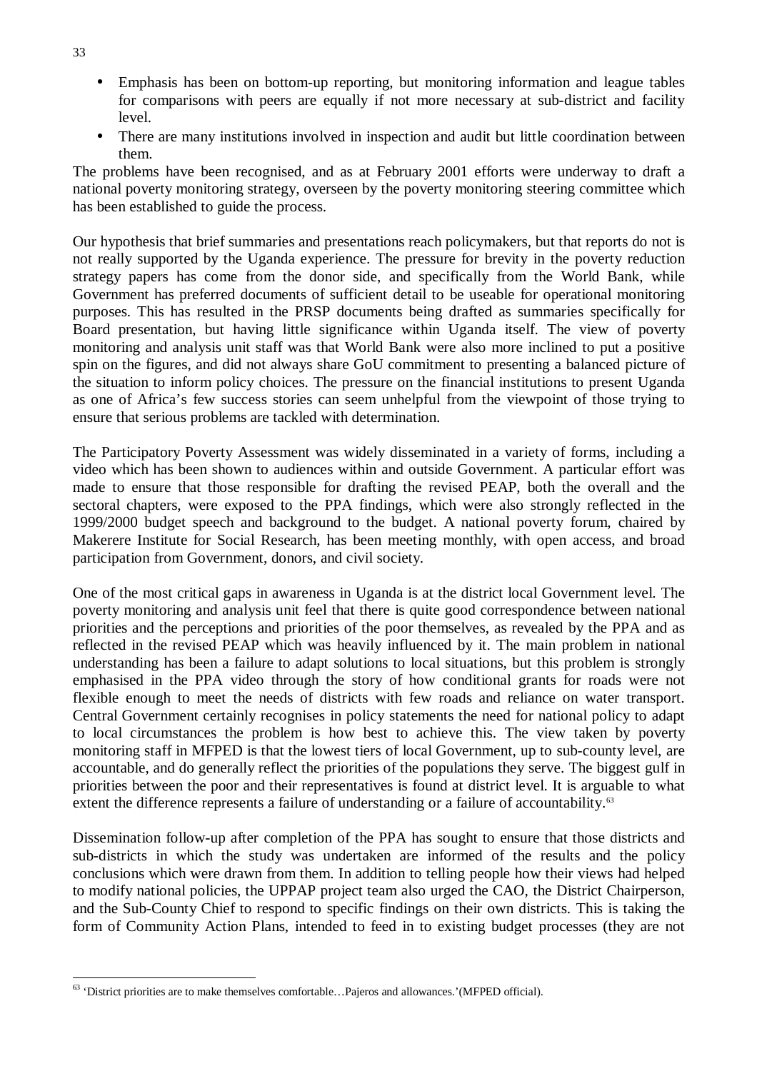- Emphasis has been on bottom-up reporting, but monitoring information and league tables for comparisons with peers are equally if not more necessary at sub-district and facility level.
- There are many institutions involved in inspection and audit but little coordination between them.

The problems have been recognised, and as at February 2001 efforts were underway to draft a national poverty monitoring strategy, overseen by the poverty monitoring steering committee which has been established to guide the process.

Our hypothesis that brief summaries and presentations reach policymakers, but that reports do not is not really supported by the Uganda experience. The pressure for brevity in the poverty reduction strategy papers has come from the donor side, and specifically from the World Bank, while Government has preferred documents of sufficient detail to be useable for operational monitoring purposes. This has resulted in the PRSP documents being drafted as summaries specifically for Board presentation, but having little significance within Uganda itself. The view of poverty monitoring and analysis unit staff was that World Bank were also more inclined to put a positive spin on the figures, and did not always share GoU commitment to presenting a balanced picture of the situation to inform policy choices. The pressure on the financial institutions to present Uganda as one of Africa's few success stories can seem unhelpful from the viewpoint of those trying to ensure that serious problems are tackled with determination.

The Participatory Poverty Assessment was widely disseminated in a variety of forms, including a video which has been shown to audiences within and outside Government. A particular effort was made to ensure that those responsible for drafting the revised PEAP, both the overall and the sectoral chapters, were exposed to the PPA findings, which were also strongly reflected in the 1999/2000 budget speech and background to the budget. A national poverty forum, chaired by Makerere Institute for Social Research, has been meeting monthly, with open access, and broad participation from Government, donors, and civil society.

One of the most critical gaps in awareness in Uganda is at the district local Government level. The poverty monitoring and analysis unit feel that there is quite good correspondence between national priorities and the perceptions and priorities of the poor themselves, as revealed by the PPA and as reflected in the revised PEAP which was heavily influenced by it. The main problem in national understanding has been a failure to adapt solutions to local situations, but this problem is strongly emphasised in the PPA video through the story of how conditional grants for roads were not flexible enough to meet the needs of districts with few roads and reliance on water transport. Central Government certainly recognises in policy statements the need for national policy to adapt to local circumstances the problem is how best to achieve this. The view taken by poverty monitoring staff in MFPED is that the lowest tiers of local Government, up to sub-county level, are accountable, and do generally reflect the priorities of the populations they serve. The biggest gulf in priorities between the poor and their representatives is found at district level. It is arguable to what extent the difference represents a failure of understanding or a failure of accountability.[63]

Dissemination follow-up after completion of the PPA has sought to ensure that those districts and sub-districts in which the study was undertaken are informed of the results and the policy conclusions which were drawn from them. In addition to telling people how their views had helped to modify national policies, the UPPAP project team also urged the CAO, the District Chairperson, and the Sub-County Chief to respond to specific findings on their own districts. This is taking the form of Community Action Plans, intended to feed in to existing budget processes (they are not

[63] 'District priorities are to make themselves comfortable…Pajeros and allowances.'(MFPED official).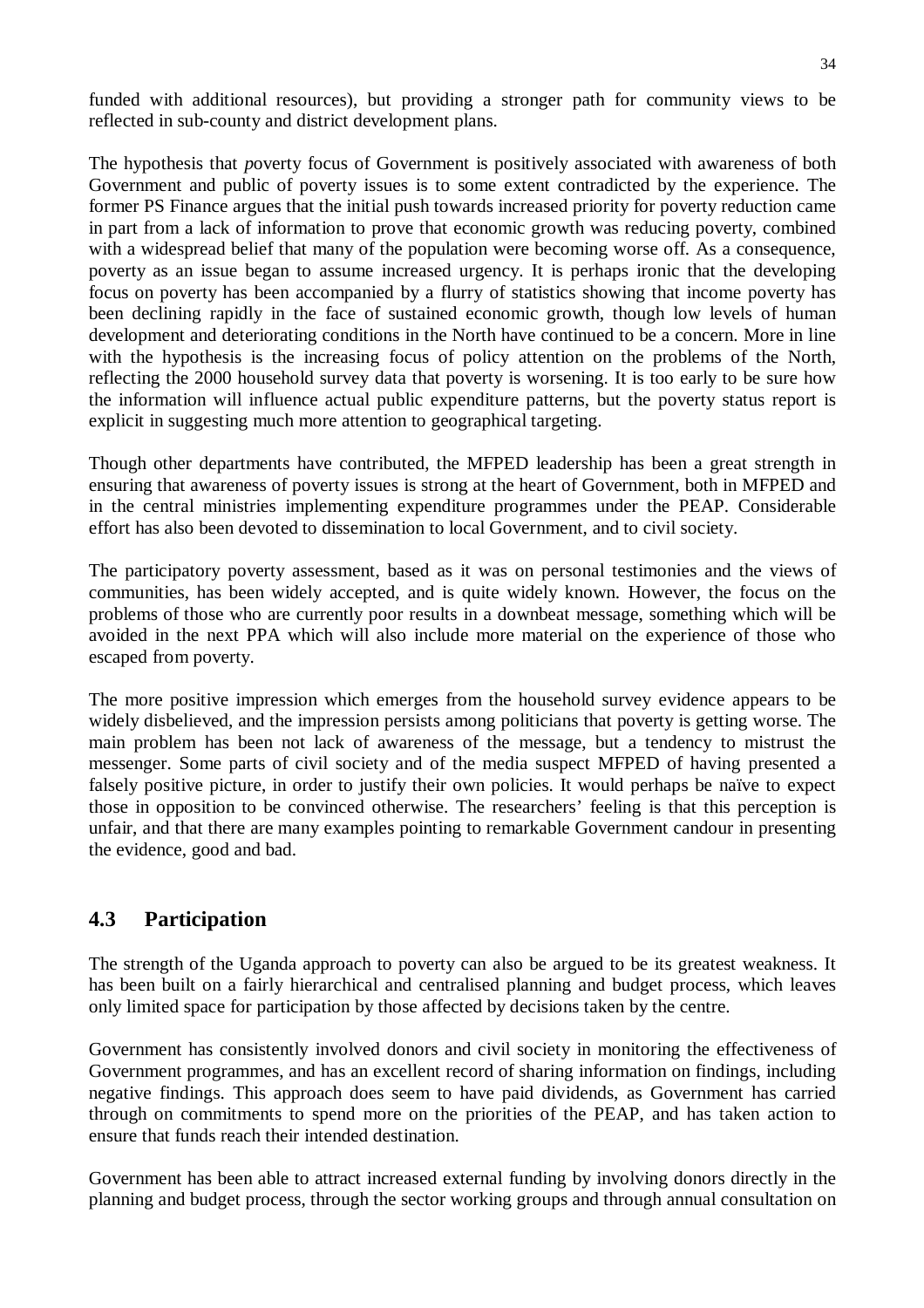funded with additional resources), but providing a stronger path for community views to be reflected in sub-county and district development plans.

The hypothesis that *p*overty focus of Government is positively associated with awareness of both Government and public of poverty issues is to some extent contradicted by the experience. The former PS Finance argues that the initial push towards increased priority for poverty reduction came in part from a lack of information to prove that economic growth was reducing poverty, combined with a widespread belief that many of the population were becoming worse off. As a consequence, poverty as an issue began to assume increased urgency. It is perhaps ironic that the developing focus on poverty has been accompanied by a flurry of statistics showing that income poverty has been declining rapidly in the face of sustained economic growth, though low levels of human development and deteriorating conditions in the North have continued to be a concern. More in line with the hypothesis is the increasing focus of policy attention on the problems of the North, reflecting the 2000 household survey data that poverty is worsening. It is too early to be sure how the information will influence actual public expenditure patterns, but the poverty status report is explicit in suggesting much more attention to geographical targeting.

Though other departments have contributed, the MFPED leadership has been a great strength in ensuring that awareness of poverty issues is strong at the heart of Government, both in MFPED and in the central ministries implementing expenditure programmes under the PEAP. Considerable effort has also been devoted to dissemination to local Government, and to civil society.

The participatory poverty assessment, based as it was on personal testimonies and the views of communities, has been widely accepted, and is quite widely known. However, the focus on the problems of those who are currently poor results in a downbeat message, something which will be avoided in the next PPA which will also include more material on the experience of those who escaped from poverty.

The more positive impression which emerges from the household survey evidence appears to be widely disbelieved, and the impression persists among politicians that poverty is getting worse. The main problem has been not lack of awareness of the message, but a tendency to mistrust the messenger. Some parts of civil society and of the media suspect MFPED of having presented a falsely positive picture, in order to justify their own policies. It would perhaps be naïve to expect those in opposition to be convinced otherwise. The researchers' feeling is that this perception is unfair, and that there are many examples pointing to remarkable Government candour in presenting the evidence, good and bad.

## 4.3 Participation

The strength of the Uganda approach to poverty can also be argued to be its greatest weakness. It has been built on a fairly hierarchical and centralised planning and budget process, which leaves only limited space for participation by those affected by decisions taken by the centre.

Government has consistently involved donors and civil society in monitoring the effectiveness of Government programmes, and has an excellent record of sharing information on findings, including negative findings. This approach does seem to have paid dividends, as Government has carried through on commitments to spend more on the priorities of the PEAP, and has taken action to ensure that funds reach their intended destination.

Government has been able to attract increased external funding by involving donors directly in the planning and budget process, through the sector working groups and through annual consultation on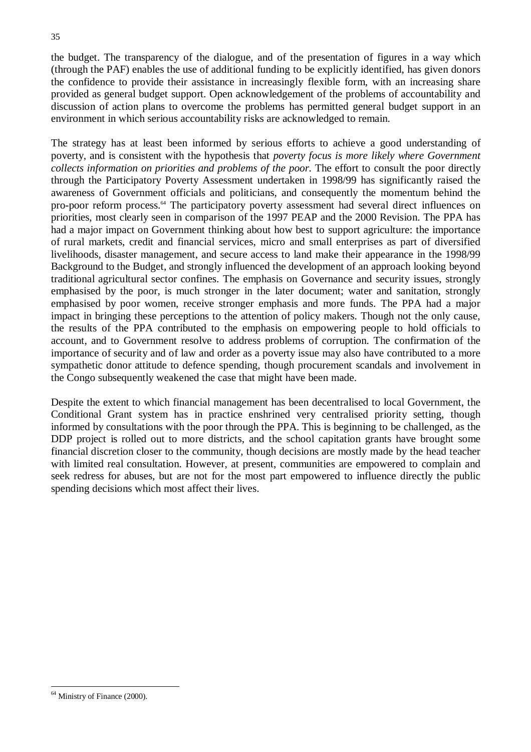the budget. The transparency of the dialogue, and of the presentation of figures in a way which (through the PAF) enables the use of additional funding to be explicitly identified, has given donors the confidence to provide their assistance in increasingly flexible form, with an increasing share provided as general budget support. Open acknowledgement of the problems of accountability and discussion of action plans to overcome the problems has permitted general budget support in an environment in which serious accountability risks are acknowledged to remain.

The strategy has at least been informed by serious efforts to achieve a good understanding of poverty, and is consistent with the hypothesis that *poverty focus is more likely where Government collects information on priorities and problems of the poor.* The effort to consult the poor directly through the Participatory Poverty Assessment undertaken in 1998/99 has significantly raised the awareness of Government officials and politicians, and consequently the momentum behind the pro-poor reform process.[64] The participatory poverty assessment had several direct influences on priorities, most clearly seen in comparison of the 1997 PEAP and the 2000 Revision. The PPA has had a major impact on Government thinking about how best to support agriculture: the importance of rural markets, credit and financial services, micro and small enterprises as part of diversified livelihoods, disaster management, and secure access to land make their appearance in the 1998/99 Background to the Budget, and strongly influenced the development of an approach looking beyond traditional agricultural sector confines. The emphasis on Governance and security issues, strongly emphasised by the poor, is much stronger in the later document; water and sanitation, strongly emphasised by poor women, receive stronger emphasis and more funds. The PPA had a major impact in bringing these perceptions to the attention of policy makers. Though not the only cause, the results of the PPA contributed to the emphasis on empowering people to hold officials to account, and to Government resolve to address problems of corruption. The confirmation of the importance of security and of law and order as a poverty issue may also have contributed to a more sympathetic donor attitude to defence spending, though procurement scandals and involvement in the Congo subsequently weakened the case that might have been made.

Despite the extent to which financial management has been decentralised to local Government, the Conditional Grant system has in practice enshrined very centralised priority setting, though informed by consultations with the poor through the PPA. This is beginning to be challenged, as the DDP project is rolled out to more districts, and the school capitation grants have brought some financial discretion closer to the community, though decisions are mostly made by the head teacher with limited real consultation. However, at present, communities are empowered to complain and seek redress for abuses, but are not for the most part empowered to influence directly the public spending decisions which most affect their lives.

[64] Ministry of Finance (2000).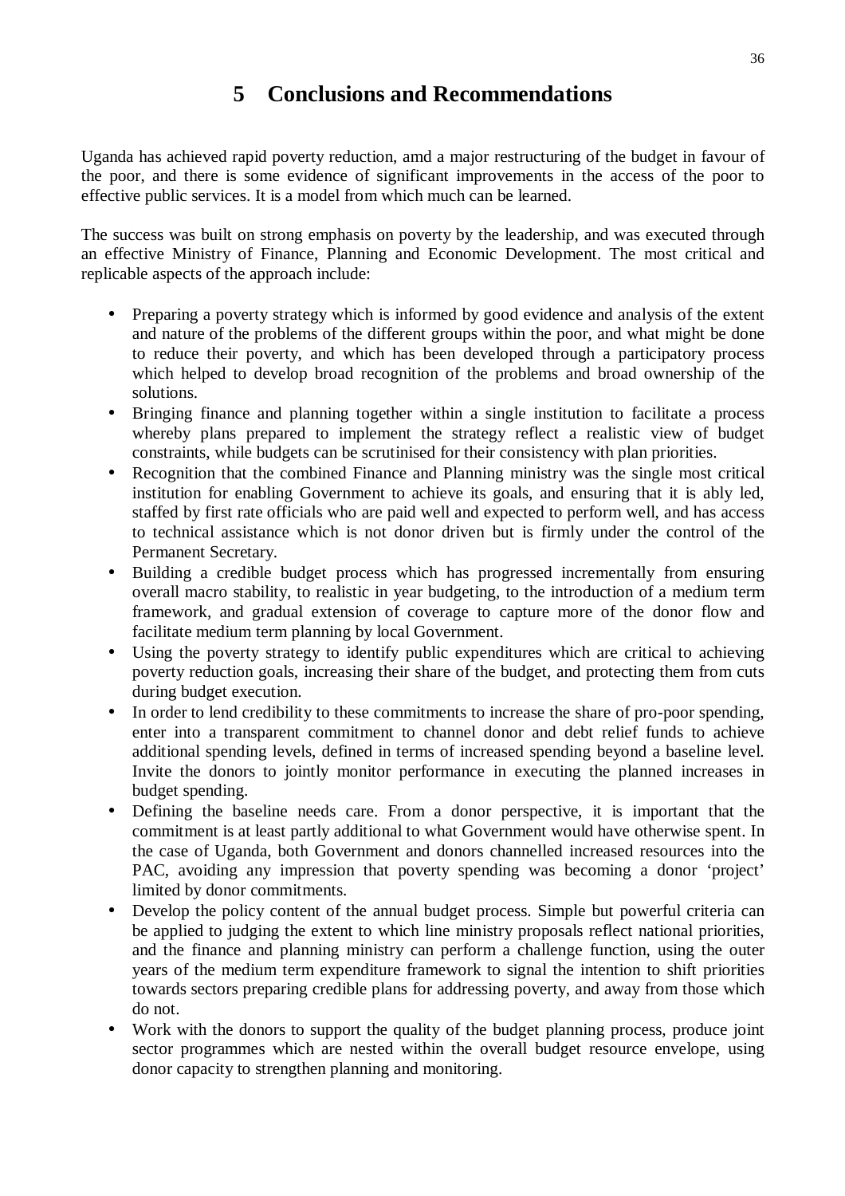# 5 Conclusions and Recommendations

Uganda has achieved rapid poverty reduction, amd a major restructuring of the budget in favour of the poor, and there is some evidence of significant improvements in the access of the poor to effective public services. It is a model from which much can be learned.

The success was built on strong emphasis on poverty by the leadership, and was executed through an effective Ministry of Finance, Planning and Economic Development. The most critical and replicable aspects of the approach include:

- Preparing a poverty strategy which is informed by good evidence and analysis of the extent and nature of the problems of the different groups within the poor, and what might be done to reduce their poverty, and which has been developed through a participatory process which helped to develop broad recognition of the problems and broad ownership of the solutions.
- Bringing finance and planning together within a single institution to facilitate a process whereby plans prepared to implement the strategy reflect a realistic view of budget constraints, while budgets can be scrutinised for their consistency with plan priorities.
- Recognition that the combined Finance and Planning ministry was the single most critical institution for enabling Government to achieve its goals, and ensuring that it is ably led, staffed by first rate officials who are paid well and expected to perform well, and has access to technical assistance which is not donor driven but is firmly under the control of the Permanent Secretary.
- Building a credible budget process which has progressed incrementally from ensuring overall macro stability, to realistic in year budgeting, to the introduction of a medium term framework, and gradual extension of coverage to capture more of the donor flow and facilitate medium term planning by local Government.
- Using the poverty strategy to identify public expenditures which are critical to achieving poverty reduction goals, increasing their share of the budget, and protecting them from cuts during budget execution.
- In order to lend credibility to these commitments to increase the share of pro-poor spending, enter into a transparent commitment to channel donor and debt relief funds to achieve additional spending levels, defined in terms of increased spending beyond a baseline level. Invite the donors to jointly monitor performance in executing the planned increases in budget spending.
- Defining the baseline needs care. From a donor perspective, it is important that the commitment is at least partly additional to what Government would have otherwise spent. In the case of Uganda, both Government and donors channelled increased resources into the PAC, avoiding any impression that poverty spending was becoming a donor 'project' limited by donor commitments.
- Develop the policy content of the annual budget process. Simple but powerful criteria can be applied to judging the extent to which line ministry proposals reflect national priorities, and the finance and planning ministry can perform a challenge function, using the outer years of the medium term expenditure framework to signal the intention to shift priorities towards sectors preparing credible plans for addressing poverty, and away from those which do not.
- Work with the donors to support the quality of the budget planning process, produce joint sector programmes which are nested within the overall budget resource envelope, using donor capacity to strengthen planning and monitoring.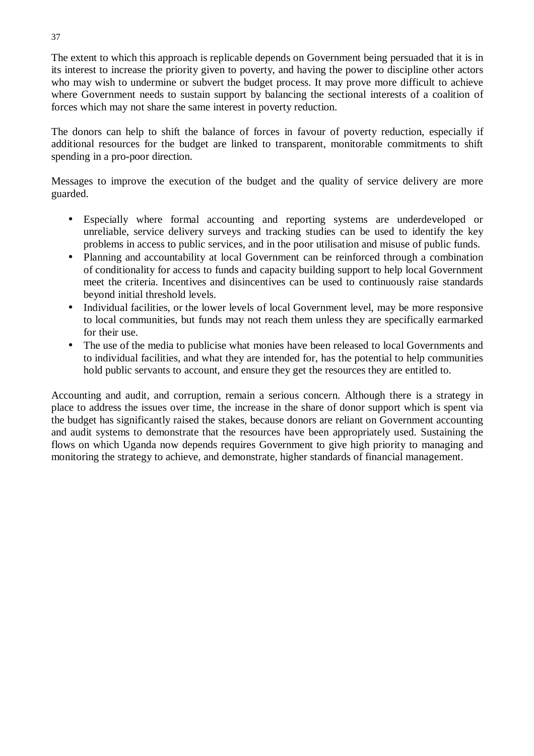The extent to which this approach is replicable depends on Government being persuaded that it is in its interest to increase the priority given to poverty, and having the power to discipline other actors who may wish to undermine or subvert the budget process. It may prove more difficult to achieve where Government needs to sustain support by balancing the sectional interests of a coalition of forces which may not share the same interest in poverty reduction.

The donors can help to shift the balance of forces in favour of poverty reduction, especially if additional resources for the budget are linked to transparent, monitorable commitments to shift spending in a pro-poor direction.

Messages to improve the execution of the budget and the quality of service delivery are more guarded.

- Especially where formal accounting and reporting systems are underdeveloped or unreliable, service delivery surveys and tracking studies can be used to identify the key problems in access to public services, and in the poor utilisation and misuse of public funds.
- Planning and accountability at local Government can be reinforced through a combination of conditionality for access to funds and capacity building support to help local Government meet the criteria. Incentives and disincentives can be used to continuously raise standards beyond initial threshold levels.
- Individual facilities, or the lower levels of local Government level, may be more responsive to local communities, but funds may not reach them unless they are specifically earmarked for their use.
- The use of the media to publicise what monies have been released to local Governments and to individual facilities, and what they are intended for, has the potential to help communities hold public servants to account, and ensure they get the resources they are entitled to.

Accounting and audit, and corruption, remain a serious concern. Although there is a strategy in place to address the issues over time, the increase in the share of donor support which is spent via the budget has significantly raised the stakes, because donors are reliant on Government accounting and audit systems to demonstrate that the resources have been appropriately used. Sustaining the flows on which Uganda now depends requires Government to give high priority to managing and monitoring the strategy to achieve, and demonstrate, higher standards of financial management.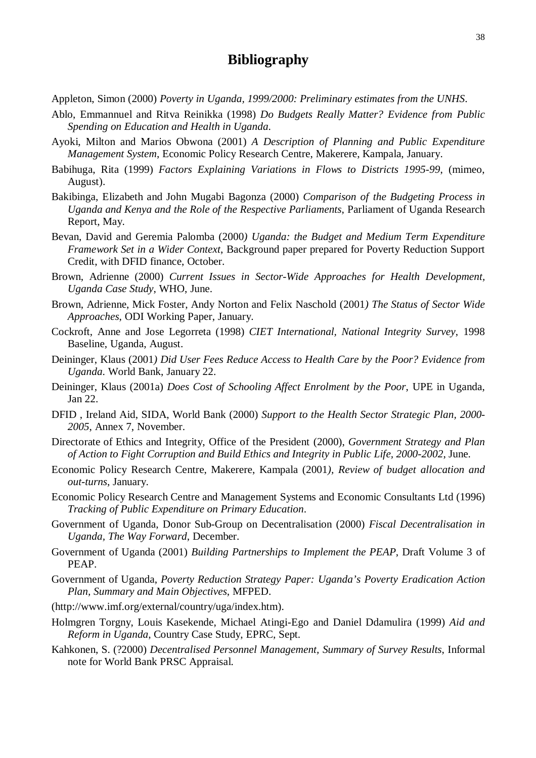# Bibliography

Appleton, Simon (2000) *Poverty in Uganda, 1999/2000: Preliminary estimates from the UNHS*.

Ablo, Emmannuel and Ritva Reinikka (1998) *Do Budgets Really Matter? Evidence from Public Spending on Education and Health in Uganda*.

Ayoki, Milton and Marios Obwona (2001) *A Description of Planning and Public Expenditure Management System*, Economic Policy Research Centre, Makerere, Kampala, January.

Babihuga, Rita (1999) *Factors Explaining Variations in Flows to Districts 1995-99*, (mimeo, August).

Bakibinga, Elizabeth and John Mugabi Bagonza (2000) *Comparison of the Budgeting Process in Uganda and Kenya and the Role of the Respective Parliaments*, Parliament of Uganda Research Report, May.

Bevan, David and Geremia Palomba (2000*) Uganda: the Budget and Medium Term Expenditure Framework Set in a Wider Context*, Background paper prepared for Poverty Reduction Support Credit, with DFID finance, October.

Brown, Adrienne (2000) *Current Issues in Sector-Wide Approaches for Health Development, Uganda Case Study*, WHO, June.

Brown, Adrienne, Mick Foster, Andy Norton and Felix Naschold (2001*) The Status of Sector Wide Approaches*, ODI Working Paper, January.

Cockroft, Anne and Jose Legorreta (1998) *CIET International, National Integrity Survey*, 1998 Baseline, Uganda, August.

Deininger, Klaus (2001*) Did User Fees Reduce Access to Health Care by the Poor? Evidence from Uganda*. World Bank, January 22.

Deininger, Klaus (2001a) *Does Cost of Schooling Affect Enrolment by the Poor*, UPE in Uganda, Jan 22.

DFID , Ireland Aid, SIDA, World Bank (2000) *Support to the Health Sector Strategic Plan, 2000-2005*, Annex 7, November.

Directorate of Ethics and Integrity, Office of the President (2000), *Government Strategy and Plan of Action to Fight Corruption and Build Ethics and Integrity in Public Life, 2000-2002*, June.

Economic Policy Research Centre, Makerere, Kampala (2001*), Review of budget allocation and out-turns*, January.

Economic Policy Research Centre and Management Systems and Economic Consultants Ltd (1996) *Tracking of Public Expenditure on Primary Education*.

Government of Uganda, Donor Sub-Group on Decentralisation (2000) *Fiscal Decentralisation in Uganda, The Way Forward*, December.

Government of Uganda (2001) *Building Partnerships to Implement the PEAP*, Draft Volume 3 of PEAP.

Government of Uganda, *Poverty Reduction Strategy Paper: Uganda's Poverty Eradication Action Plan, Summary and Main Objectives*, MFPED.

(http://www.imf.org/external/country/uga/index.htm).

Holmgren Torgny, Louis Kasekende, Michael Atingi-Ego and Daniel Ddamulira (1999) *Aid and Reform in Uganda*, Country Case Study, EPRC, Sept.

Kahkonen, S. (?2000) *Decentralised Personnel Management, Summary of Survey Results*, Informal note for World Bank PRSC Appraisal.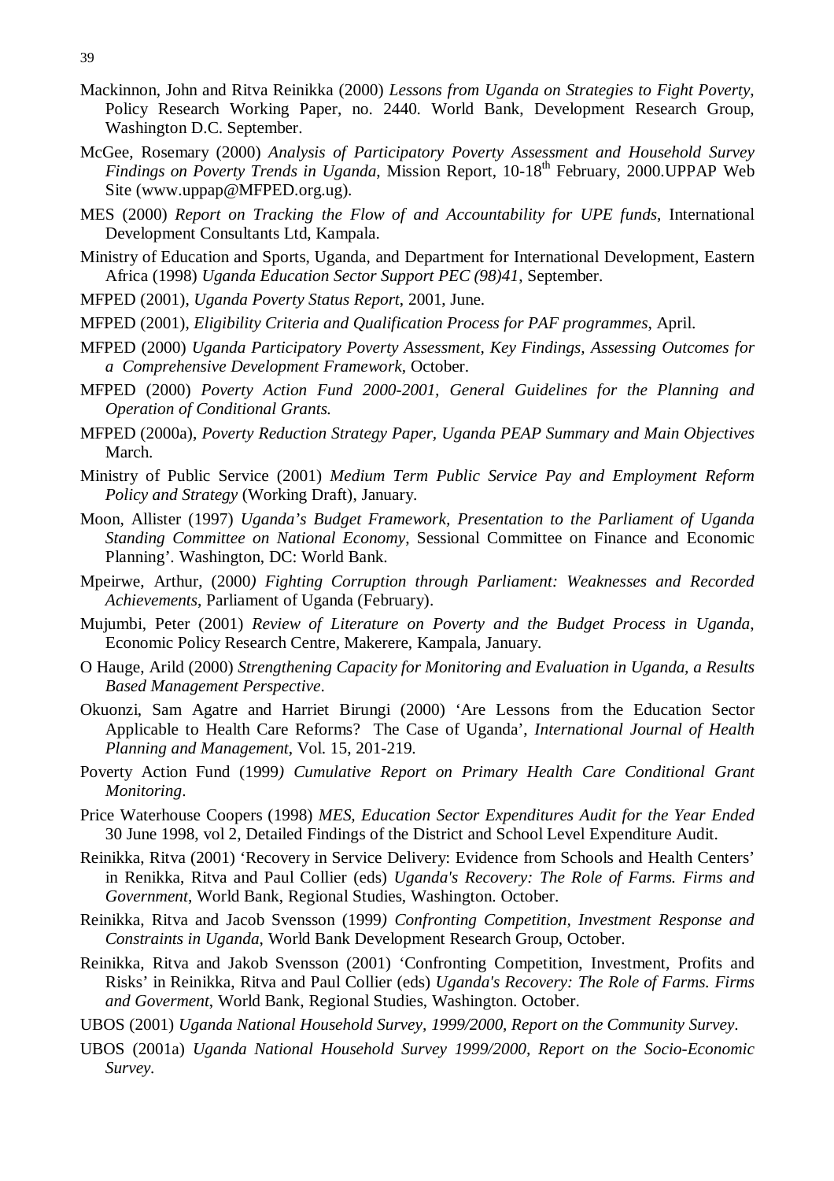Mackinnon, John and Ritva Reinikka (2000) *Lessons from Uganda on Strategies to Fight Poverty*, Policy Research Working Paper, no. 2440. World Bank, Development Research Group, Washington D.C. September.

McGee, Rosemary (2000) *Analysis of Participatory Poverty Assessment and Household Survey Findings on Poverty Trends in Uganda*, Mission Report, 10-18th February, 2000.UPPAP Web Site (www.uppap@MFPED.org.ug).

MES (2000) *Report on Tracking the Flow of and Accountability for UPE funds*, International Development Consultants Ltd, Kampala.

Ministry of Education and Sports, Uganda, and Department for International Development, Eastern Africa (1998) *Uganda Education Sector Support PEC (98)41*, September.

MFPED (2001), *Uganda Poverty Status Report*, 2001, June.

MFPED (2001), *Eligibility Criteria and Qualification Process for PAF programmes*, April.

MFPED (2000) *Uganda Participatory Poverty Assessment, Key Findings, Assessing Outcomes for a Comprehensive Development Framework*, October.

MFPED (2000) *Poverty Action Fund 2000-2001, General Guidelines for the Planning and Operation of Conditional Grants.*

MFPED (2000a), *Poverty Reduction Strategy Paper, Uganda PEAP Summary and Main Objectives* March.

Ministry of Public Service (2001) *Medium Term Public Service Pay and Employment Reform Policy and Strategy* (Working Draft), January.

Moon, Allister (1997) *Uganda's Budget Framework, Presentation to the Parliament of Uganda Standing Committee on National Economy*, Sessional Committee on Finance and Economic Planning'. Washington, DC: World Bank.

Mpeirwe, Arthur, (2000*) Fighting Corruption through Parliament: Weaknesses and Recorded Achievements*, Parliament of Uganda (February).

Mujumbi, Peter (2001) *Review of Literature on Poverty and the Budget Process in Uganda*, Economic Policy Research Centre, Makerere, Kampala, January.

O Hauge, Arild (2000) *Strengthening Capacity for Monitoring and Evaluation in Uganda, a Results Based Management Perspective*.

Okuonzi, Sam Agatre and Harriet Birungi (2000) 'Are Lessons from the Education Sector Applicable to Health Care Reforms? The Case of Uganda', *International Journal of Health Planning and Management*, Vol. 15, 201-219.

Poverty Action Fund (1999*) Cumulative Report on Primary Health Care Conditional Grant Monitoring*.

Price Waterhouse Coopers (1998) *MES, Education Sector Expenditures Audit for the Year Ended* 30 June 1998, vol 2, Detailed Findings of the District and School Level Expenditure Audit.

Reinikka, Ritva (2001) 'Recovery in Service Delivery: Evidence from Schools and Health Centers' in Renikka, Ritva and Paul Collier (eds) *Uganda's Recovery: The Role of Farms. Firms and Government*, World Bank, Regional Studies, Washington. October.

Reinikka, Ritva and Jacob Svensson (1999*) Confronting Competition, Investment Response and Constraints in Uganda*, World Bank Development Research Group, October.

Reinikka, Ritva and Jakob Svensson (2001) 'Confronting Competition, Investment, Profits and Risks' in Reinikka, Ritva and Paul Collier (eds) *Uganda's Recovery: The Role of Farms. Firms and Goverment*, World Bank, Regional Studies, Washington. October.

UBOS (2001) *Uganda National Household Survey, 1999/2000, Report on the Community Survey*.

UBOS (2001a) *Uganda National Household Survey 1999/2000, Report on the Socio-Economic Survey*.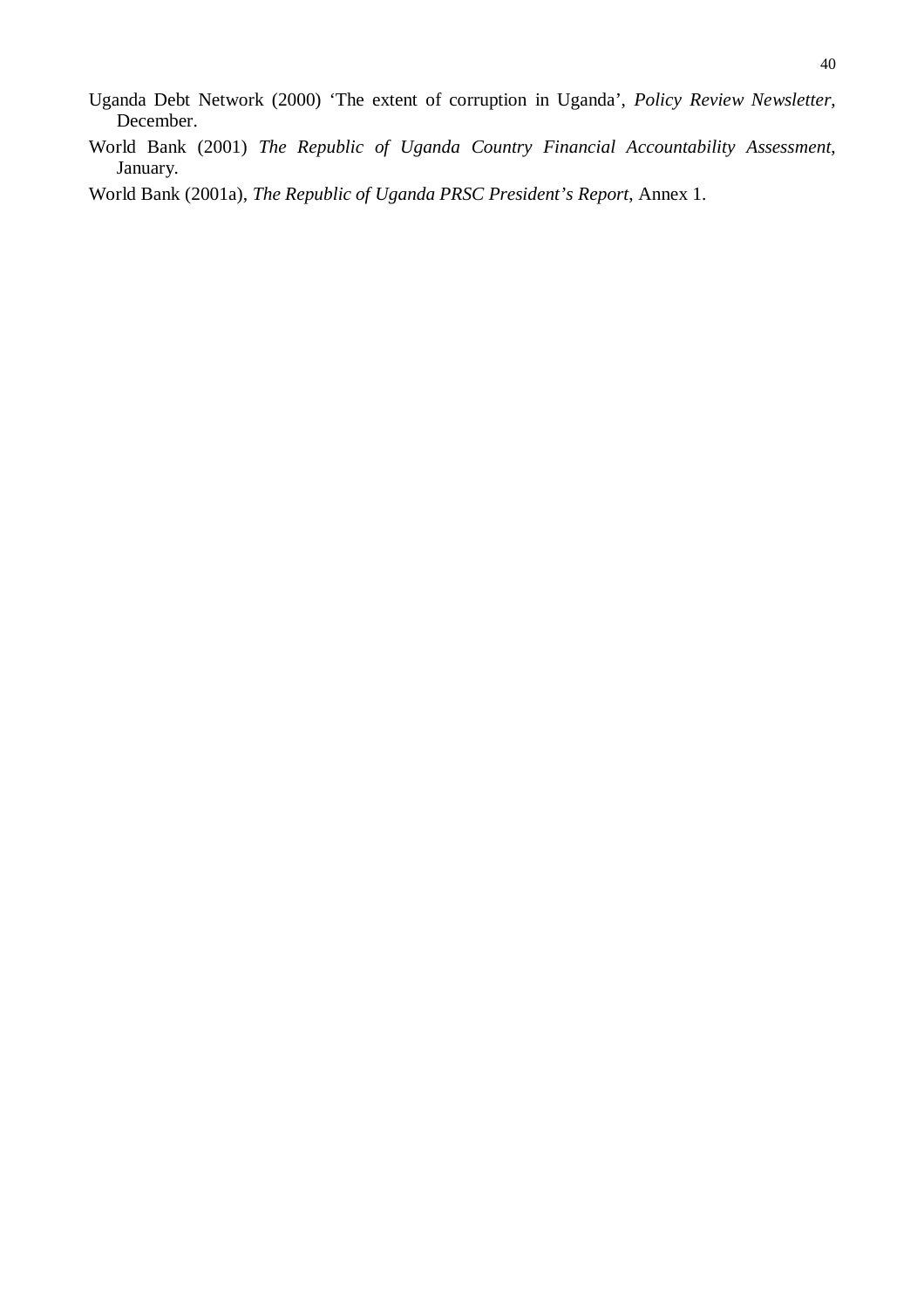Uganda Debt Network (2000) 'The extent of corruption in Uganda', *Policy Review Newsletter*, December.

World Bank (2001) *The Republic of Uganda Country Financial Accountability Assessment*, January.

World Bank (2001a), *The Republic of Uganda PRSC President's Report*, Annex 1.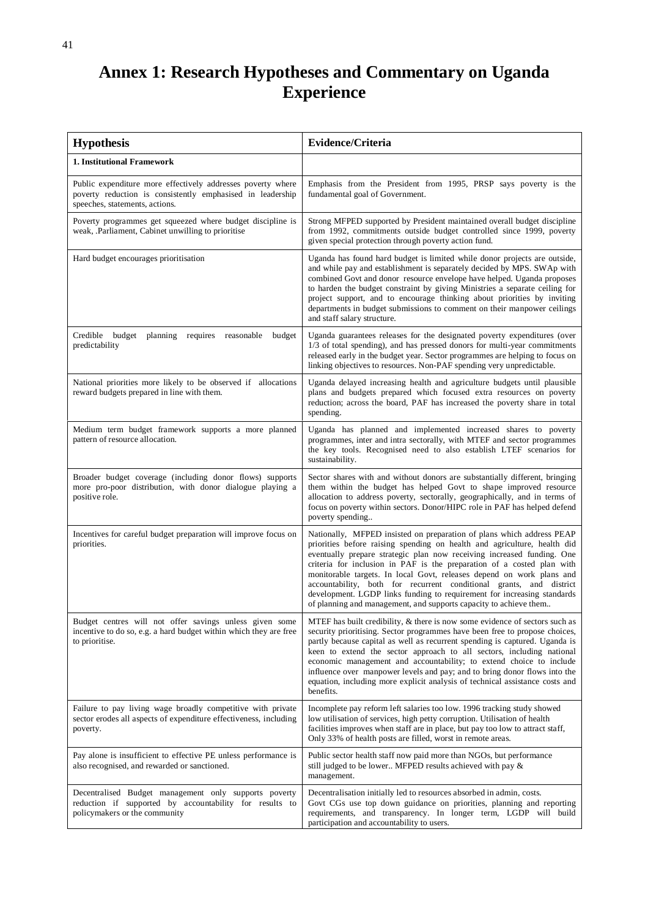# Annex 1: Research Hypotheses and Commentary on Uganda Experience

| Hypothesis | Evidence/Criteria |
|---|---|
| **1. Institutional Framework** | |
| Public expenditure more effectively addresses poverty where poverty reduction is consistently emphasised in leadership speeches, statements, actions. | Emphasis from the President from 1995, PRSP says poverty is the fundamental goal of Government. |
| Poverty programmes get squeezed where budget discipline is weak, .Parliament, Cabinet unwilling to prioritise | Strong MFPED supported by President maintained overall budget discipline from 1992, commitments outside budget controlled since 1999, poverty given special protection through poverty action fund. |
| Hard budget encourages prioritisation | Uganda has found hard budget is limited while donor projects are outside, and while pay and establishment is separately decided by MPS. SWAp with combined Govt and donor resource envelope have helped. Uganda proposes to harden the budget constraint by giving Ministries a separate ceiling for project support, and to encourage thinking about priorities by inviting departments in budget submissions to comment on their manpower ceilings and staff salary structure. |
| Credible budget planning requires reasonable budget predictability | Uganda guarantees releases for the designated poverty expenditures (over 1/3 of total spending), and has pressed donors for multi-year commitments released early in the budget year. Sector programmes are helping to focus on linking objectives to resources. Non-PAF spending very unpredictable. |
| National priorities more likely to be observed if allocations reward budgets prepared in line with them. | Uganda delayed increasing health and agriculture budgets until plausible plans and budgets prepared which focused extra resources on poverty reduction; across the board, PAF has increased the poverty share in total spending. |
| Medium term budget framework supports a more planned pattern of resource allocation. | Uganda has planned and implemented increased shares to poverty programmes, inter and intra sectorally, with MTEF and sector programmes the key tools. Recognised need to also establish LTEF scenarios for sustainability. |
| Broader budget coverage (including donor flows) supports more pro-poor distribution, with donor dialogue playing a positive role. | Sector shares with and without donors are substantially different, bringing them within the budget has helped Govt to shape improved resource allocation to address poverty, sectorally, geographically, and in terms of focus on poverty within sectors. Donor/HIPC role in PAF has helped defend poverty spending.. |
| Incentives for careful budget preparation will improve focus on priorities. | Nationally, MFPED insisted on preparation of plans which address PEAP priorities before raising spending on health and agriculture, health did eventually prepare strategic plan now receiving increased funding. One criteria for inclusion in PAF is the preparation of a costed plan with monitorable targets. In local Govt, releases depend on work plans and accountability, both for recurrent conditional grants, and district development. LGDP links funding to requirement for increasing standards of planning and management, and supports capacity to achieve them.. |
| Budget centres will not offer savings unless given some incentive to do so, e.g. a hard budget within which they are free to prioritise. | MTEF has built credibility, & there is now some evidence of sectors such as security prioritising. Sector programmes have been free to propose choices, partly because capital as well as recurrent spending is captured. Uganda is keen to extend the sector approach to all sectors, including national economic management and accountability; to extend choice to include influence over manpower levels and pay; and to bring donor flows into the equation, including more explicit analysis of technical assistance costs and benefits. |
| Failure to pay living wage broadly competitive with private sector erodes all aspects of expenditure effectiveness, including poverty. | Incomplete pay reform left salaries too low. 1996 tracking study showed low utilisation of services, high petty corruption. Utilisation of health facilities improves when staff are in place, but pay too low to attract staff, Only 33% of health posts are filled, worst in remote areas. |
| Pay alone is insufficient to effective PE unless performance is also recognised, and rewarded or sanctioned. | Public sector health staff now paid more than NGOs, but performance still judged to be lower.. MFPED results achieved with pay & management. |
| Decentralised Budget management only supports poverty reduction if supported by accountability for results to policymakers or the community | Decentralisation initially led to resources absorbed in admin, costs. Govt CGs use top down guidance on priorities, planning and reporting requirements, and transparency. In longer term, LGDP will build participation and accountability to users. |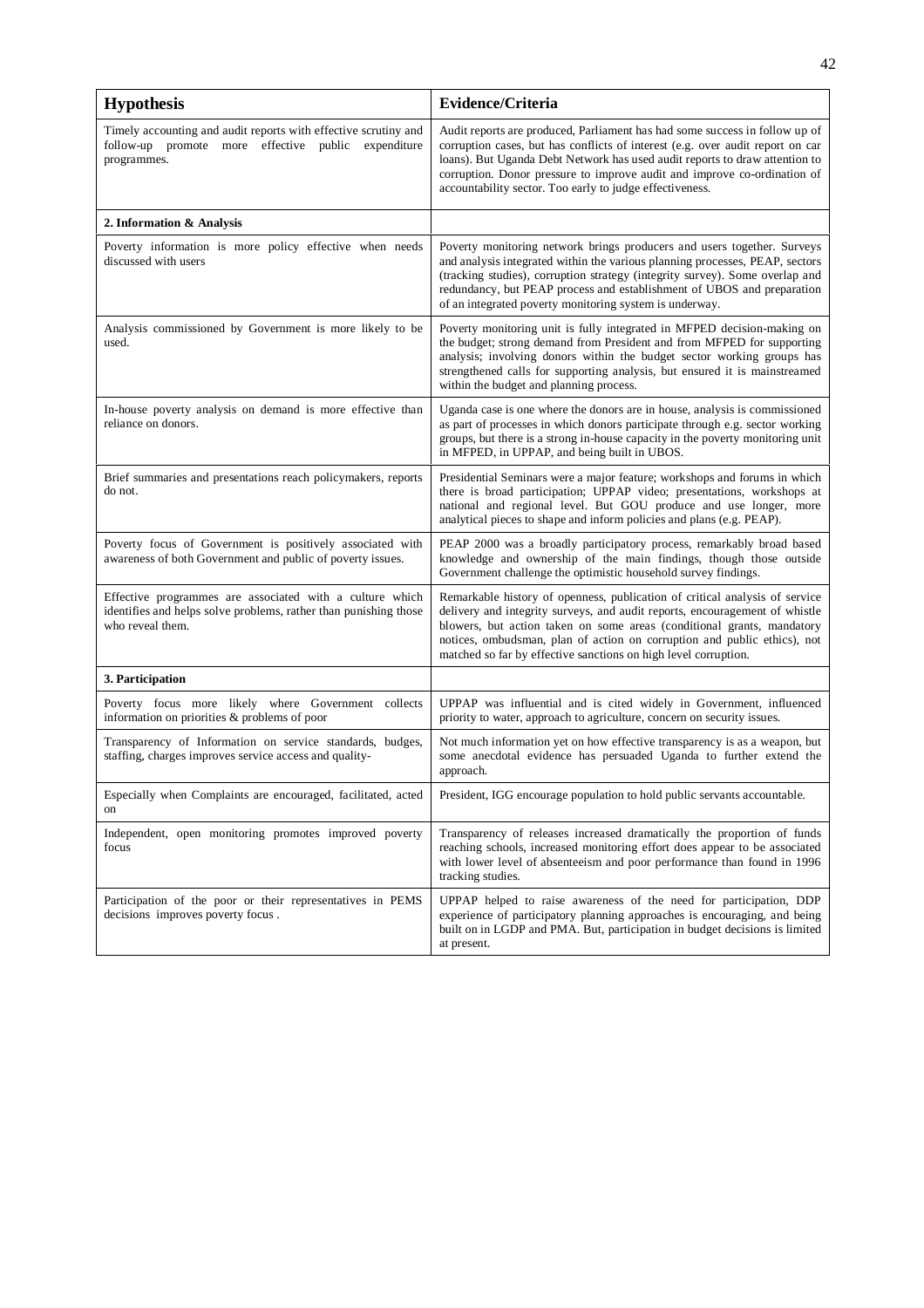| **Hypothesis** | **Evidence/Criteria** |
|---|---|
| Timely accounting and audit reports with effective scrutiny and follow-up promote more effective public expenditure programmes. | Audit reports are produced, Parliament has had some success in follow up of corruption cases, but has conflicts of interest (e.g. over audit report on car loans). But Uganda Debt Network has used audit reports to draw attention to corruption. Donor pressure to improve audit and improve co-ordination of accountability sector. Too early to judge effectiveness. |
| **2. Information & Analysis** | |
| Poverty information is more policy effective when needs discussed with users | Poverty monitoring network brings producers and users together. Surveys and analysis integrated within the various planning processes, PEAP, sectors (tracking studies), corruption strategy (integrity survey). Some overlap and redundancy, but PEAP process and establishment of UBOS and preparation of an integrated poverty monitoring system is underway. |
| Analysis commissioned by Government is more likely to be used. | Poverty monitoring unit is fully integrated in MFPED decision-making on the budget; strong demand from President and from MFPED for supporting analysis; involving donors within the budget sector working groups has strengthened calls for supporting analysis, but ensured it is mainstreamed within the budget and planning process. |
| In-house poverty analysis on demand is more effective than reliance on donors. | Uganda case is one where the donors are in house, analysis is commissioned as part of processes in which donors participate through e.g. sector working groups, but there is a strong in-house capacity in the poverty monitoring unit in MFPED, in UPPAP, and being built in UBOS. |
| Brief summaries and presentations reach policymakers, reports do not. | Presidential Seminars were a major feature; workshops and forums in which there is broad participation; UPPAP video; presentations, workshops at national and regional level. But GOU produce and use longer, more analytical pieces to shape and inform policies and plans (e.g. PEAP). |
| Poverty focus of Government is positively associated with awareness of both Government and public of poverty issues. | PEAP 2000 was a broadly participatory process, remarkably broad based knowledge and ownership of the main findings, though those outside Government challenge the optimistic household survey findings. |
| Effective programmes are associated with a culture which identifies and helps solve problems, rather than punishing those who reveal them. | Remarkable history of openness, publication of critical analysis of service delivery and integrity surveys, and audit reports, encouragement of whistle blowers, but action taken on some areas (conditional grants, mandatory notices, ombudsman, plan of action on corruption and public ethics), not matched so far by effective sanctions on high level corruption. |
| **3. Participation** | |
| Poverty focus more likely where Government collects information on priorities & problems of poor | UPPAP was influential and is cited widely in Government, influenced priority to water, approach to agriculture, concern on security issues. |
| Transparency of Information on service standards, budges, staffing, charges improves service access and quality- | Not much information yet on how effective transparency is as a weapon, but some anecdotal evidence has persuaded Uganda to further extend the approach. |
| Especially when Complaints are encouraged, facilitated, acted on | President, IGG encourage population to hold public servants accountable. |
| Independent, open monitoring promotes improved poverty focus | Transparency of releases increased dramatically the proportion of funds reaching schools, increased monitoring effort does appear to be associated with lower level of absenteeism and poor performance than found in 1996 tracking studies. |
| Participation of the poor or their representatives in PEMS decisions improves poverty focus . | UPPAP helped to raise awareness of the need for participation, DDP experience of participatory planning approaches is encouraging, and being built on in LGDP and PMA. But, participation in budget decisions is limited at present. |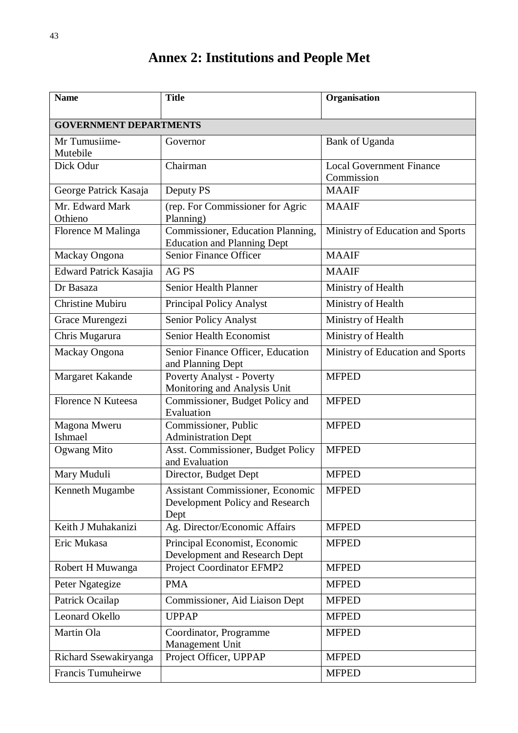# Annex 2: Institutions and People Met

| Name | Title | Organisation |
|---|---|---|
| **GOVERNMENT DEPARTMENTS** | | |
| Mr Tumusiime-Mutebile | Governor | Bank of Uganda |
| Dick Odur | Chairman | Local Government Finance Commission |
| George Patrick Kasaja | Deputy PS | MAAIF |
| Mr. Edward Mark Othieno | (rep. For Commissioner for Agric Planning) | MAAIF |
| Florence M Malinga | Commissioner, Education Planning, Education and Planning Dept | Ministry of Education and Sports |
| Mackay Ongona | Senior Finance Officer | MAAIF |
| Edward Patrick Kasajia | AG PS | MAAIF |
| Dr Basaza | Senior Health Planner | Ministry of Health |
| Christine Mubiru | Principal Policy Analyst | Ministry of Health |
| Grace Murengezi | Senior Policy Analyst | Ministry of Health |
| Chris Mugarura | Senior Health Economist | Ministry of Health |
| Mackay Ongona | Senior Finance Officer, Education and Planning Dept | Ministry of Education and Sports |
| Margaret Kakande | Poverty Analyst - Poverty Monitoring and Analysis Unit | MFPED |
| Florence N Kuteesa | Commissioner, Budget Policy and Evaluation | MFPED |
| Magona Mweru Ishmael | Commissioner, Public Administration Dept | MFPED |
| Ogwang Mito | Asst. Commissioner, Budget Policy and Evaluation | MFPED |
| Mary Muduli | Director, Budget Dept | MFPED |
| Kenneth Mugambe | Assistant Commissioner, Economic Development Policy and Research Dept | MFPED |
| Keith J Muhakanizi | Ag. Director/Economic Affairs | MFPED |
| Eric Mukasa | Principal Economist, Economic Development and Research Dept | MFPED |
| Robert H Muwanga | Project Coordinator EFMP2 | MFPED |
| Peter Ngategize | PMA | MFPED |
| Patrick Ocailap | Commissioner, Aid Liaison Dept | MFPED |
| Leonard Okello | UPPAP | MFPED |
| Martin Ola | Coordinator, Programme Management Unit | MFPED |
| Richard Ssewakiryanga | Project Officer, UPPAP | MFPED |
| Francis Tumuheirwe | | MFPED |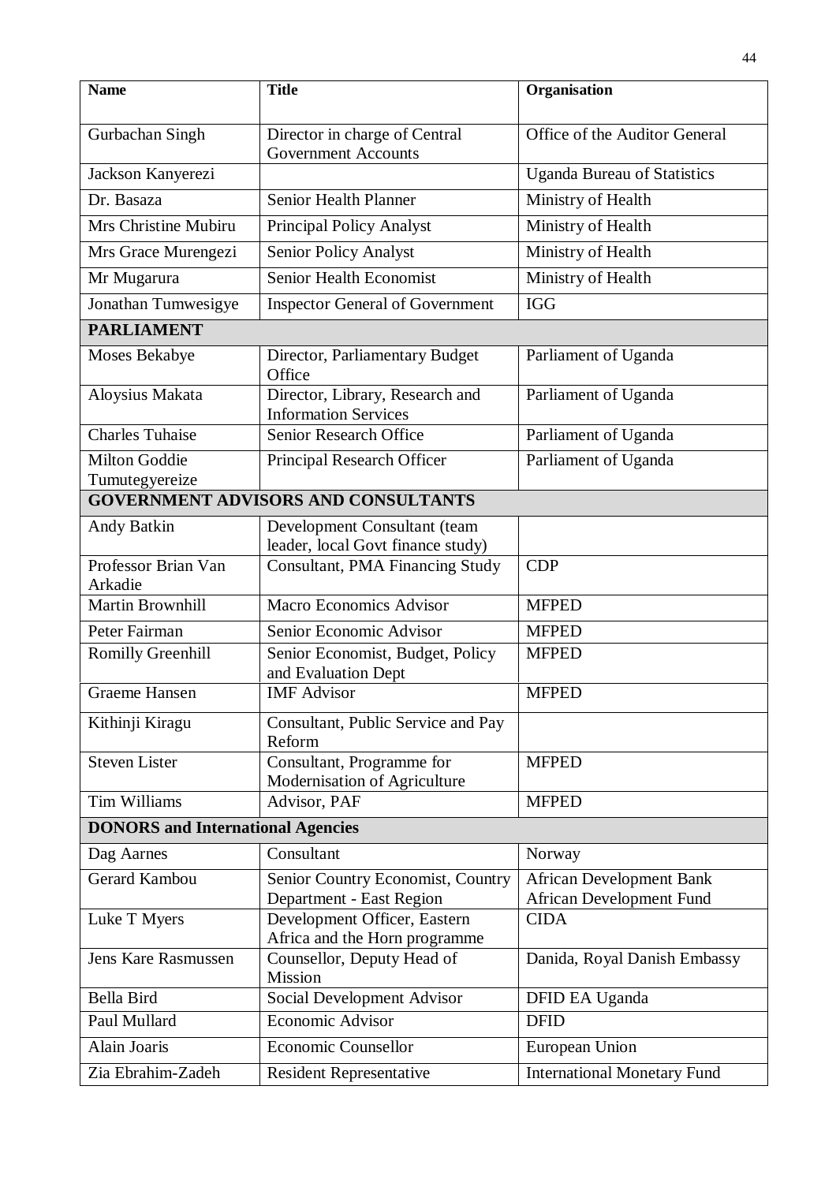| Name | Title | Organisation |
|---|---|---|
| Gurbachan Singh | Director in charge of Central Government Accounts | Office of the Auditor General |
| Jackson Kanyerezi | | Uganda Bureau of Statistics |
| Dr. Basaza | Senior Health Planner | Ministry of Health |
| Mrs Christine Mubiru | Principal Policy Analyst | Ministry of Health |
| Mrs Grace Murengezi | Senior Policy Analyst | Ministry of Health |
| Mr Mugarura | Senior Health Economist | Ministry of Health |
| Jonathan Tumwesigye | Inspector General of Government | IGG |
| **PARLIAMENT** | | |
| Moses Bekabye | Director, Parliamentary Budget Office | Parliament of Uganda |
| Aloysius Makata | Director, Library, Research and Information Services | Parliament of Uganda |
| Charles Tuhaise | Senior Research Office | Parliament of Uganda |
| Milton Goddie Tumutegyereize | Principal Research Officer | Parliament of Uganda |
| **GOVERNMENT ADVISORS AND CONSULTANTS** | | |
| Andy Batkin | Development Consultant (team leader, local Govt finance study) | |
| Professor Brian Van Arkadie | Consultant, PMA Financing Study | CDP |
| Martin Brownhill | Macro Economics Advisor | MFPED |
| Peter Fairman | Senior Economic Advisor | MFPED |
| Romilly Greenhill | Senior Economist, Budget, Policy and Evaluation Dept | MFPED |
| Graeme Hansen | IMF Advisor | MFPED |
| Kithinji Kiragu | Consultant, Public Service and Pay Reform | |
| Steven Lister | Consultant, Programme for Modernisation of Agriculture | MFPED |
| Tim Williams | Advisor, PAF | MFPED |
| **DONORS and International Agencies** | | |
| Dag Aarnes | Consultant | Norway |
| Gerard Kambou | Senior Country Economist, Country Department - East Region | African Development Bank African Development Fund |
| Luke T Myers | Development Officer, Eastern Africa and the Horn programme | CIDA |
| Jens Kare Rasmussen | Counsellor, Deputy Head of Mission | Danida, Royal Danish Embassy |
| Bella Bird | Social Development Advisor | DFID EA Uganda |
| Paul Mullard | Economic Advisor | DFID |
| Alain Joaris | Economic Counsellor | European Union |
| Zia Ebrahim-Zadeh | Resident Representative | International Monetary Fund |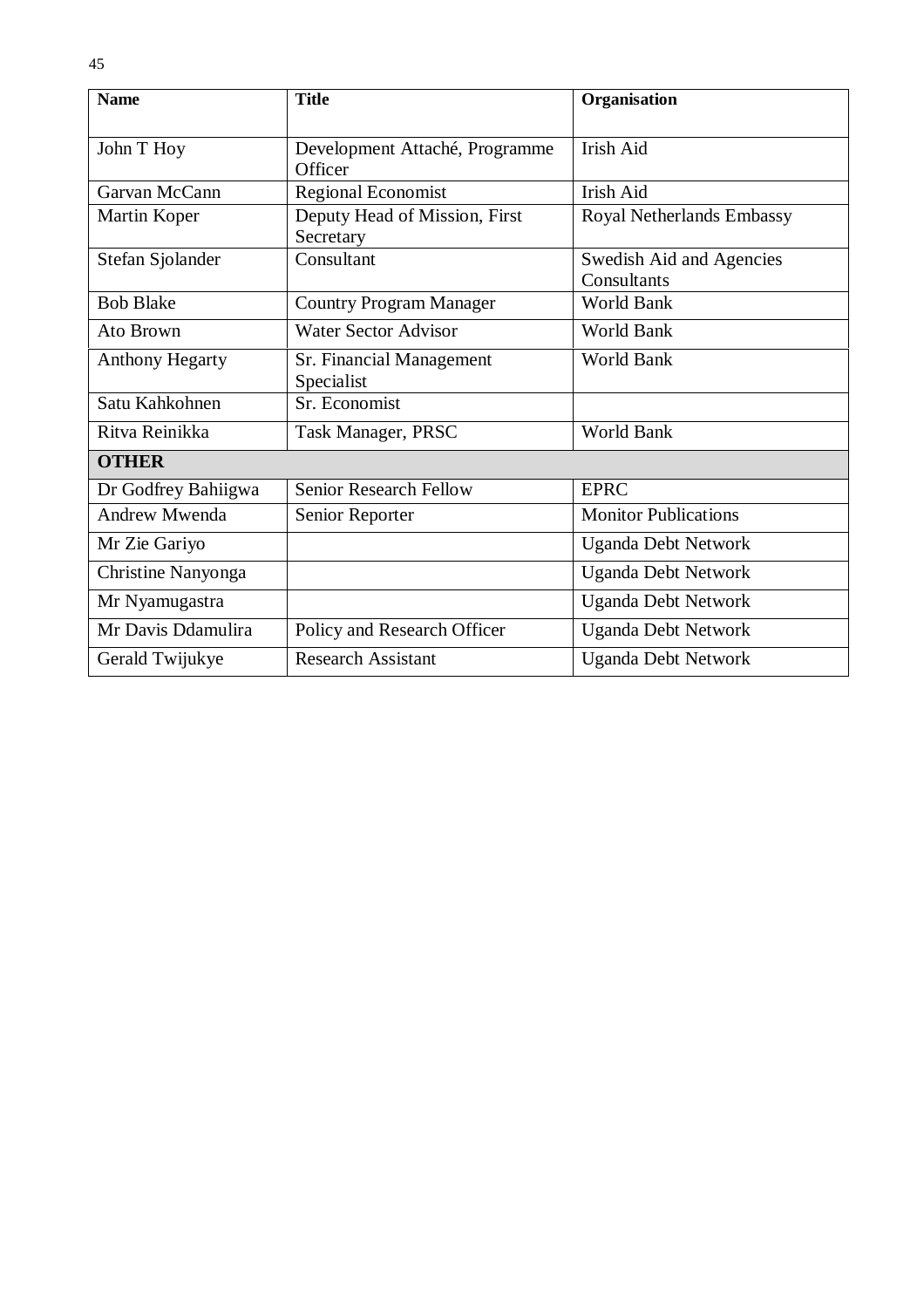| Name | Title | Organisation |
|---|---|---|
| John T Hoy | Development Attaché, Programme Officer | Irish Aid |
| Garvan McCann | Regional Economist | Irish Aid |
| Martin Koper | Deputy Head of Mission, First Secretary | Royal Netherlands Embassy |
| Stefan Sjolander | Consultant | Swedish Aid and Agencies Consultants |
| Bob Blake | Country Program Manager | World Bank |
| Ato Brown | Water Sector Advisor | World Bank |
| Anthony Hegarty | Sr. Financial Management Specialist | World Bank |
| Satu Kahkohnen | Sr. Economist | |
| Ritva Reinikka | Task Manager, PRSC | World Bank |
| **OTHER** | | |
| Dr Godfrey Bahiigwa | Senior Research Fellow | EPRC |
| Andrew Mwenda | Senior Reporter | Monitor Publications |
| Mr Zie Gariyo | | Uganda Debt Network |
| Christine Nanyonga | | Uganda Debt Network |
| Mr Nyamugastra | | Uganda Debt Network |
| Mr Davis Ddamulira | Policy and Research Officer | Uganda Debt Network |
| Gerald Twijukye | Research Assistant | Uganda Debt Network |